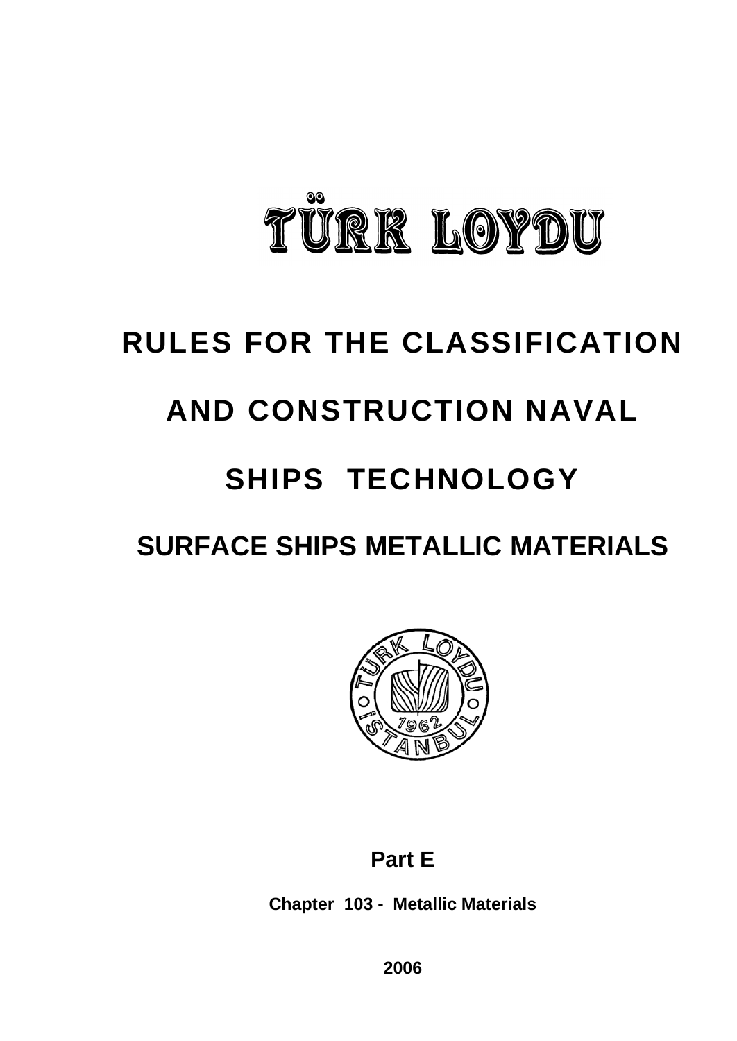# TÜRK LOYDU

# RULES FOR THE CLASSIFICATION AND CONSTRUCTION NAVAL SHIPS TECHNOLOGY

## SURFACE SHIPS METALLIC MATERIALS

**Part E**

**Chapter 103 - Metallic Materials**

**2006**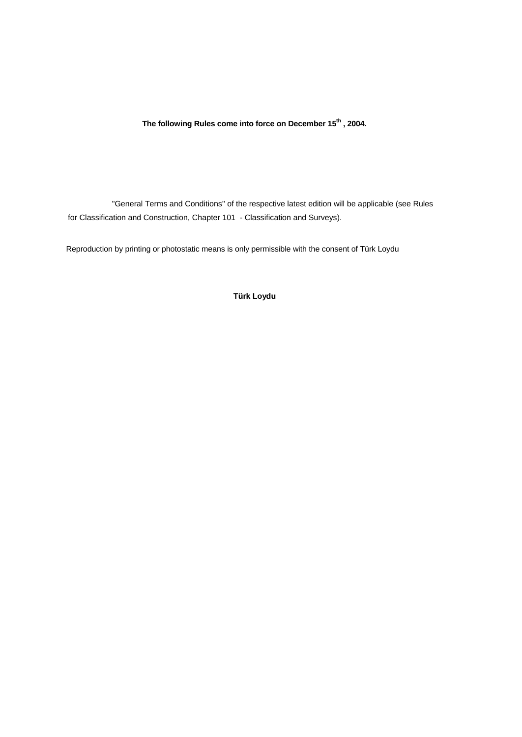**The following Rules come into force on December 15th , 2004.**

"General Terms and Conditions" of the respective latest edition will be applicable (see Rules for Classification and Construction, Chapter 101 - Classification and Surveys).

Reproduction by printing or photostatic means is only permissible with the consent of Türk Loydu

**Türk Loydu**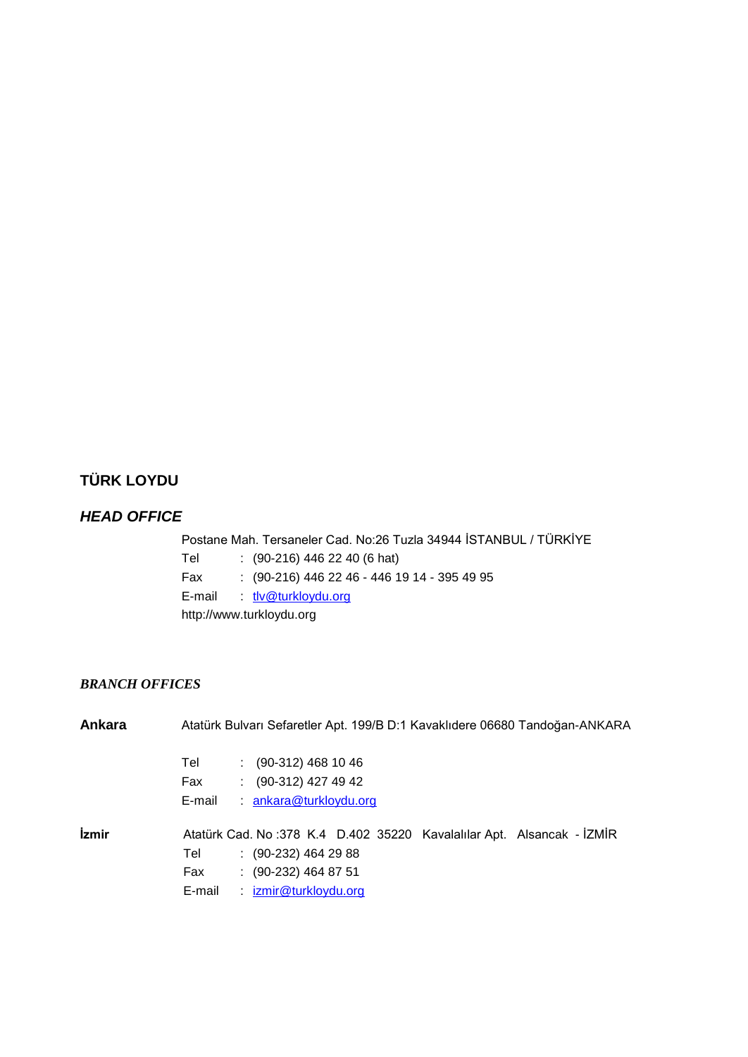**TÜRK LOYDU**

## *HEAD OFFICE*

Postane Mah. Tersaneler Cad. No:26 Tuzla 34944 İSTANBUL / TÜRKİYE
Tel : (90-216) 446 22 40 (6 hat)
Fax : (90-216) 446 22 46 - 446 19 14 - 395 49 95
E-mail : tlv@turkloydu.org
http://www.turkloydu.org

## *BRANCH OFFICES*

**Ankara** Atatürk Bulvarı Sefaretler Apt. 199/B D:1 Kavaklıdere 06680 Tandoğan-ANKARA

Tel : (90-312) 468 10 46
Fax : (90-312) 427 49 42
E-mail : ankara@turkloydu.org

**İzmir** Atatürk Cad. No :378 K.4 D.402 35220 Kavalalılar Apt. Alsancak - İZMİR

Tel : (90-232) 464 29 88
Fax : (90-232) 464 87 51
E-mail : izmir@turkloydu.org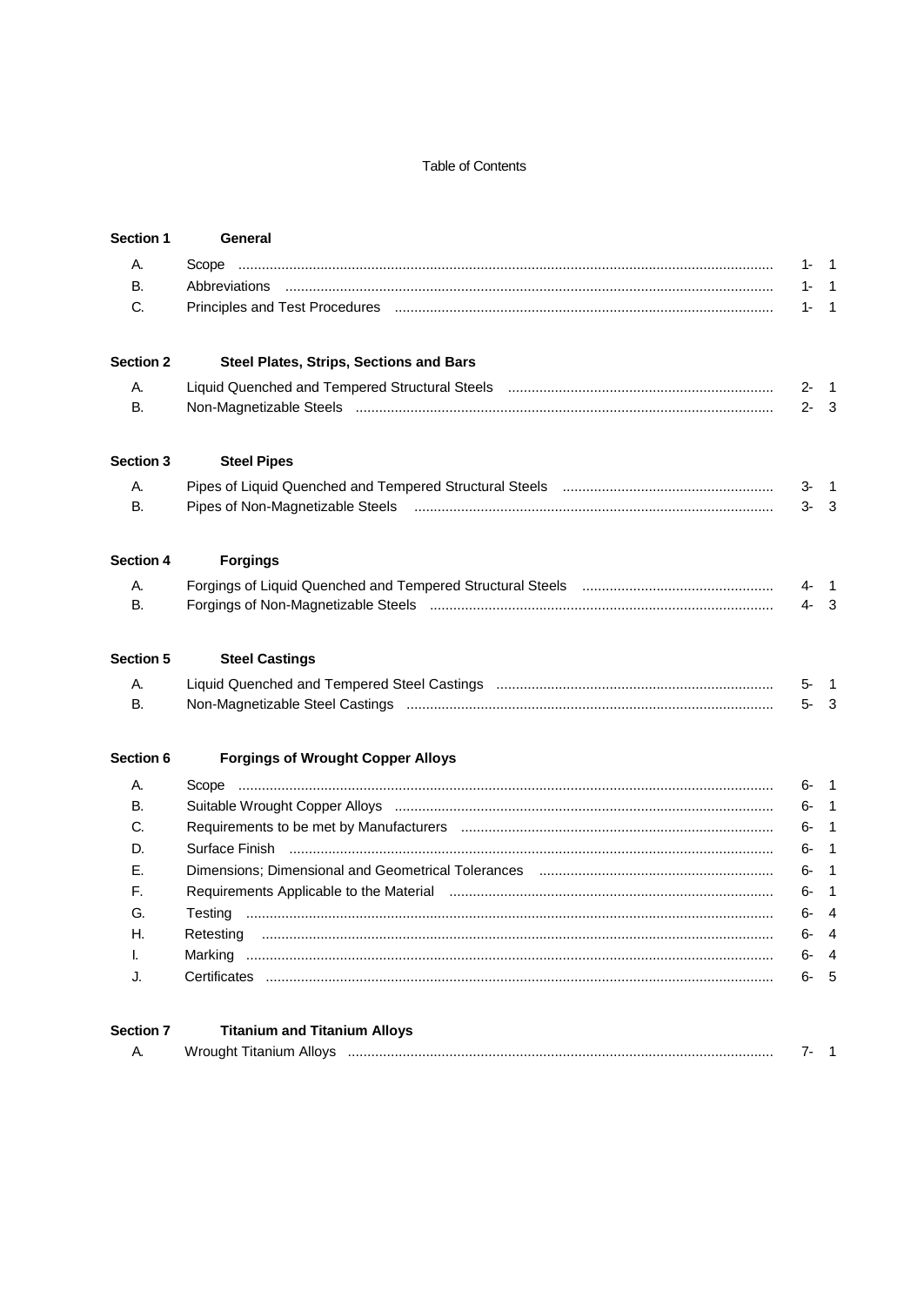Table of Contents

| | | |
|---|---|---|
| **Section 1** | **General** | |
| A. | Scope | 1- 1 |
| B. | Abbreviations | 1- 1 |
| C. | Principles and Test Procedures | 1- 1 |
| **Section 2** | **Steel Plates, Strips, Sections and Bars** | |
| A. | Liquid Quenched and Tempered Structural Steels | 2- 1 |
| B. | Non-Magnetizable Steels | 2- 3 |
| **Section 3** | **Steel Pipes** | |
| A. | Pipes of Liquid Quenched and Tempered Structural Steels | 3- 1 |
| B. | Pipes of Non-Magnetizable Steels | 3- 3 |
| **Section 4** | **Forgings** | |
| A. | Forgings of Liquid Quenched and Tempered Structural Steels | 4- 1 |
| B. | Forgings of Non-Magnetizable Steels | 4- 3 |
| **Section 5** | **Steel Castings** | |
| A. | Liquid Quenched and Tempered Steel Castings | 5- 1 |
| B. | Non-Magnetizable Steel Castings | 5- 3 |
| **Section 6** | **Forgings of Wrought Copper Alloys** | |
| A. | Scope | 6- 1 |
| B. | Suitable Wrought Copper Alloys | 6- 1 |
| C. | Requirements to be met by Manufacturers | 6- 1 |
| D. | Surface Finish | 6- 1 |
| E. | Dimensions; Dimensional and Geometrical Tolerances | 6- 1 |
| F. | Requirements Applicable to the Material | 6- 1 |
| G. | Testing | 6- 4 |
| H. | Retesting | 6- 4 |
| I. | Marking | 6- 4 |
| J. | Certificates | 6- 5 |
| **Section 7** | **Titanium and Titanium Alloys** | |
| A. | Wrought Titanium Alloys | 7- 1 |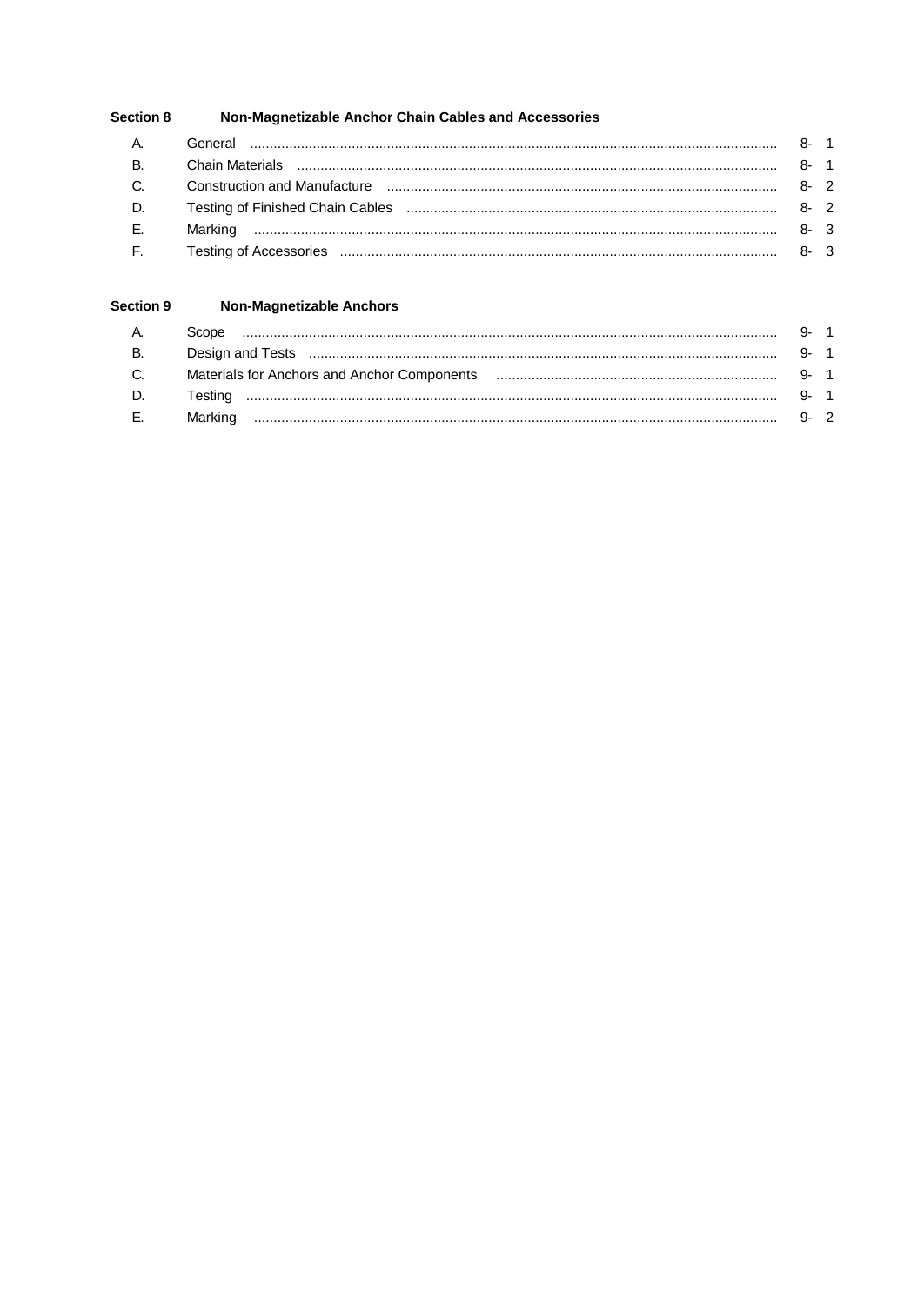**Section 8 Non-Magnetizable Anchor Chain Cables and Accessories**

| | | |
|---|---|---|
| A. | General | 8- 1 |
| B. | Chain Materials | 8- 1 |
| C. | Construction and Manufacture | 8- 2 |
| D. | Testing of Finished Chain Cables | 8- 2 |
| E. | Marking | 8- 3 |
| F. | Testing of Accessories | 8- 3 |

**Section 9 Non-Magnetizable Anchors**

| | | |
|---|---|---|
| A. | Scope | 9- 1 |
| B. | Design and Tests | 9- 1 |
| C. | Materials for Anchors and Anchor Components | 9- 1 |
| D. | Testing | 9- 1 |
| E. | Marking | 9- 2 |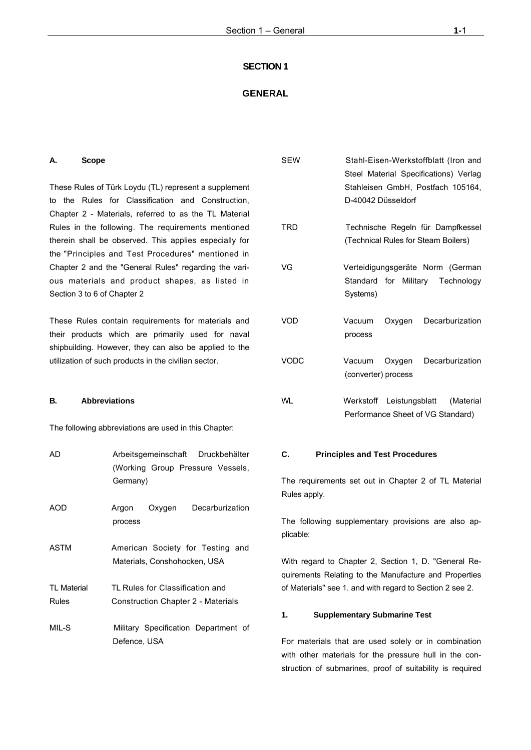# SECTION 1

# GENERAL

## A. Scope

These Rules of Türk Loydu (TL) represent a supplement to the Rules for Classification and Construction, Chapter 2 - Materials, referred to as the TL Material Rules in the following. The requirements mentioned therein shall be observed. This applies especially for the "Principles and Test Procedures" mentioned in Chapter 2 and the "General Rules" regarding the various materials and product shapes, as listed in Section 3 to 6 of Chapter 2

These Rules contain requirements for materials and their products which are primarily used for naval shipbuilding. However, they can also be applied to the utilization of such products in the civilian sector.

## B. Abbreviations

The following abbreviations are used in this Chapter:

| | |
|---|---|
| AD | Arbeitsgemeinschaft Druckbehälter (Working Group Pressure Vessels, Germany) |
| AOD | Argon Oxygen Decarburization process |
| ASTM | American Society for Testing and Materials, Conshohocken, USA |
| TL Material Rules | TL Rules for Classification and Construction Chapter 2 - Materials |
| MIL-S | Military Specification Department of Defence, USA |
| SEW | Stahl-Eisen-Werkstoffblatt (Iron and Steel Material Specifications) Verlag Stahleisen GmbH, Postfach 105164, D-40042 Düsseldorf |
| TRD | Technische Regeln für Dampfkessel (Technical Rules for Steam Boilers) |
| VG | Verteidigungsgeräte Norm (German Standard for Military Technology Systems) |
| VOD | Vacuum Oxygen Decarburization process |
| VODC | Vacuum Oxygen Decarburization (converter) process |
| WL | Werkstoff Leistungsblatt (Material Performance Sheet of VG Standard) |

## C. Principles and Test Procedures

The requirements set out in Chapter 2 of TL Material Rules apply.

The following supplementary provisions are also applicable:

With regard to Chapter 2, Section 1, D. "General Requirements Relating to the Manufacture and Properties of Materials" see 1. and with regard to Section 2 see 2.

### 1. Supplementary Submarine Test

For materials that are used solely or in combination with other materials for the pressure hull in the construction of submarines, proof of suitability is required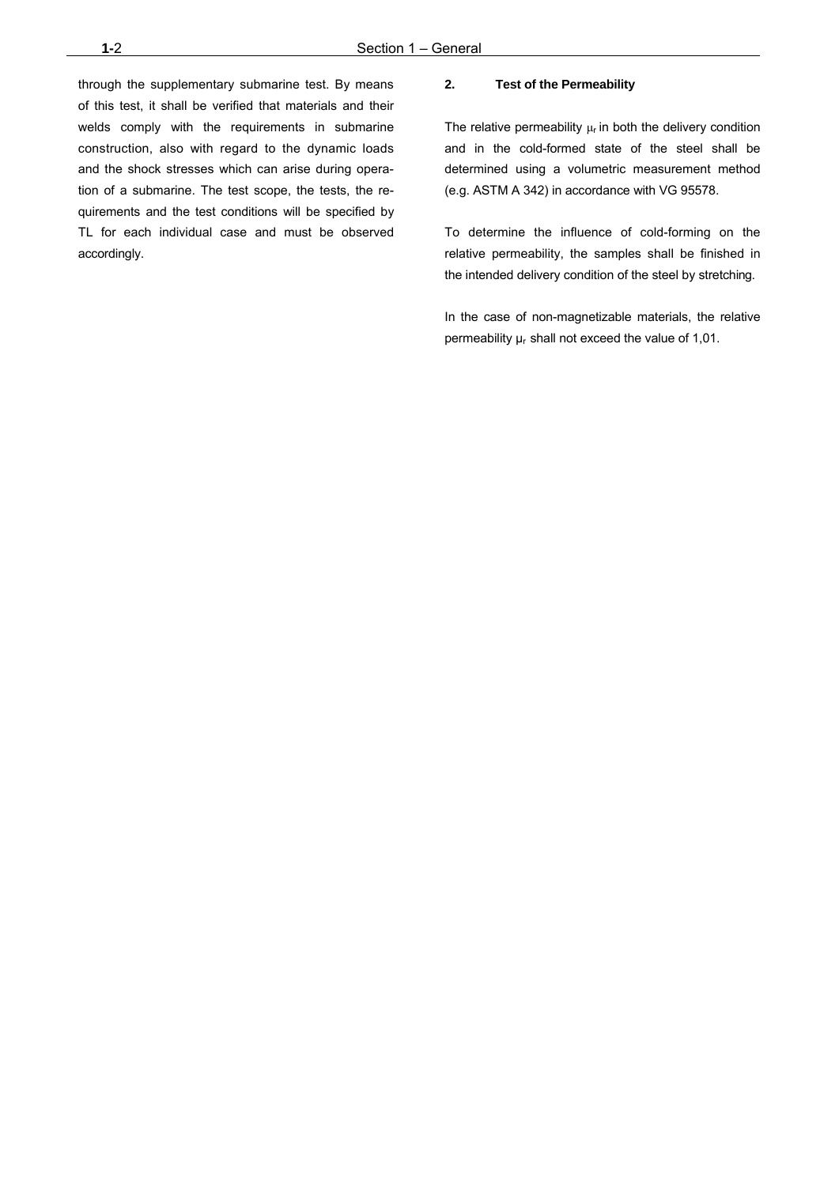through the supplementary submarine test. By means of this test, it shall be verified that materials and their welds comply with the requirements in submarine construction, also with regard to the dynamic loads and the shock stresses which can arise during operation of a submarine. The test scope, the tests, the requirements and the test conditions will be specified by TL for each individual case and must be observed accordingly.

### 2. Test of the Permeability

The relative permeability $\mu_r$ in both the delivery condition and in the cold-formed state of the steel shall be determined using a volumetric measurement method (e.g. ASTM A 342) in accordance with VG 95578.

To determine the influence of cold-forming on the relative permeability, the samples shall be finished in the intended delivery condition of the steel by stretching.

In the case of non-magnetizable materials, the relative permeability $\mu_r$ shall not exceed the value of 1,01.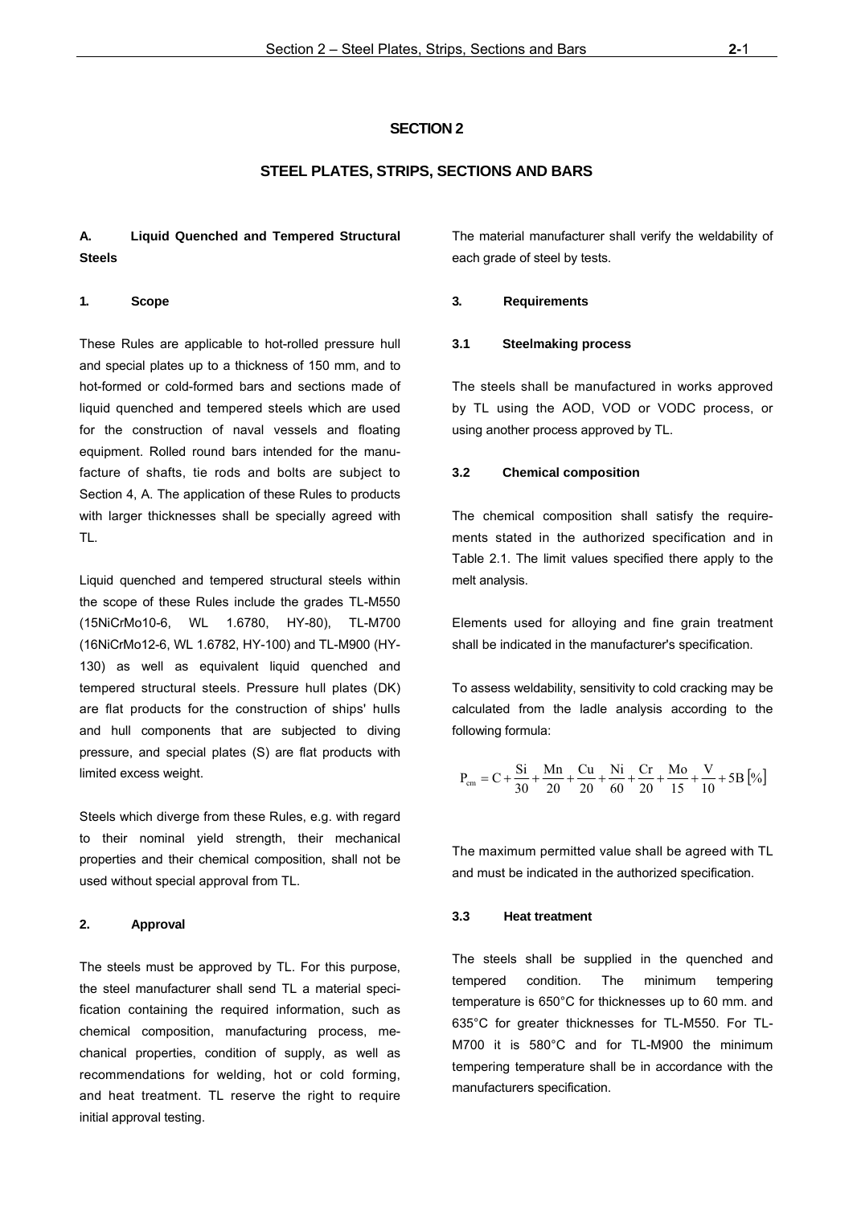# SECTION 2

# STEEL PLATES, STRIPS, SECTIONS AND BARS

## A. Liquid Quenched and Tempered Structural Steels

### 1. Scope

These Rules are applicable to hot-rolled pressure hull and special plates up to a thickness of 150 mm, and to hot-formed or cold-formed bars and sections made of liquid quenched and tempered steels which are used for the construction of naval vessels and floating equipment. Rolled round bars intended for the manufacture of shafts, tie rods and bolts are subject to Section 4, A. The application of these Rules to products with larger thicknesses shall be specially agreed with TL.

Liquid quenched and tempered structural steels within the scope of these Rules include the grades TL-M550 (15NiCrMo10-6, WL 1.6780, HY-80), TL-M700 (16NiCrMo12-6, WL 1.6782, HY-100) and TL-M900 (HY-130) as well as equivalent liquid quenched and tempered structural steels. Pressure hull plates (DK) are flat products for the construction of ships' hulls and hull components that are subjected to diving pressure, and special plates (S) are flat products with limited excess weight.

Steels which diverge from these Rules, e.g. with regard to their nominal yield strength, their mechanical properties and their chemical composition, shall not be used without special approval from TL.

### 2. Approval

The steels must be approved by TL. For this purpose, the steel manufacturer shall send TL a material specification containing the required information, such as chemical composition, manufacturing process, mechanical properties, condition of supply, as well as recommendations for welding, hot or cold forming, and heat treatment. TL reserve the right to require initial approval testing.

The material manufacturer shall verify the weldability of each grade of steel by tests.

### 3. Requirements

#### 3.1 Steelmaking process

The steels shall be manufactured in works approved by TL using the AOD, VOD or VODC process, or using another process approved by TL.

#### 3.2 Chemical composition

The chemical composition shall satisfy the requirements stated in the authorized specification and in Table 2.1. The limit values specified there apply to the melt analysis.

Elements used for alloying and fine grain treatment shall be indicated in the manufacturer's specification.

To assess weldability, sensitivity to cold cracking may be calculated from the ladle analysis according to the following formula:

$$P_{cm} = C + \frac{Si}{30} + \frac{Mn}{20} + \frac{Cu}{20} + \frac{Ni}{60} + \frac{Cr}{20} + \frac{Mo}{15} + \frac{V}{10} + 5B\ [\%]$$

The maximum permitted value shall be agreed with TL and must be indicated in the authorized specification.

#### 3.3 Heat treatment

The steels shall be supplied in the quenched and tempered condition. The minimum tempering temperature is 650°C for thicknesses up to 60 mm. and 635°C for greater thicknesses for TL-M550. For TL-M700 it is 580°C and for TL-M900 the minimum tempering temperature shall be in accordance with the manufacturers specification.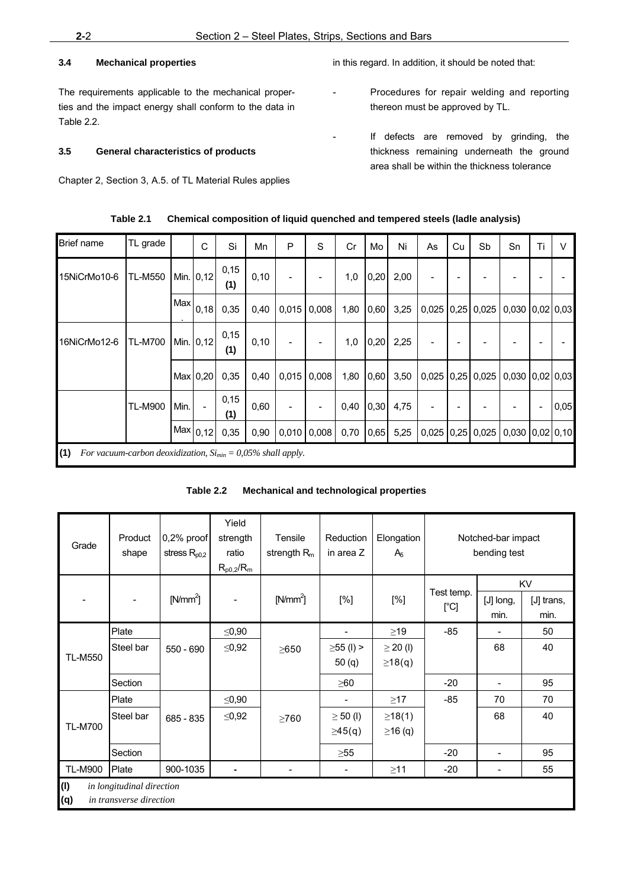### 3.4 Mechanical properties

The requirements applicable to the mechanical properties and the impact energy shall conform to the data in Table 2.2.

### 3.5 General characteristics of products

Chapter 2, Section 3, A.5. of TL Material Rules applies in this regard. In addition, it should be noted that:

- Procedures for repair welding and reporting thereon must be approved by TL.
- If defects are removed by grinding, the thickness remaining underneath the ground area shall be within the thickness tolerance

**Table 2.1 Chemical composition of liquid quenched and tempered steels (ladle analysis)**

| Brief name | TL grade | | C | Si | Mn | P | S | Cr | Mo | Ni | As | Cu | Sb | Sn | Ti | V |
|---|---|---|---|---|---|---|---|---|---|---|---|---|---|---|---|---|
| 15NiCrMo10-6 | TL-M550 | Min. | 0,12 | 0,15 (1) | 0,10 | - | - | 1,0 | 0,20 | 2,00 | - | - | - | - | - | - |
| | | Max. | 0,18 | 0,35 | 0,40 | 0,015 | 0,008 | 1,80 | 0,60 | 3,25 | 0,025 | 0,25 | 0,025 | 0,030 | 0,02 | 0,03 |
| 16NiCrMo12-6 | TL-M700 | Min. | 0,12 | 0,15 (1) | 0,10 | - | - | 1,0 | 0,20 | 2,25 | - | - | - | - | - | - |
| | | Max | 0,20 | 0,35 | 0,40 | 0,015 | 0,008 | 1,80 | 0,60 | 3,50 | 0,025 | 0,25 | 0,025 | 0,030 | 0,02 | 0,03 |
| | TL-M900 | Min. | - | 0,15 (1) | 0,60 | - | - | 0,40 | 0,30 | 4,75 | - | - | - | - | - | 0,05 |
| | | Max | 0,12 | 0,35 | 0,90 | 0,010 | 0,008 | 0,70 | 0,65 | 5,25 | 0,025 | 0,25 | 0,025 | 0,030 | 0,02 | 0,10 |

**(1)** *For vacuum-carbon deoxidization, $Si_{min} = 0,05\%$ shall apply.*

**Table 2.2 Mechanical and technological properties**

| Grade | Product shape | 0,2% proof stress $R_{p0,2}$ | Yield strength ratio $R_{p0,2}/R_m$ | Tensile strength $R_m$ | Reduction in area Z | Elongation $A_5$ | Notched-bar impact bending test | | |
|---|---|---|---|---|---|---|---|---|---|
| | | | | | | | Test temp. | KV | |
| - | - | [N/mm²] | - | [N/mm²] | [%] | [%] | [°C] | [J] long, min. | [J] trans, min. |
| TL-M550 | Plate | 550 - 690 | ≤0,90 | ≥650 | - | ≥19 | -85 | - | 50 |
| | Steel bar | | ≤0,92 | | ≥55 (l) > 50 (q) | ≥ 20 (l) ≥18(q) | | 68 | 40 |
| | Section | | | | ≥60 | | -20 | - | 95 |
| TL-M700 | Plate | 685 - 835 | ≤0,90 | ≥760 | - | ≥17 | -85 | 70 | 70 |
| | Steel bar | | ≤0,92 | | ≥ 50 (l) ≥45(q) | ≥18(1) ≥16 (q) | | 68 | 40 |
| | Section | | | | ≥55 | | -20 | - | 95 |
| TL-M900 | Plate | 900-1035 | - | - | - | ≥11 | -20 | - | 55 |

**(l)** *in longitudinal direction*
**(q)** *in transverse direction*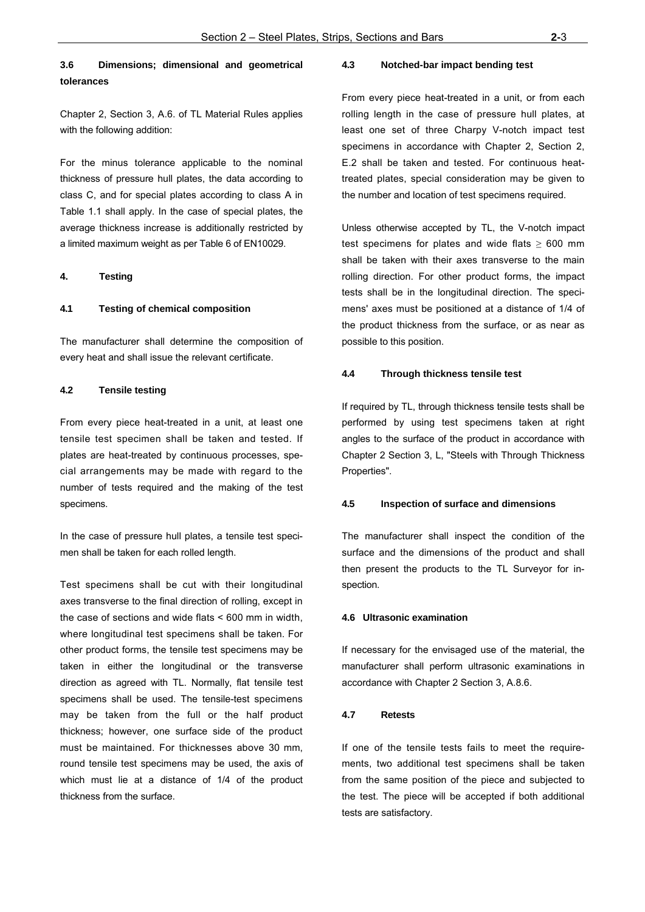### 3.6 Dimensions; dimensional and geometrical tolerances

Chapter 2, Section 3, A.6. of TL Material Rules applies with the following addition:

For the minus tolerance applicable to the nominal thickness of pressure hull plates, the data according to class C, and for special plates according to class A in Table 1.1 shall apply. In the case of special plates, the average thickness increase is additionally restricted by a limited maximum weight as per Table 6 of EN10029.

## 4. Testing

### 4.1 Testing of chemical composition

The manufacturer shall determine the composition of every heat and shall issue the relevant certificate.

### 4.2 Tensile testing

From every piece heat-treated in a unit, at least one tensile test specimen shall be taken and tested. If plates are heat-treated by continuous processes, special arrangements may be made with regard to the number of tests required and the making of the test specimens.

In the case of pressure hull plates, a tensile test specimen shall be taken for each rolled length.

Test specimens shall be cut with their longitudinal axes transverse to the final direction of rolling, except in the case of sections and wide flats < 600 mm in width, where longitudinal test specimens shall be taken. For other product forms, the tensile test specimens may be taken in either the longitudinal or the transverse direction as agreed with TL. Normally, flat tensile test specimens shall be used. The tensile-test specimens may be taken from the full or the half product thickness; however, one surface side of the product must be maintained. For thicknesses above 30 mm, round tensile test specimens may be used, the axis of which must lie at a distance of 1/4 of the product thickness from the surface.

### 4.3 Notched-bar impact bending test

From every piece heat-treated in a unit, or from each rolling length in the case of pressure hull plates, at least one set of three Charpy V-notch impact test specimens in accordance with Chapter 2, Section 2, E.2 shall be taken and tested. For continuous heat-treated plates, special consideration may be given to the number and location of test specimens required.

Unless otherwise accepted by TL, the V-notch impact test specimens for plates and wide flats $\geq$ 600 mm shall be taken with their axes transverse to the main rolling direction. For other product forms, the impact tests shall be in the longitudinal direction. The specimens' axes must be positioned at a distance of 1/4 of the product thickness from the surface, or as near as possible to this position.

### 4.4 Through thickness tensile test

If required by TL, through thickness tensile tests shall be performed by using test specimens taken at right angles to the surface of the product in accordance with Chapter 2 Section 3, L, "Steels with Through Thickness Properties".

### 4.5 Inspection of surface and dimensions

The manufacturer shall inspect the condition of the surface and the dimensions of the product and shall then present the products to the TL Surveyor for inspection.

### 4.6 Ultrasonic examination

If necessary for the envisaged use of the material, the manufacturer shall perform ultrasonic examinations in accordance with Chapter 2 Section 3, A.8.6.

### 4.7 Retests

If one of the tensile tests fails to meet the requirements, two additional test specimens shall be taken from the same position of the piece and subjected to the test. The piece will be accepted if both additional tests are satisfactory.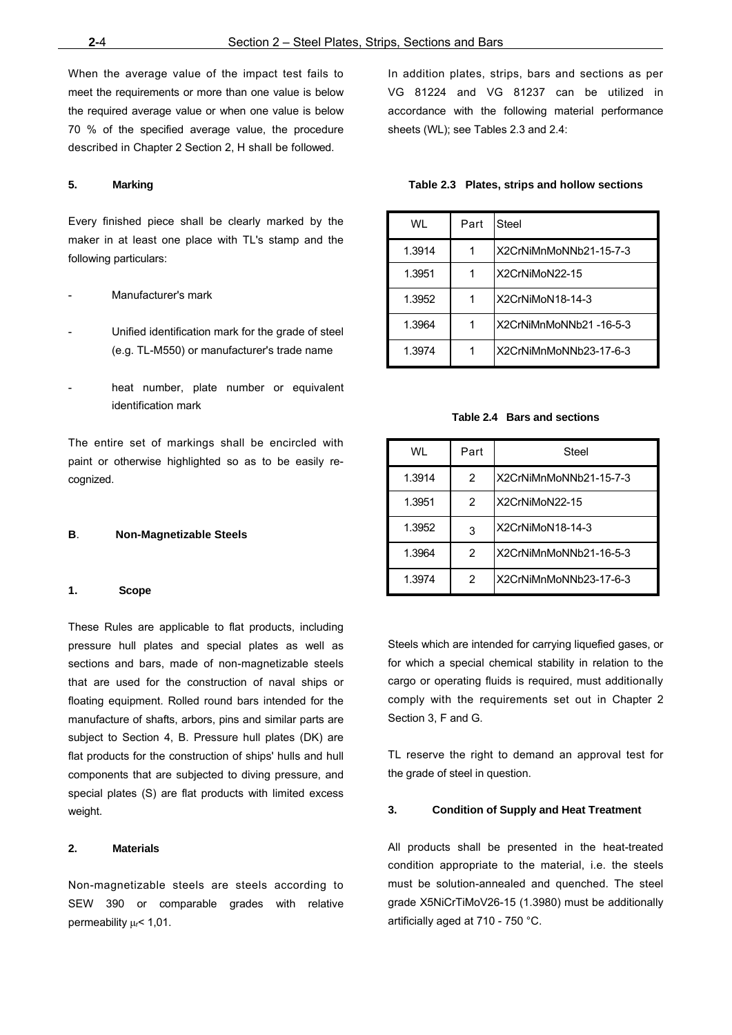When the average value of the impact test fails to meet the requirements or more than one value is below the required average value or when one value is below 70 % of the specified average value, the procedure described in Chapter 2 Section 2, H shall be followed.

#### 5. Marking

Every finished piece shall be clearly marked by the maker in at least one place with TL's stamp and the following particulars:

- Manufacturer's mark
- Unified identification mark for the grade of steel (e.g. TL-M550) or manufacturer's trade name
- heat number, plate number or equivalent identification mark

The entire set of markings shall be encircled with paint or otherwise highlighted so as to be easily re-cognized.

### B. Non-Magnetizable Steels

#### 1. Scope

These Rules are applicable to flat products, including pressure hull plates and special plates as well as sections and bars, made of non-magnetizable steels that are used for the construction of naval ships or floating equipment. Rolled round bars intended for the manufacture of shafts, arbors, pins and similar parts are subject to Section 4, B. Pressure hull plates (DK) are flat products for the construction of ships' hulls and hull components that are subjected to diving pressure, and special plates (S) are flat products with limited excess weight.

#### 2. Materials

Non-magnetizable steels are steels according to SEW 390 or comparable grades with relative permeability $\mu_r < 1{,}01$.

In addition plates, strips, bars and sections as per VG 81224 and VG 81237 can be utilized in accordance with the following material performance sheets (WL); see Tables 2.3 and 2.4:

**Table 2.3 Plates, strips and hollow sections**

| WL | Part | Steel |
|---|---|---|
| 1.3914 | 1 | X2CrNiMnMoNNb21-15-7-3 |
| 1.3951 | 1 | X2CrNiMoN22-15 |
| 1.3952 | 1 | X2CrNiMoN18-14-3 |
| 1.3964 | 1 | X2CrNiMnMoNNb21 -16-5-3 |
| 1.3974 | 1 | X2CrNiMnMoNNb23-17-6-3 |

**Table 2.4 Bars and sections**

| WL | Part | Steel |
|---|---|---|
| 1.3914 | 2 | X2CrNiMnMoNNb21-15-7-3 |
| 1.3951 | 2 | X2CrNiMoN22-15 |
| 1.3952 | 3 | X2CrNiMoN18-14-3 |
| 1.3964 | 2 | X2CrNiMnMoNNb21-16-5-3 |
| 1.3974 | 2 | X2CrNiMnMoNNb23-17-6-3 |

Steels which are intended for carrying liquefied gases, or for which a special chemical stability in relation to the cargo or operating fluids is required, must additionally comply with the requirements set out in Chapter 2 Section 3, F and G.

TL reserve the right to demand an approval test for the grade of steel in question.

#### 3. Condition of Supply and Heat Treatment

All products shall be presented in the heat-treated condition appropriate to the material, i.e. the steels must be solution-annealed and quenched. The steel grade X5NiCrTiMoV26-15 (1.3980) must be additionally artificially aged at 710 - 750 °C.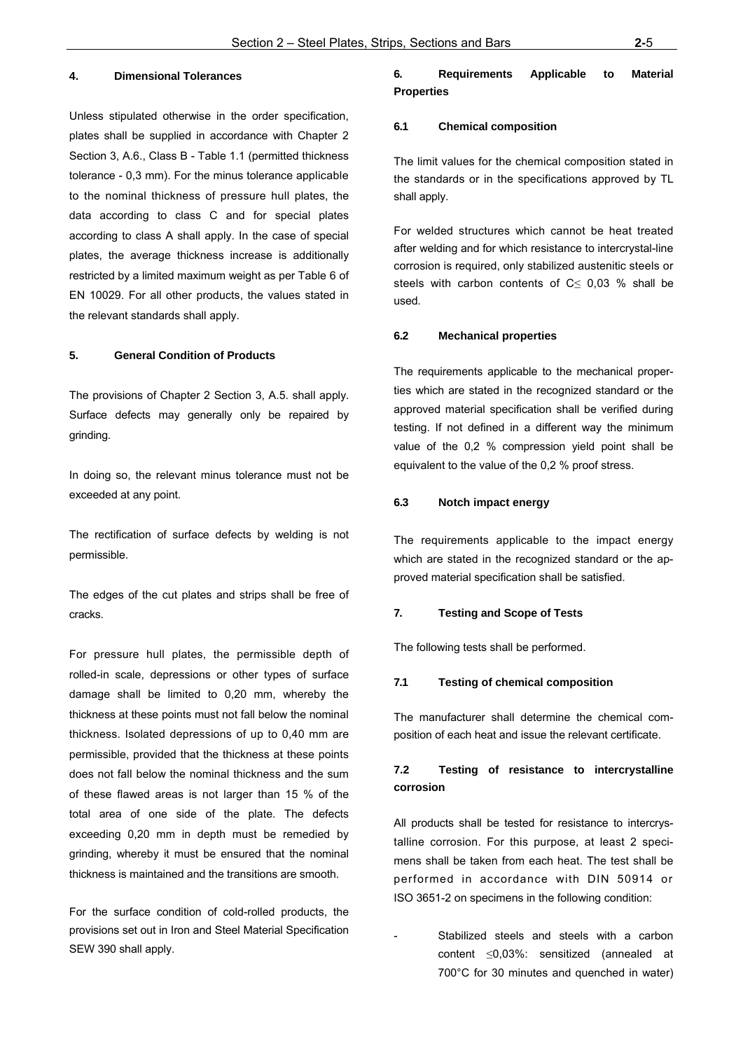#### 4. Dimensional Tolerances

Unless stipulated otherwise in the order specification, plates shall be supplied in accordance with Chapter 2 Section 3, A.6., Class B - Table 1.1 (permitted thickness tolerance - 0,3 mm). For the minus tolerance applicable to the nominal thickness of pressure hull plates, the data according to class C and for special plates according to class A shall apply. In the case of special plates, the average thickness increase is additionally restricted by a limited maximum weight as per Table 6 of EN 10029. For all other products, the values stated in the relevant standards shall apply.

#### 5. General Condition of Products

The provisions of Chapter 2 Section 3, A.5. shall apply. Surface defects may generally only be repaired by grinding.

In doing so, the relevant minus tolerance must not be exceeded at any point.

The rectification of surface defects by welding is not permissible.

The edges of the cut plates and strips shall be free of cracks.

For pressure hull plates, the permissible depth of rolled-in scale, depressions or other types of surface damage shall be limited to 0,20 mm, whereby the thickness at these points must not fall below the nominal thickness. Isolated depressions of up to 0,40 mm are permissible, provided that the thickness at these points does not fall below the nominal thickness and the sum of these flawed areas is not larger than 15 % of the total area of one side of the plate. The defects exceeding 0,20 mm in depth must be remedied by grinding, whereby it must be ensured that the nominal thickness is maintained and the transitions are smooth.

For the surface condition of cold-rolled products, the provisions set out in Iron and Steel Material Specification SEW 390 shall apply.

#### 6. Requirements Applicable to Material Properties

##### 6.1 Chemical composition

The limit values for the chemical composition stated in the standards or in the specifications approved by TL shall apply.

For welded structures which cannot be heat treated after welding and for which resistance to intercrystal-line corrosion is required, only stabilized austenitic steels or steels with carbon contents of C$\leq$ 0,03 % shall be used.

##### 6.2 Mechanical properties

The requirements applicable to the mechanical properties which are stated in the recognized standard or the approved material specification shall be verified during testing. If not defined in a different way the minimum value of the 0,2 % compression yield point shall be equivalent to the value of the 0,2 % proof stress.

##### 6.3 Notch impact energy

The requirements applicable to the impact energy which are stated in the recognized standard or the approved material specification shall be satisfied.

#### 7. Testing and Scope of Tests

The following tests shall be performed.

##### 7.1 Testing of chemical composition

The manufacturer shall determine the chemical composition of each heat and issue the relevant certificate.

##### 7.2 Testing of resistance to intercrystalline corrosion

All products shall be tested for resistance to intercrystalline corrosion. For this purpose, at least 2 specimens shall be taken from each heat. The test shall be performed in accordance with DIN 50914 or ISO 3651-2 on specimens in the following condition:

- Stabilized steels and steels with a carbon content $\leq$0,03%: sensitized (annealed at 700°C for 30 minutes and quenched in water)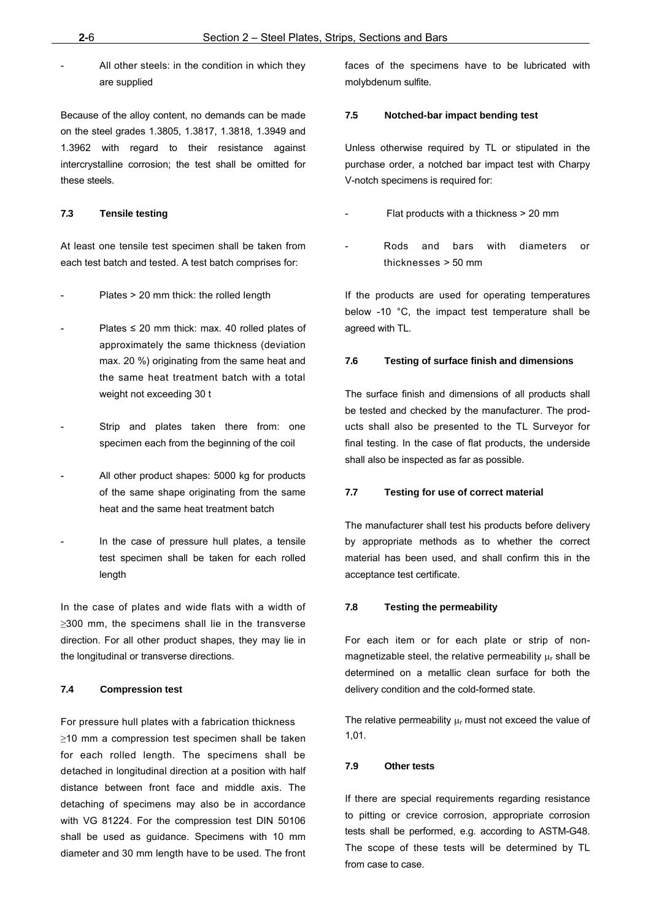- All other steels: in the condition in which they are supplied

Because of the alloy content, no demands can be made on the steel grades 1.3805, 1.3817, 1.3818, 1.3949 and 1.3962 with regard to their resistance against intercrystalline corrosion; the test shall be omitted for these steels.

### 7.3 Tensile testing

At least one tensile test specimen shall be taken from each test batch and tested. A test batch comprises for:

- Plates > 20 mm thick: the rolled length
- Plates ≤ 20 mm thick: max. 40 rolled plates of approximately the same thickness (deviation max. 20 %) originating from the same heat and the same heat treatment batch with a total weight not exceeding 30 t
- Strip and plates taken there from: one specimen each from the beginning of the coil
- All other product shapes: 5000 kg for products of the same shape originating from the same heat and the same heat treatment batch
- In the case of pressure hull plates, a tensile test specimen shall be taken for each rolled length

In the case of plates and wide flats with a width of ≥300 mm, the specimens shall lie in the transverse direction. For all other product shapes, they may lie in the longitudinal or transverse directions.

### 7.4 Compression test

For pressure hull plates with a fabrication thickness ≥10 mm a compression test specimen shall be taken for each rolled length. The specimens shall be detached in longitudinal direction at a position with half distance between front face and middle axis. The detaching of specimens may also be in accordance with VG 81224. For the compression test DIN 50106 shall be used as guidance. Specimens with 10 mm diameter and 30 mm length have to be used. The front faces of the specimens have to be lubricated with molybdenum sulfite.

### 7.5 Notched-bar impact bending test

Unless otherwise required by TL or stipulated in the purchase order, a notched bar impact test with Charpy V-notch specimens is required for:

- Flat products with a thickness > 20 mm
- Rods and bars with diameters or thicknesses > 50 mm

If the products are used for operating temperatures below -10 °C, the impact test temperature shall be agreed with TL.

### 7.6 Testing of surface finish and dimensions

The surface finish and dimensions of all products shall be tested and checked by the manufacturer. The products shall also be presented to the TL Surveyor for final testing. In the case of flat products, the underside shall also be inspected as far as possible.

### 7.7 Testing for use of correct material

The manufacturer shall test his products before delivery by appropriate methods as to whether the correct material has been used, and shall confirm this in the acceptance test certificate.

### 7.8 Testing the permeability

For each item or for each plate or strip of non-magnetizable steel, the relative permeability $\mu_r$ shall be determined on a metallic clean surface for both the delivery condition and the cold-formed state.

The relative permeability $\mu_r$ must not exceed the value of 1,01.

### 7.9 Other tests

If there are special requirements regarding resistance to pitting or crevice corrosion, appropriate corrosion tests shall be performed, e.g. according to ASTM-G48. The scope of these tests will be determined by TL from case to case.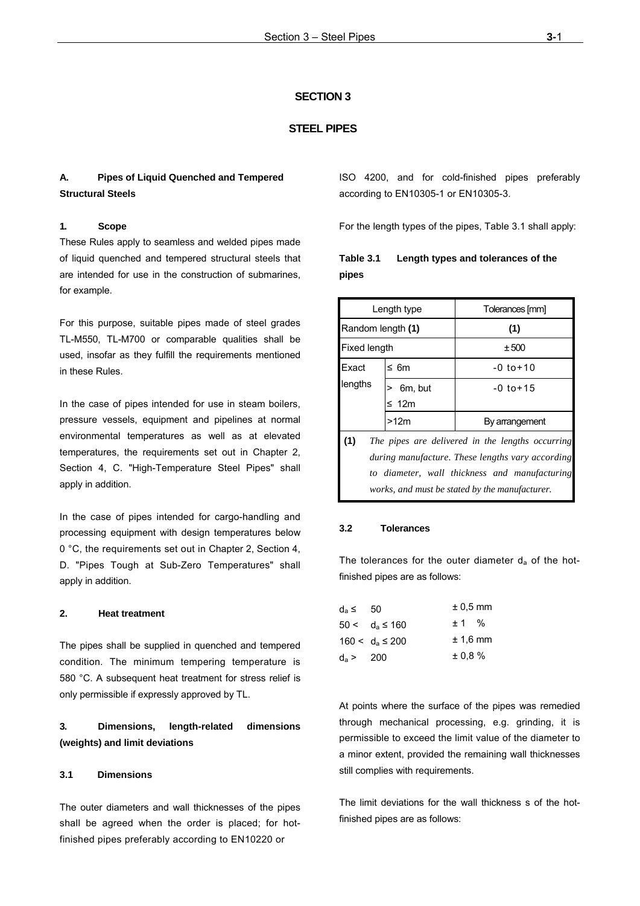# SECTION 3

# STEEL PIPES

## A. Pipes of Liquid Quenched and Tempered Structural Steels

### 1. Scope

These Rules apply to seamless and welded pipes made of liquid quenched and tempered structural steels that are intended for use in the construction of submarines, for example.

For this purpose, suitable pipes made of steel grades TL-M550, TL-M700 or comparable qualities shall be used, insofar as they fulfill the requirements mentioned in these Rules.

In the case of pipes intended for use in steam boilers, pressure vessels, equipment and pipelines at normal environmental temperatures as well as at elevated temperatures, the requirements set out in Chapter 2, Section 4, C. "High-Temperature Steel Pipes" shall apply in addition.

In the case of pipes intended for cargo-handling and processing equipment with design temperatures below 0 °C, the requirements set out in Chapter 2, Section 4, D. "Pipes Tough at Sub-Zero Temperatures" shall apply in addition.

### 2. Heat treatment

The pipes shall be supplied in quenched and tempered condition. The minimum tempering temperature is 580 °C. A subsequent heat treatment for stress relief is only permissible if expressly approved by TL.

### 3. Dimensions, length-related dimensions (weights) and limit deviations

#### 3.1 Dimensions

The outer diameters and wall thicknesses of the pipes shall be agreed when the order is placed; for hot-finished pipes preferably according to EN10220 or ISO 4200, and for cold-finished pipes preferably according to EN10305-1 or EN10305-3.

For the length types of the pipes, Table 3.1 shall apply:

**Table 3.1 Length types and tolerances of the pipes**

| Length type | | Tolerances [mm] |
|---|---|---|
| Random length **(1)** | | **(1)** |
| Fixed length | | ± 500 |
| Exact lengths | ≤ 6m | -0 to+10 |
| | > 6m, but ≤ 12m | -0 to+15 |
| | >12m | By arrangement |

**(1)** *The pipes are delivered in the lengths occurring during manufacture. These lengths vary according to diameter, wall thickness and manufacturing works, and must be stated by the manufacturer.*

#### 3.2 Tolerances

The tolerances for the outer diameter $d_a$ of the hot-finished pipes are as follows:

| | |
|---|---|
| $d_a \leq 50$ | ± 0,5 mm |
| $50 < d_a \leq 160$ | ± 1 % |
| $160 < d_a \leq 200$ | ± 1,6 mm |
| $d_a > 200$ | ± 0,8 % |

At points where the surface of the pipes was remedied through mechanical processing, e.g. grinding, it is permissible to exceed the limit value of the diameter to a minor extent, provided the remaining wall thicknesses still complies with requirements.

The limit deviations for the wall thickness s of the hot-finished pipes are as follows: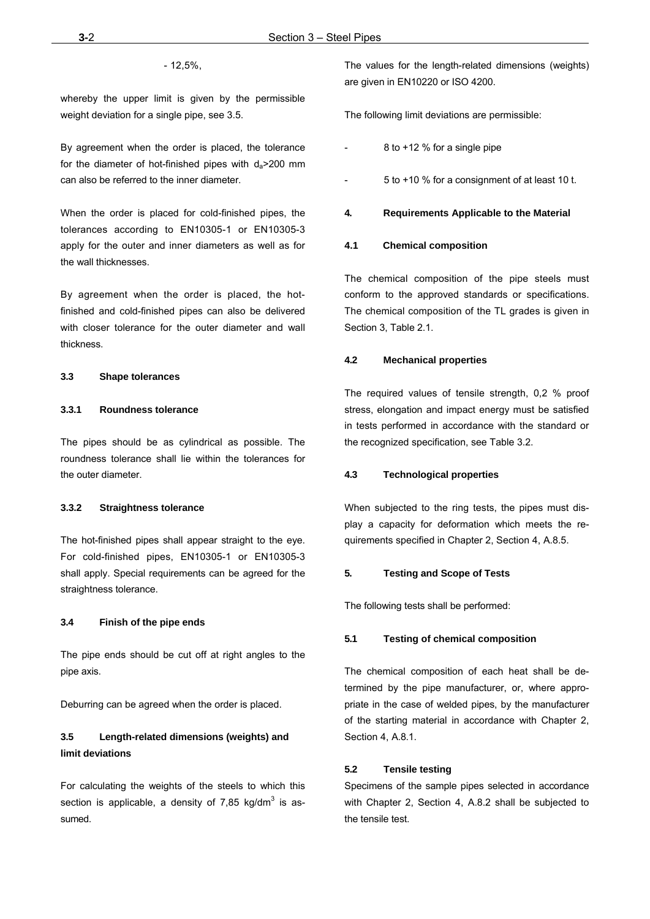- 12,5%,

whereby the upper limit is given by the permissible weight deviation for a single pipe, see 3.5.

By agreement when the order is placed, the tolerance for the diameter of hot-finished pipes with $d_a$>200 mm can also be referred to the inner diameter.

When the order is placed for cold-finished pipes, the tolerances according to EN10305-1 or EN10305-3 apply for the outer and inner diameters as well as for the wall thicknesses.

By agreement when the order is placed, the hot-finished and cold-finished pipes can also be delivered with closer tolerance for the outer diameter and wall thickness.

### 3.3 Shape tolerances

#### 3.3.1 Roundness tolerance

The pipes should be as cylindrical as possible. The roundness tolerance shall lie within the tolerances for the outer diameter.

#### 3.3.2 Straightness tolerance

The hot-finished pipes shall appear straight to the eye. For cold-finished pipes, EN10305-1 or EN10305-3 shall apply. Special requirements can be agreed for the straightness tolerance.

### 3.4 Finish of the pipe ends

The pipe ends should be cut off at right angles to the pipe axis.

Deburring can be agreed when the order is placed.

### 3.5 Length-related dimensions (weights) and limit deviations

For calculating the weights of the steels to which this section is applicable, a density of 7,85 kg/dm$^3$ is assumed.

The values for the length-related dimensions (weights) are given in EN10220 or ISO 4200.

The following limit deviations are permissible:

- 8 to +12 % for a single pipe
- 5 to +10 % for a consignment of at least 10 t.

## 4. Requirements Applicable to the Material

### 4.1 Chemical composition

The chemical composition of the pipe steels must conform to the approved standards or specifications. The chemical composition of the TL grades is given in Section 3, Table 2.1.

### 4.2 Mechanical properties

The required values of tensile strength, 0,2 % proof stress, elongation and impact energy must be satisfied in tests performed in accordance with the standard or the recognized specification, see Table 3.2.

### 4.3 Technological properties

When subjected to the ring tests, the pipes must display a capacity for deformation which meets the requirements specified in Chapter 2, Section 4, A.8.5.

## 5. Testing and Scope of Tests

The following tests shall be performed:

### 5.1 Testing of chemical composition

The chemical composition of each heat shall be determined by the pipe manufacturer, or, where appropriate in the case of welded pipes, by the manufacturer of the starting material in accordance with Chapter 2, Section 4, A.8.1.

### 5.2 Tensile testing

Specimens of the sample pipes selected in accordance with Chapter 2, Section 4, A.8.2 shall be subjected to the tensile test.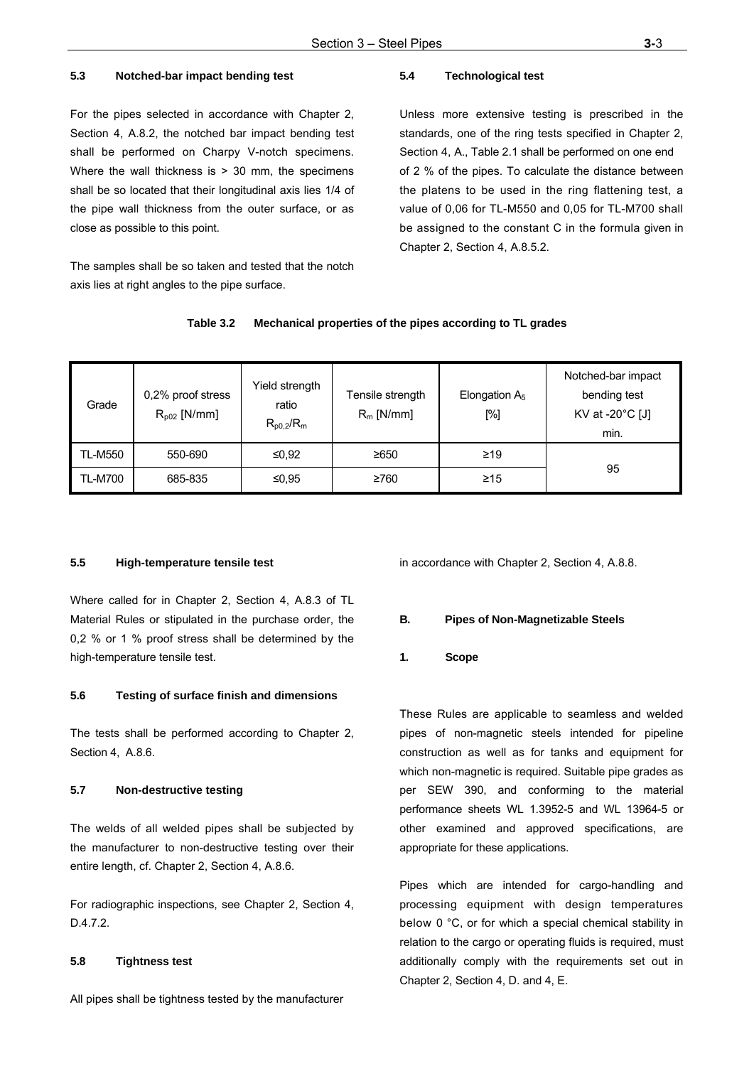### 5.3 Notched-bar impact bending test

For the pipes selected in accordance with Chapter 2, Section 4, A.8.2, the notched bar impact bending test shall be performed on Charpy V-notch specimens. Where the wall thickness is > 30 mm, the specimens shall be so located that their longitudinal axis lies 1/4 of the pipe wall thickness from the outer surface, or as close as possible to this point.

The samples shall be so taken and tested that the notch axis lies at right angles to the pipe surface.

### 5.4 Technological test

Unless more extensive testing is prescribed in the standards, one of the ring tests specified in Chapter 2, Section 4, A., Table 2.1 shall be performed on one end of 2 % of the pipes. To calculate the distance between the platens to be used in the ring flattening test, a value of 0,06 for TL-M550 and 0,05 for TL-M700 shall be assigned to the constant C in the formula given in Chapter 2, Section 4, A.8.5.2.

**Table 3.2 Mechanical properties of the pipes according to TL grades**

| Grade | 0,2% proof stress $R_{p02}$ [N/mm] | Yield strength ratio $R_{p0,2}/R_m$ | Tensile strength $R_m$ [N/mm] | Elongation $A_5$ [%] | Notched-bar impact bending test KV at -20°C [J] min. |
|---|---|---|---|---|---|
| TL-M550 | 550-690 | ≤0,92 | ≥650 | ≥19 | 95 |
| TL-M700 | 685-835 | ≤0,95 | ≥760 | ≥15 | |

### 5.5 High-temperature tensile test

Where called for in Chapter 2, Section 4, A.8.3 of TL Material Rules or stipulated in the purchase order, the 0,2 % or 1 % proof stress shall be determined by the high-temperature tensile test.

### 5.6 Testing of surface finish and dimensions

The tests shall be performed according to Chapter 2, Section 4, A.8.6.

### 5.7 Non-destructive testing

The welds of all welded pipes shall be subjected by the manufacturer to non-destructive testing over their entire length, cf. Chapter 2, Section 4, A.8.6.

For radiographic inspections, see Chapter 2, Section 4, D.4.7.2.

### 5.8 Tightness test

All pipes shall be tightness tested by the manufacturer in accordance with Chapter 2, Section 4, A.8.8.

## B. Pipes of Non-Magnetizable Steels

### 1. Scope

These Rules are applicable to seamless and welded pipes of non-magnetic steels intended for pipeline construction as well as for tanks and equipment for which non-magnetic is required. Suitable pipe grades as per SEW 390, and conforming to the material performance sheets WL 1.3952-5 and WL 13964-5 or other examined and approved specifications, are appropriate for these applications.

Pipes which are intended for cargo-handling and processing equipment with design temperatures below 0 °C, or for which a special chemical stability in relation to the cargo or operating fluids is required, must additionally comply with the requirements set out in Chapter 2, Section 4, D. and 4, E.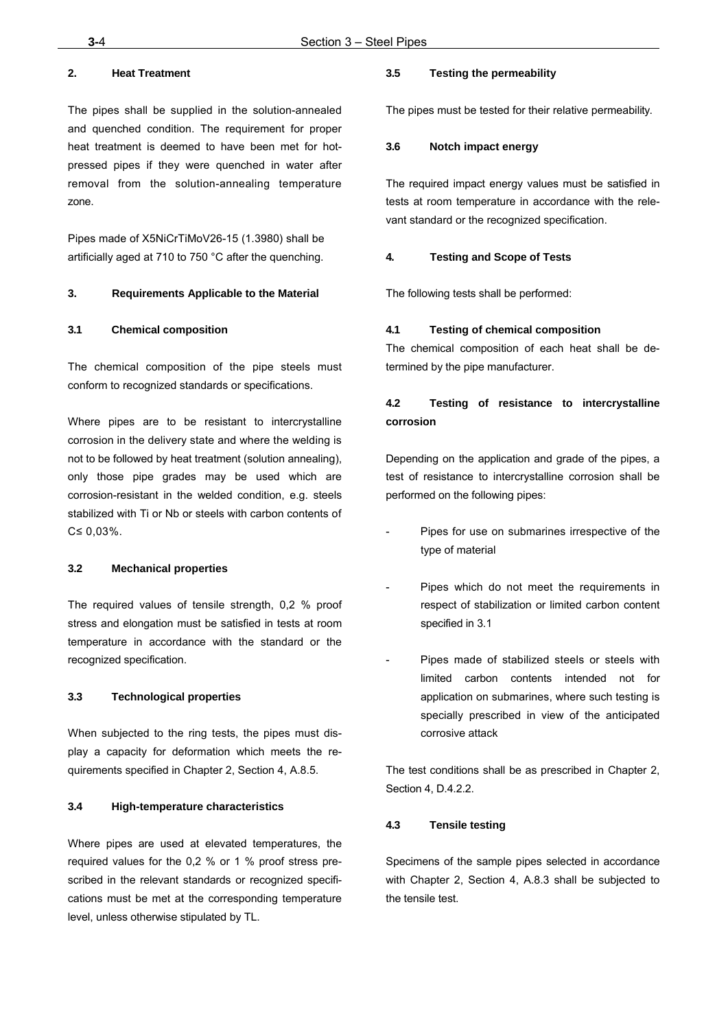## 2. Heat Treatment

The pipes shall be supplied in the solution-annealed and quenched condition. The requirement for proper heat treatment is deemed to have been met for hot-pressed pipes if they were quenched in water after removal from the solution-annealing temperature zone.

Pipes made of X5NiCrTiMoV26-15 (1.3980) shall be artificially aged at 710 to 750 °C after the quenching.

## 3. Requirements Applicable to the Material

### 3.1 Chemical composition

The chemical composition of the pipe steels must conform to recognized standards or specifications.

Where pipes are to be resistant to intercrystalline corrosion in the delivery state and where the welding is not to be followed by heat treatment (solution annealing), only those pipe grades may be used which are corrosion-resistant in the welded condition, e.g. steels stabilized with Ti or Nb or steels with carbon contents of C≤ 0,03%.

### 3.2 Mechanical properties

The required values of tensile strength, 0,2 % proof stress and elongation must be satisfied in tests at room temperature in accordance with the standard or the recognized specification.

### 3.3 Technological properties

When subjected to the ring tests, the pipes must display a capacity for deformation which meets the requirements specified in Chapter 2, Section 4, A.8.5.

### 3.4 High-temperature characteristics

Where pipes are used at elevated temperatures, the required values for the 0,2 % or 1 % proof stress prescribed in the relevant standards or recognized specifications must be met at the corresponding temperature level, unless otherwise stipulated by TL.

### 3.5 Testing the permeability

The pipes must be tested for their relative permeability.

### 3.6 Notch impact energy

The required impact energy values must be satisfied in tests at room temperature in accordance with the relevant standard or the recognized specification.

## 4. Testing and Scope of Tests

The following tests shall be performed:

### 4.1 Testing of chemical composition

The chemical composition of each heat shall be determined by the pipe manufacturer.

### 4.2 Testing of resistance to intercrystalline corrosion

Depending on the application and grade of the pipes, a test of resistance to intercrystalline corrosion shall be performed on the following pipes:

- Pipes for use on submarines irrespective of the type of material
- Pipes which do not meet the requirements in respect of stabilization or limited carbon content specified in 3.1
- Pipes made of stabilized steels or steels with limited carbon contents intended not for application on submarines, where such testing is specially prescribed in view of the anticipated corrosive attack

The test conditions shall be as prescribed in Chapter 2, Section 4, D.4.2.2.

### 4.3 Tensile testing

Specimens of the sample pipes selected in accordance with Chapter 2, Section 4, A.8.3 shall be subjected to the tensile test.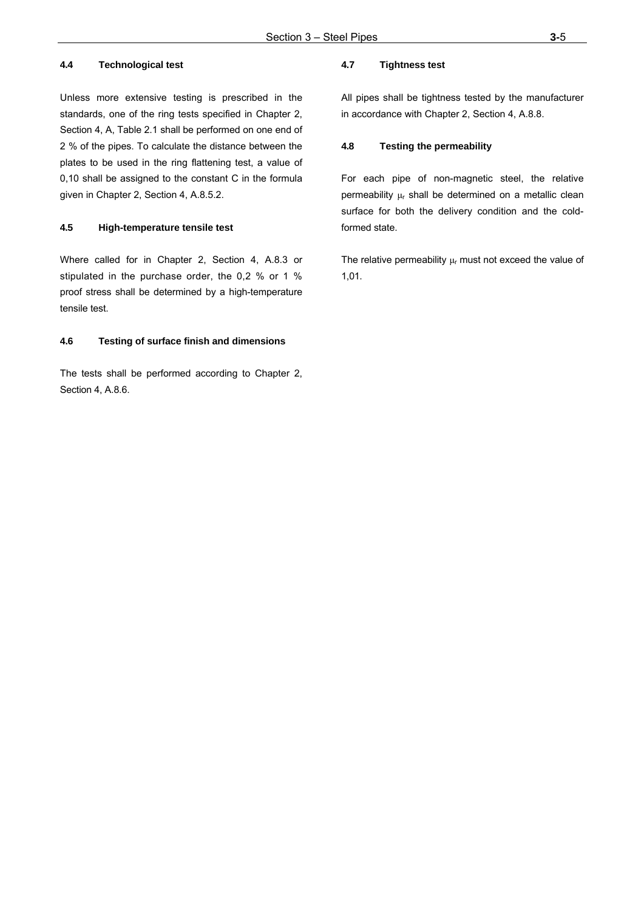#### 4.4 Technological test

Unless more extensive testing is prescribed in the standards, one of the ring tests specified in Chapter 2, Section 4, A, Table 2.1 shall be performed on one end of 2 % of the pipes. To calculate the distance between the plates to be used in the ring flattening test, a value of 0,10 shall be assigned to the constant C in the formula given in Chapter 2, Section 4, A.8.5.2.

#### 4.5 High-temperature tensile test

Where called for in Chapter 2, Section 4, A.8.3 or stipulated in the purchase order, the 0,2 % or 1 % proof stress shall be determined by a high-temperature tensile test.

#### 4.6 Testing of surface finish and dimensions

The tests shall be performed according to Chapter 2, Section 4, A.8.6.

#### 4.7 Tightness test

All pipes shall be tightness tested by the manufacturer in accordance with Chapter 2, Section 4, A.8.8.

#### 4.8 Testing the permeability

For each pipe of non-magnetic steel, the relative permeability $\mu_r$ shall be determined on a metallic clean surface for both the delivery condition and the cold-formed state.

The relative permeability $\mu_r$ must not exceed the value of 1,01.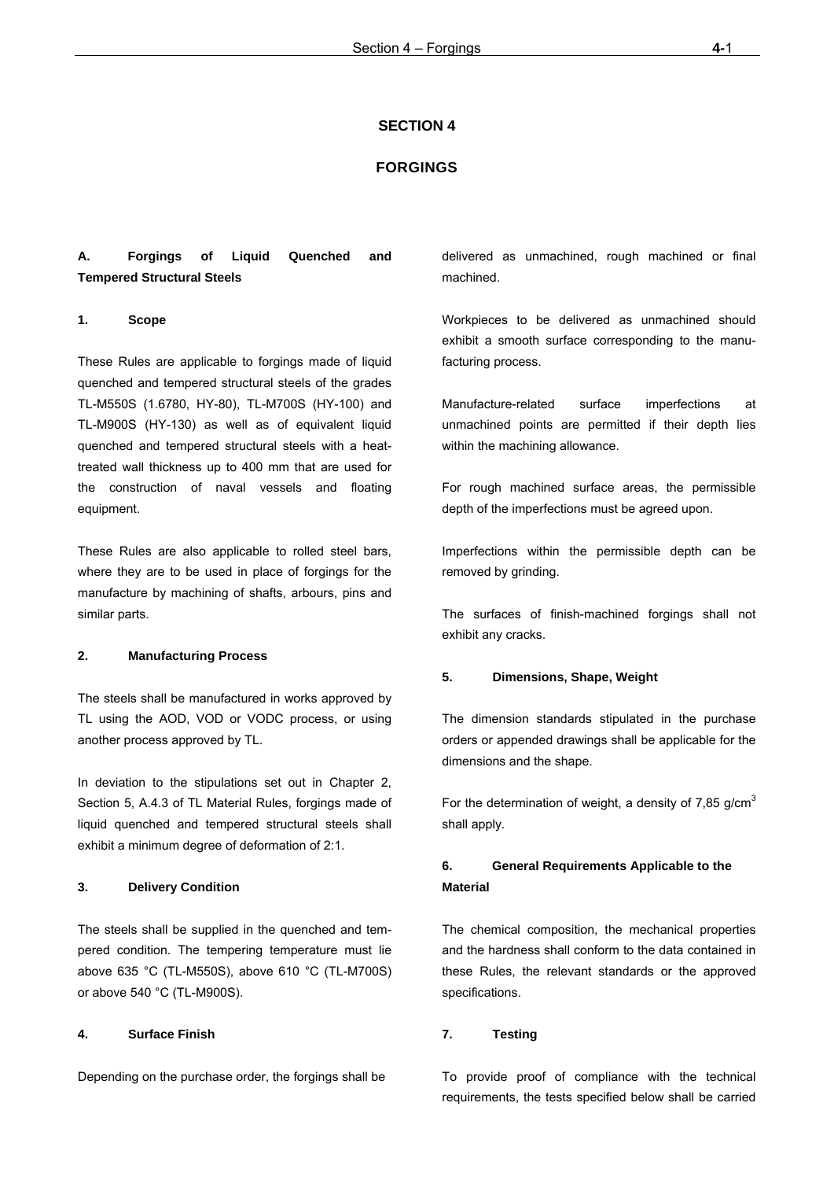# SECTION 4

# FORGINGS

## A. Forgings of Liquid Quenched and Tempered Structural Steels

### 1. Scope

These Rules are applicable to forgings made of liquid quenched and tempered structural steels of the grades TL-M550S (1.6780, HY-80), TL-M700S (HY-100) and TL-M900S (HY-130) as well as of equivalent liquid quenched and tempered structural steels with a heat-treated wall thickness up to 400 mm that are used for the construction of naval vessels and floating equipment.

These Rules are also applicable to rolled steel bars, where they are to be used in place of forgings for the manufacture by machining of shafts, arbours, pins and similar parts.

### 2. Manufacturing Process

The steels shall be manufactured in works approved by TL using the AOD, VOD or VODC process, or using another process approved by TL.

In deviation to the stipulations set out in Chapter 2, Section 5, A.4.3 of TL Material Rules, forgings made of liquid quenched and tempered structural steels shall exhibit a minimum degree of deformation of 2:1.

### 3. Delivery Condition

The steels shall be supplied in the quenched and tempered condition. The tempering temperature must lie above 635 °C (TL-M550S), above 610 °C (TL-M700S) or above 540 °C (TL-M900S).

### 4. Surface Finish

Depending on the purchase order, the forgings shall be delivered as unmachined, rough machined or final machined.

Workpieces to be delivered as unmachined should exhibit a smooth surface corresponding to the manufacturing process.

Manufacture-related surface imperfections at unmachined points are permitted if their depth lies within the machining allowance.

For rough machined surface areas, the permissible depth of the imperfections must be agreed upon.

Imperfections within the permissible depth can be removed by grinding.

The surfaces of finish-machined forgings shall not exhibit any cracks.

### 5. Dimensions, Shape, Weight

The dimension standards stipulated in the purchase orders or appended drawings shall be applicable for the dimensions and the shape.

For the determination of weight, a density of 7,85 g/cm$^3$ shall apply.

### 6. General Requirements Applicable to the Material

The chemical composition, the mechanical properties and the hardness shall conform to the data contained in these Rules, the relevant standards or the approved specifications.

### 7. Testing

To provide proof of compliance with the technical requirements, the tests specified below shall be carried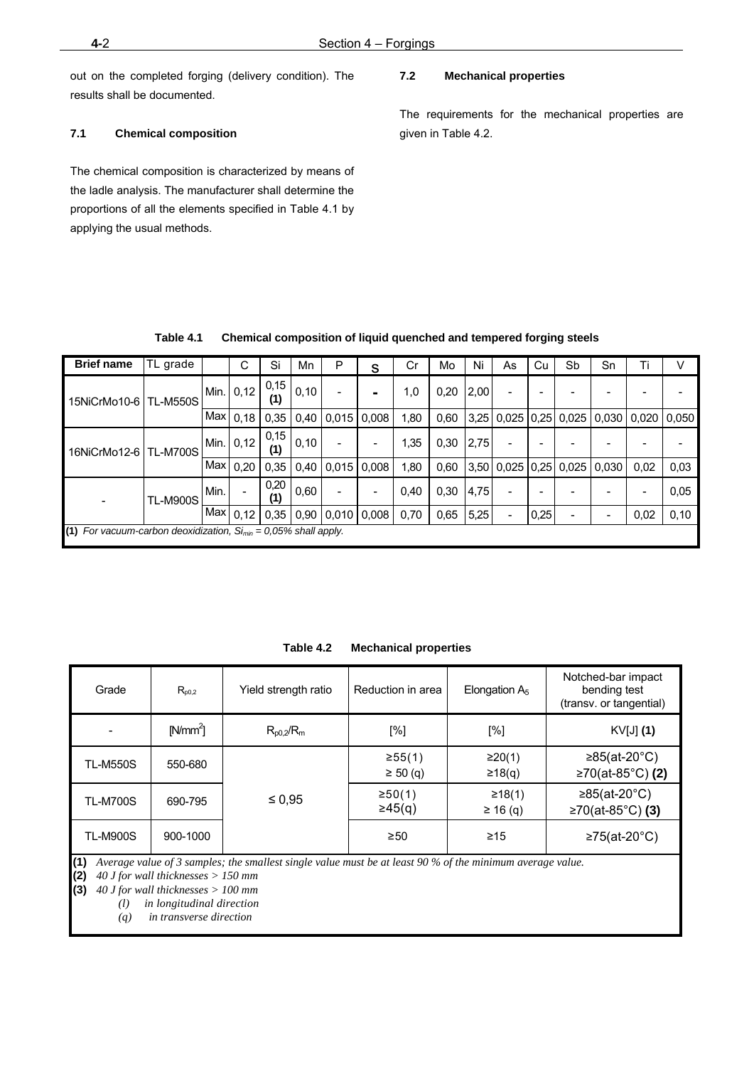out on the completed forging (delivery condition). The results shall be documented.

### 7.1 Chemical composition

The chemical composition is characterized by means of the ladle analysis. The manufacturer shall determine the proportions of all the elements specified in Table 4.1 by applying the usual methods.

### 7.2 Mechanical properties

The requirements for the mechanical properties are given in Table 4.2.

**Table 4.1 Chemical composition of liquid quenched and tempered forging steels**

| Brief name | TL grade | | C | Si | Mn | P | S | Cr | Mo | Ni | As | Cu | Sb | Sn | Ti | V |
|---|---|---|---|---|---|---|---|---|---|---|---|---|---|---|---|---|
| 15NiCrMo10-6 | TL-M550S | Min. | 0,12 | 0,15 **(1)** | 0,10 | - | - | 1,0 | 0,20 | 2,00 | - | - | - | - | - | - |
| | | Max | 0,18 | 0,35 | 0,40 | 0,015 | 0,008 | 1,80 | 0,60 | 3,25 | 0,025 | 0,25 | 0,025 | 0,030 | 0,020 | 0,050 |
| 16NiCrMo12-6 | TL-M700S | Min. | 0,12 | 0,15 **(1)** | 0,10 | - | - | 1,35 | 0,30 | 2,75 | - | - | - | - | - | - |
| | | Max | 0,20 | 0,35 | 0,40 | 0,015 | 0,008 | 1,80 | 0,60 | 3,50 | 0,025 | 0,25 | 0,025 | 0,030 | 0,02 | 0,03 |
| - | TL-M900S | Min. | - | 0,20 **(1)** | 0,60 | - | - | 0,40 | 0,30 | 4,75 | - | - | - | - | - | 0,05 |
| | | Max | 0,12 | 0,35 | 0,90 | 0,010 | 0,008 | 0,70 | 0,65 | 5,25 | - | 0,25 | - | - | 0,02 | 0,10 |

**(1)** *For vacuum-carbon deoxidization, $Si_{min}$ = 0,05% shall apply.*

**Table 4.2 Mechanical properties**

| Grade | $R_{p0,2}$ | Yield strength ratio | Reduction in area | Elongation $A_5$ | Notched-bar impact bending test (transv. or tangential) |
|---|---|---|---|---|---|
| - | [N/mm$^2$] | $R_{p0,2}/R_m$ | [%] | [%] | KV[J] **(1)** |
| TL-M550S | 550-680 | ≤ 0,95 | ≥55(1)<br>≥ 50 (q) | ≥20(1)<br>≥18(q) | ≥85(at-20°C)<br>≥70(at-85°C) **(2)** |
| TL-M700S | 690-795 | | ≥50(1)<br>≥45(q) | ≥18(1)<br>≥ 16 (q) | ≥85(at-20°C)<br>≥70(at-85°C) **(3)** |
| TL-M900S | 900-1000 | | ≥50 | ≥15 | ≥75(at-20°C) |

**(1)** *Average value of 3 samples; the smallest single value must be at least 90 % of the minimum average value.*
**(2)** *40 J for wall thicknesses > 150 mm*
**(3)** *40 J for wall thicknesses > 100 mm*
*(l) in longitudinal direction*
*(q) in transverse direction*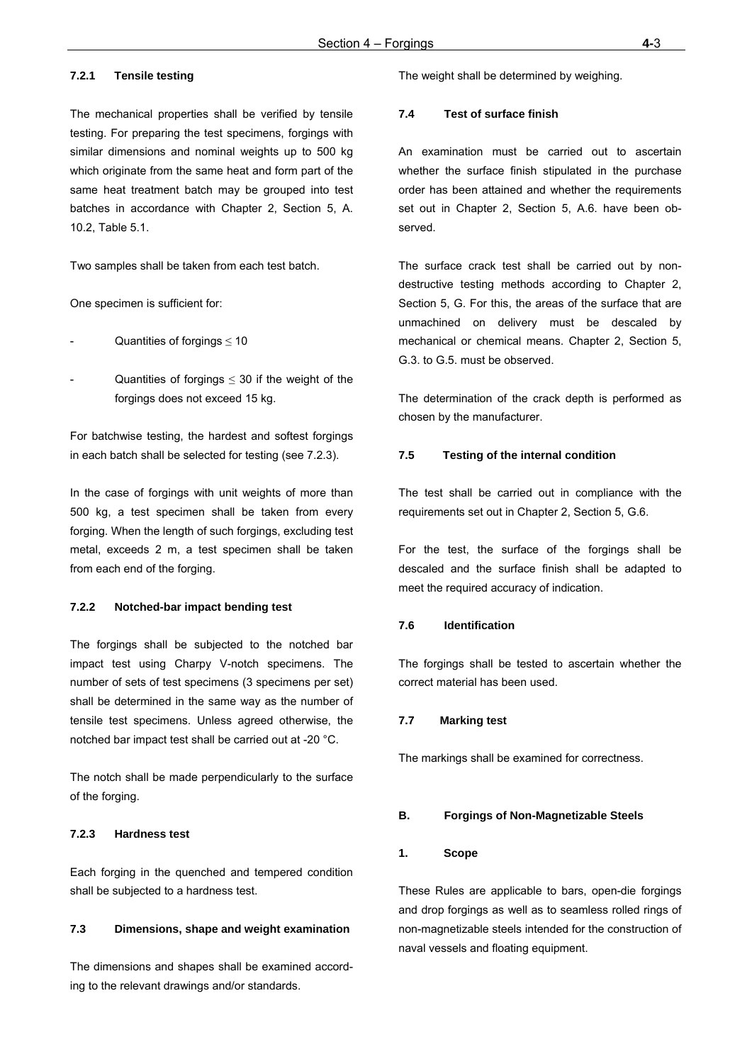#### 7.2.1 Tensile testing

The mechanical properties shall be verified by tensile testing. For preparing the test specimens, forgings with similar dimensions and nominal weights up to 500 kg which originate from the same heat and form part of the same heat treatment batch may be grouped into test batches in accordance with Chapter 2, Section 5, A. 10.2, Table 5.1.

Two samples shall be taken from each test batch.

One specimen is sufficient for:

- Quantities of forgings $\leq$ 10
- Quantities of forgings $\leq$ 30 if the weight of the forgings does not exceed 15 kg.

For batchwise testing, the hardest and softest forgings in each batch shall be selected for testing (see 7.2.3).

In the case of forgings with unit weights of more than 500 kg, a test specimen shall be taken from every forging. When the length of such forgings, excluding test metal, exceeds 2 m, a test specimen shall be taken from each end of the forging.

#### 7.2.2 Notched-bar impact bending test

The forgings shall be subjected to the notched bar impact test using Charpy V-notch specimens. The number of sets of test specimens (3 specimens per set) shall be determined in the same way as the number of tensile test specimens. Unless agreed otherwise, the notched bar impact test shall be carried out at -20 °C.

The notch shall be made perpendicularly to the surface of the forging.

#### 7.2.3 Hardness test

Each forging in the quenched and tempered condition shall be subjected to a hardness test.

### 7.3 Dimensions, shape and weight examination

The dimensions and shapes shall be examined according to the relevant drawings and/or standards.

The weight shall be determined by weighing.

### 7.4 Test of surface finish

An examination must be carried out to ascertain whether the surface finish stipulated in the purchase order has been attained and whether the requirements set out in Chapter 2, Section 5, A.6. have been observed.

The surface crack test shall be carried out by non-destructive testing methods according to Chapter 2, Section 5, G. For this, the areas of the surface that are unmachined on delivery must be descaled by mechanical or chemical means. Chapter 2, Section 5, G.3. to G.5. must be observed.

The determination of the crack depth is performed as chosen by the manufacturer.

### 7.5 Testing of the internal condition

The test shall be carried out in compliance with the requirements set out in Chapter 2, Section 5, G.6.

For the test, the surface of the forgings shall be descaled and the surface finish shall be adapted to meet the required accuracy of indication.

### 7.6 Identification

The forgings shall be tested to ascertain whether the correct material has been used.

### 7.7 Marking test

The markings shall be examined for correctness.

## B. Forgings of Non-Magnetizable Steels

### 1. Scope

These Rules are applicable to bars, open-die forgings and drop forgings as well as to seamless rolled rings of non-magnetizable steels intended for the construction of naval vessels and floating equipment.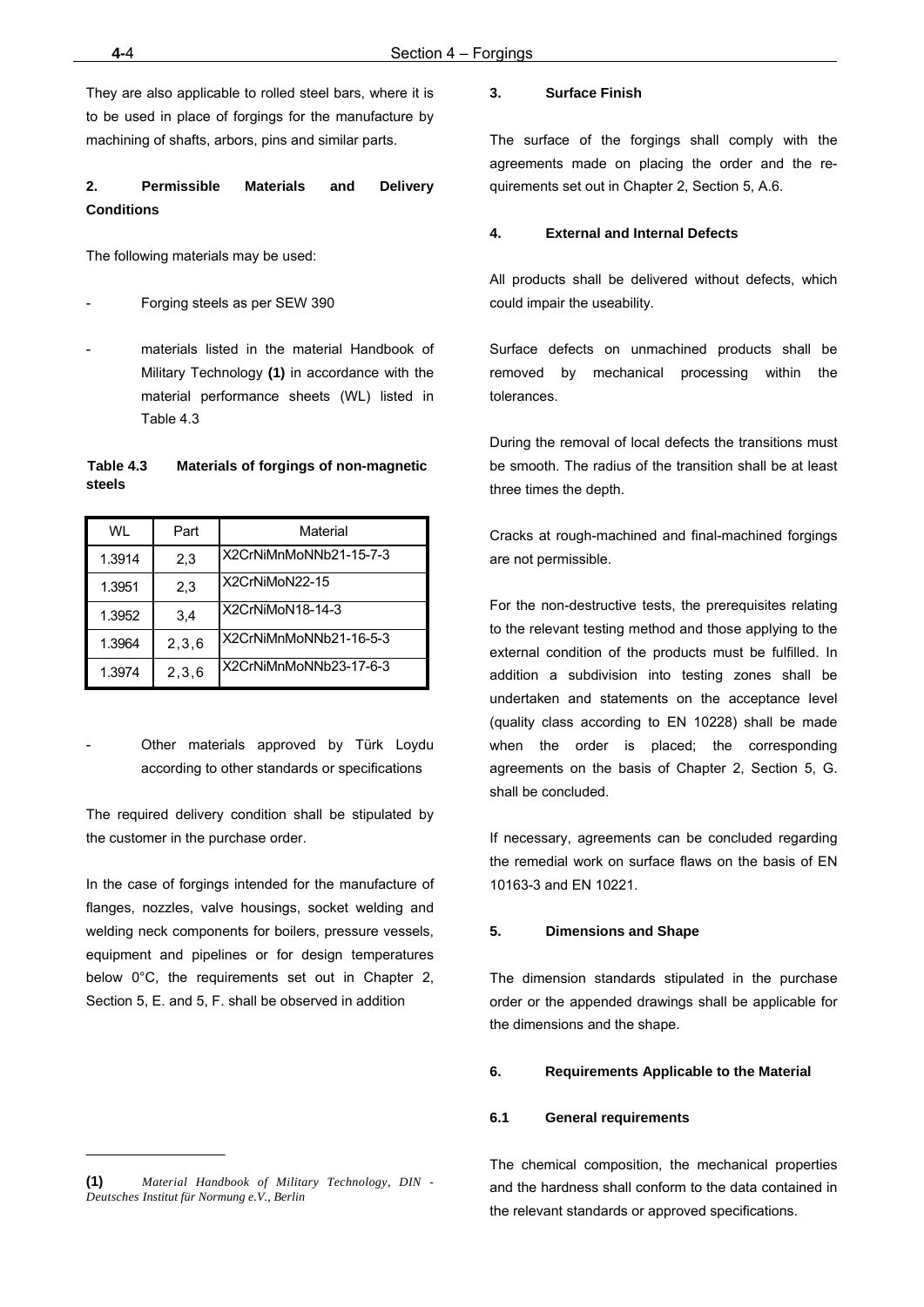They are also applicable to rolled steel bars, where it is to be used in place of forgings for the manufacture by machining of shafts, arbors, pins and similar parts.

### 2. Permissible Materials and Delivery Conditions

The following materials may be used:

- Forging steels as per SEW 390
- materials listed in the material Handbook of Military Technology **(1)** in accordance with the material performance sheets (WL) listed in Table 4.3

**Table 4.3 Materials of forgings of non-magnetic steels**

| WL | Part | Material |
|---|---|---|
| 1.3914 | 2,3 | X2CrNiMnMoNNb21-15-7-3 |
| 1.3951 | 2,3 | X2CrNiMoN22-15 |
| 1.3952 | 3,4 | X2CrNiMoN18-14-3 |
| 1.3964 | 2,3,6 | X2CrNiMnMoNNb21-16-5-3 |
| 1.3974 | 2,3,6 | X2CrNiMnMoNNb23-17-6-3 |

- Other materials approved by Türk Loydu according to other standards or specifications

The required delivery condition shall be stipulated by the customer in the purchase order.

In the case of forgings intended for the manufacture of flanges, nozzles, valve housings, socket welding and welding neck components for boilers, pressure vessels, equipment and pipelines or for design temperatures below 0°C, the requirements set out in Chapter 2, Section 5, E. and 5, F. shall be observed in addition

**(1)** *Material Handbook of Military Technology, DIN - Deutsches Institut für Normung e.V., Berlin*

### 3. Surface Finish

The surface of the forgings shall comply with the agreements made on placing the order and the requirements set out in Chapter 2, Section 5, A.6.

### 4. External and Internal Defects

All products shall be delivered without defects, which could impair the useability.

Surface defects on unmachined products shall be removed by mechanical processing within the tolerances.

During the removal of local defects the transitions must be smooth. The radius of the transition shall be at least three times the depth.

Cracks at rough-machined and final-machined forgings are not permissible.

For the non-destructive tests, the prerequisites relating to the relevant testing method and those applying to the external condition of the products must be fulfilled. In addition a subdivision into testing zones shall be undertaken and statements on the acceptance level (quality class according to EN 10228) shall be made when the order is placed; the corresponding agreements on the basis of Chapter 2, Section 5, G. shall be concluded.

If necessary, agreements can be concluded regarding the remedial work on surface flaws on the basis of EN 10163-3 and EN 10221.

### 5. Dimensions and Shape

The dimension standards stipulated in the purchase order or the appended drawings shall be applicable for the dimensions and the shape.

### 6. Requirements Applicable to the Material

#### 6.1 General requirements

The chemical composition, the mechanical properties and the hardness shall conform to the data contained in the relevant standards or approved specifications.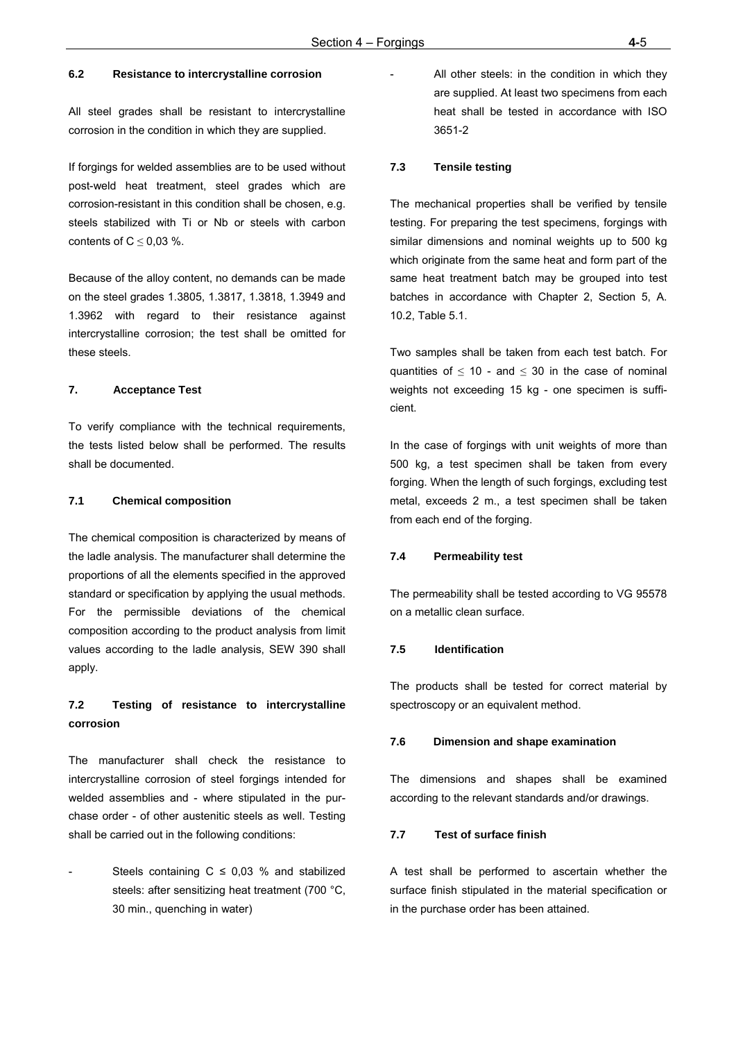### 6.2 Resistance to intercrystalline corrosion

All steel grades shall be resistant to intercrystalline corrosion in the condition in which they are supplied.

If forgings for welded assemblies are to be used without post-weld heat treatment, steel grades which are corrosion-resistant in this condition shall be chosen, e.g. steels stabilized with Ti or Nb or steels with carbon contents of $C \leq 0{,}03$ %.

Because of the alloy content, no demands can be made on the steel grades 1.3805, 1.3817, 1.3818, 1.3949 and 1.3962 with regard to their resistance against intercrystalline corrosion; the test shall be omitted for these steels.

## 7. Acceptance Test

To verify compliance with the technical requirements, the tests listed below shall be performed. The results shall be documented.

### 7.1 Chemical composition

The chemical composition is characterized by means of the ladle analysis. The manufacturer shall determine the proportions of all the elements specified in the approved standard or specification by applying the usual methods. For the permissible deviations of the chemical composition according to the product analysis from limit values according to the ladle analysis, SEW 390 shall apply.

### 7.2 Testing of resistance to intercrystalline corrosion

The manufacturer shall check the resistance to intercrystalline corrosion of steel forgings intended for welded assemblies and - where stipulated in the purchase order - of other austenitic steels as well. Testing shall be carried out in the following conditions:

- Steels containing $C \leq 0{,}03$ % and stabilized steels: after sensitizing heat treatment (700 °C, 30 min., quenching in water)
- All other steels: in the condition in which they are supplied. At least two specimens from each heat shall be tested in accordance with ISO 3651-2

### 7.3 Tensile testing

The mechanical properties shall be verified by tensile testing. For preparing the test specimens, forgings with similar dimensions and nominal weights up to 500 kg which originate from the same heat and form part of the same heat treatment batch may be grouped into test batches in accordance with Chapter 2, Section 5, A. 10.2, Table 5.1.

Two samples shall be taken from each test batch. For quantities of $\leq 10$ - and $\leq 30$ in the case of nominal weights not exceeding 15 kg - one specimen is sufficient.

In the case of forgings with unit weights of more than 500 kg, a test specimen shall be taken from every forging. When the length of such forgings, excluding test metal, exceeds 2 m., a test specimen shall be taken from each end of the forging.

### 7.4 Permeability test

The permeability shall be tested according to VG 95578 on a metallic clean surface.

### 7.5 Identification

The products shall be tested for correct material by spectroscopy or an equivalent method.

### 7.6 Dimension and shape examination

The dimensions and shapes shall be examined according to the relevant standards and/or drawings.

### 7.7 Test of surface finish

A test shall be performed to ascertain whether the surface finish stipulated in the material specification or in the purchase order has been attained.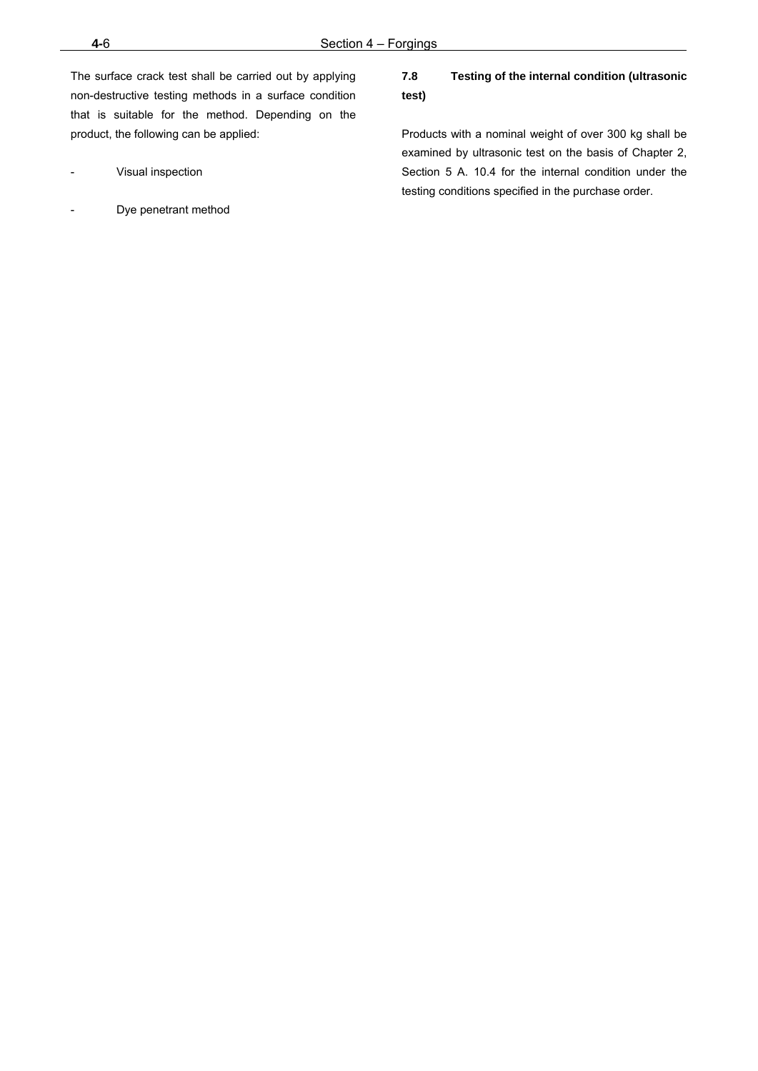The surface crack test shall be carried out by applying non-destructive testing methods in a surface condition that is suitable for the method. Depending on the product, the following can be applied:

- Visual inspection

- Dye penetrant method

### 7.8 Testing of the internal condition (ultrasonic test)

Products with a nominal weight of over 300 kg shall be examined by ultrasonic test on the basis of Chapter 2, Section 5 A. 10.4 for the internal condition under the testing conditions specified in the purchase order.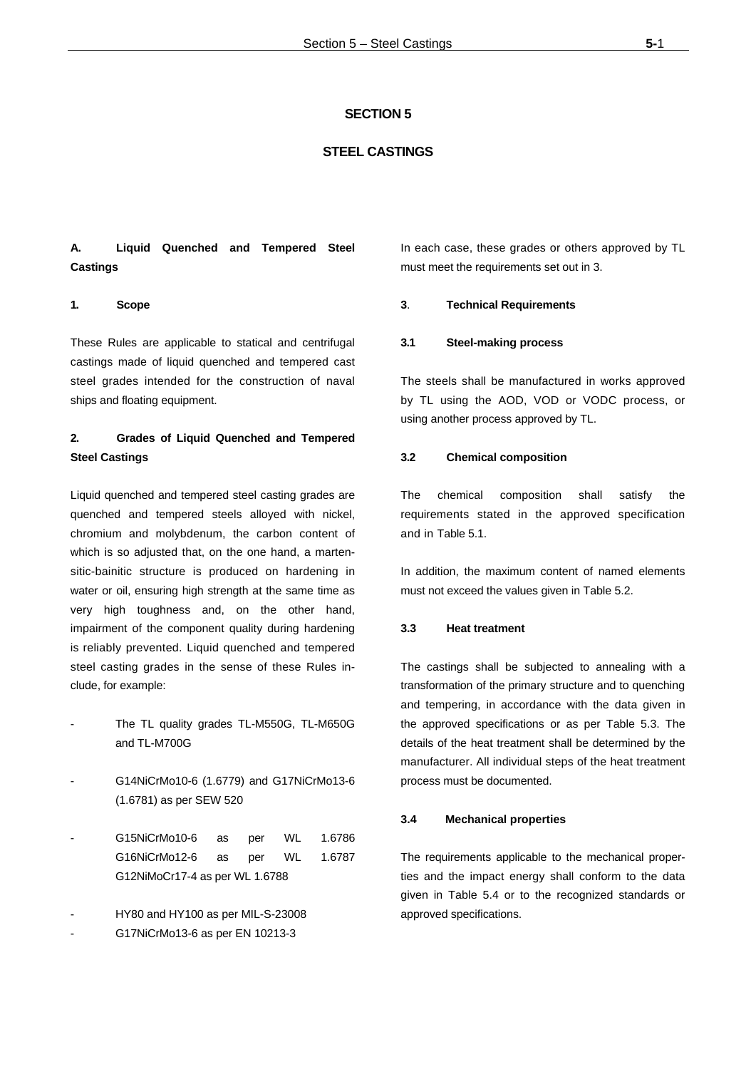# SECTION 5

# STEEL CASTINGS

## A. Liquid Quenched and Tempered Steel Castings

### 1. Scope

These Rules are applicable to statical and centrifugal castings made of liquid quenched and tempered cast steel grades intended for the construction of naval ships and floating equipment.

### 2. Grades of Liquid Quenched and Tempered Steel Castings

Liquid quenched and tempered steel casting grades are quenched and tempered steels alloyed with nickel, chromium and molybdenum, the carbon content of which is so adjusted that, on the one hand, a martensitic-bainitic structure is produced on hardening in water or oil, ensuring high strength at the same time as very high toughness and, on the other hand, impairment of the component quality during hardening is reliably prevented. Liquid quenched and tempered steel casting grades in the sense of these Rules include, for example:

- The TL quality grades TL-M550G, TL-M650G and TL-M700G
- G14NiCrMo10-6 (1.6779) and G17NiCrMo13-6 (1.6781) as per SEW 520
- G15NiCrMo10-6 as per WL 1.6786 G16NiCrMo12-6 as per WL 1.6787 G12NiMoCr17-4 as per WL 1.6788
- HY80 and HY100 as per MIL-S-23008
- G17NiCrMo13-6 as per EN 10213-3

In each case, these grades or others approved by TL must meet the requirements set out in 3.

### 3. Technical Requirements

#### 3.1 Steel-making process

The steels shall be manufactured in works approved by TL using the AOD, VOD or VODC process, or using another process approved by TL.

#### 3.2 Chemical composition

The chemical composition shall satisfy the requirements stated in the approved specification and in Table 5.1.

In addition, the maximum content of named elements must not exceed the values given in Table 5.2.

#### 3.3 Heat treatment

The castings shall be subjected to annealing with a transformation of the primary structure and to quenching and tempering, in accordance with the data given in the approved specifications or as per Table 5.3. The details of the heat treatment shall be determined by the manufacturer. All individual steps of the heat treatment process must be documented.

#### 3.4 Mechanical properties

The requirements applicable to the mechanical properties and the impact energy shall conform to the data given in Table 5.4 or to the recognized standards or approved specifications.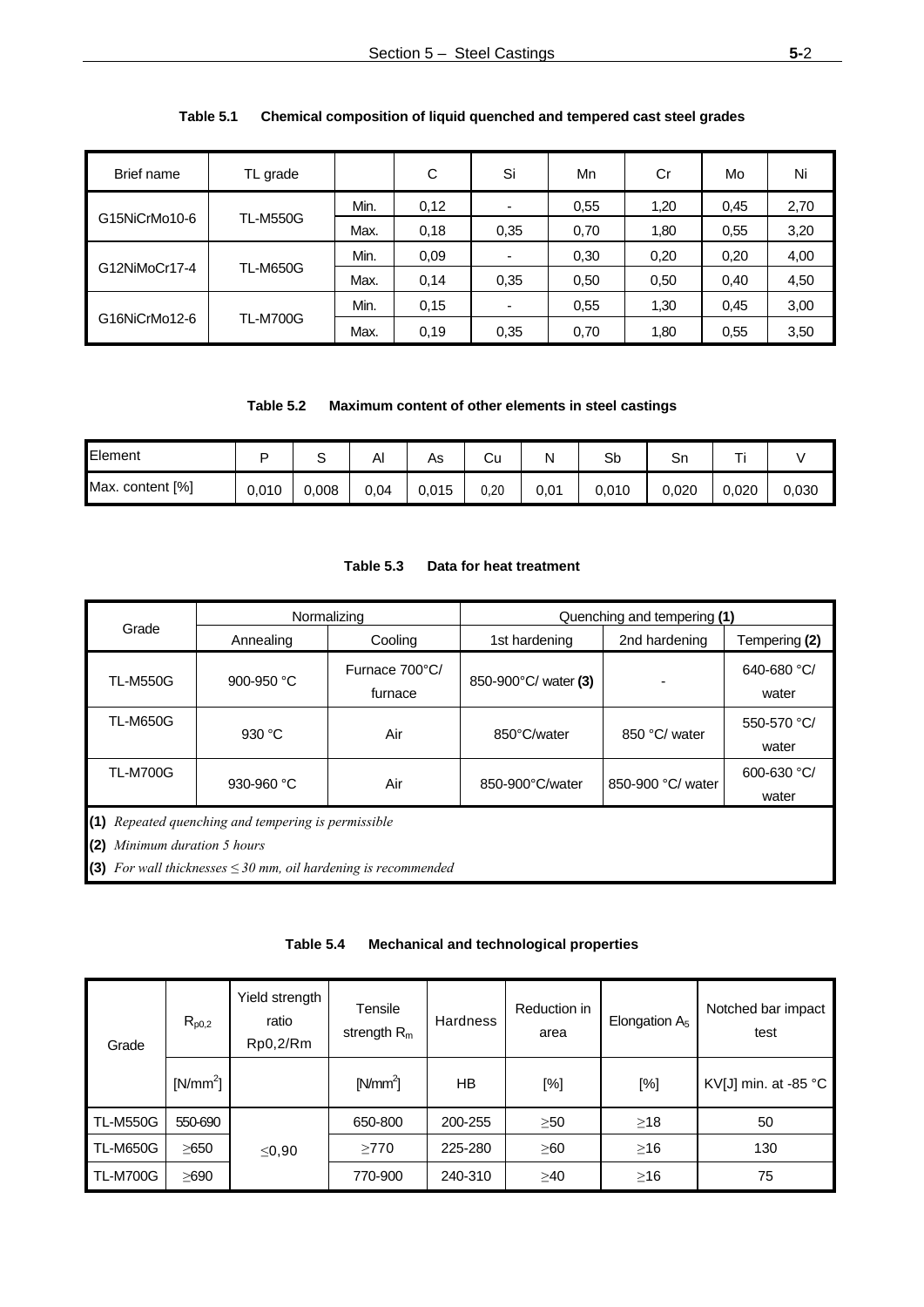**Table 5.1 Chemical composition of liquid quenched and tempered cast steel grades**

| Brief name | TL grade | | C | Si | Mn | Cr | Mo | Ni |
|---|---|---|---|---|---|---|---|---|
| G15NiCrMo10-6 | TL-M550G | Min. | 0,12 | - | 0,55 | 1,20 | 0,45 | 2,70 |
| | | Max. | 0,18 | 0,35 | 0,70 | 1,80 | 0,55 | 3,20 |
| G12NiMoCr17-4 | TL-M650G | Min. | 0,09 | - | 0,30 | 0,20 | 0,20 | 4,00 |
| | | Max. | 0,14 | 0,35 | 0,50 | 0,50 | 0,40 | 4,50 |
| G16NiCrMo12-6 | TL-M700G | Min. | 0,15 | - | 0,55 | 1,30 | 0,45 | 3,00 |
| | | Max. | 0,19 | 0,35 | 0,70 | 1,80 | 0,55 | 3,50 |

**Table 5.2 Maximum content of other elements in steel castings**

| Element | P | S | Al | As | Cu | N | Sb | Sn | Ti | V |
|---|---|---|---|---|---|---|---|---|---|---|
| Max. content [%] | 0,010 | 0,008 | 0,04 | 0,015 | 0,20 | 0,01 | 0,010 | 0,020 | 0,020 | 0,030 |

**Table 5.3 Data for heat treatment**

| Grade | Normalizing | | Quenching and tempering **(1)** | | |
|---|---|---|---|---|---|
| | Annealing | Cooling | 1st hardening | 2nd hardening | Tempering **(2)** |
| TL-M550G | 900-950 °C | Furnace 700°C/ furnace | 850-900°C/ water **(3)** | - | 640-680 °C/ water |
| TL-M650G | 930 °C | Air | 850°C/water | 850 °C/ water | 550-570 °C/ water |
| TL-M700G | 930-960 °C | Air | 850-900°C/water | 850-900 °C/ water | 600-630 °C/ water |

**(1)** *Repeated quenching and tempering is permissible*

**(2)** *Minimum duration 5 hours*

**(3)** *For wall thicknesses ≤ 30 mm, oil hardening is recommended*

**Table 5.4 Mechanical and technological properties**

| Grade | $R_{p0,2}$ | Yield strength ratio Rp0,2/Rm | Tensile strength $R_m$ | Hardness | Reduction in area | Elongation $A_5$ | Notched bar impact test |
|---|---|---|---|---|---|---|---|
| | [N/mm²] | | [N/mm²] | HB | [%] | [%] | KV[J] min. at -85 °C |
| TL-M550G | 550-690 | ≤0,90 | 650-800 | 200-255 | ≥50 | ≥18 | 50 |
| TL-M650G | ≥650 | | ≥770 | 225-280 | ≥60 | ≥16 | 130 |
| TL-M700G | ≥690 | | 770-900 | 240-310 | ≥40 | ≥16 | 75 |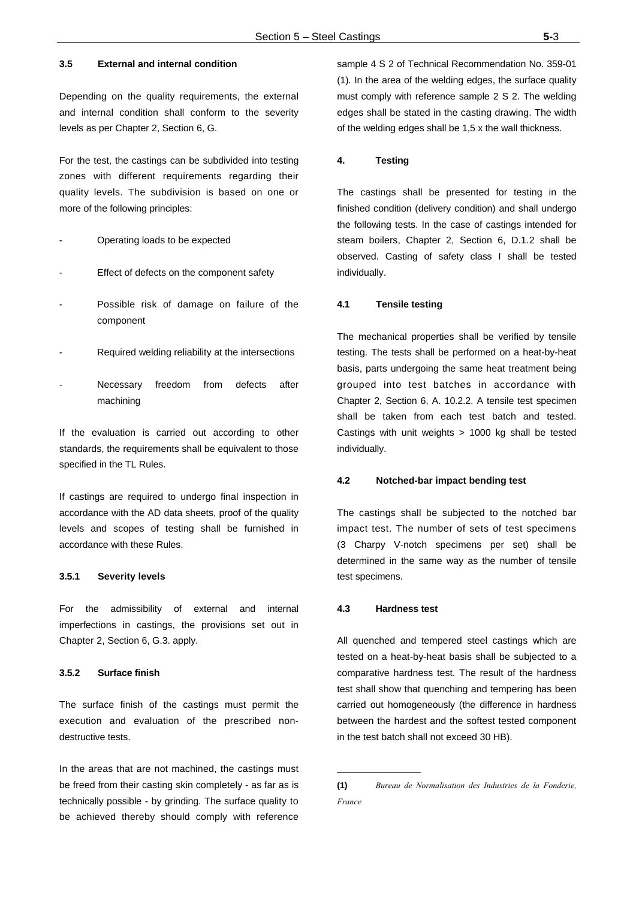### 3.5 External and internal condition

Depending on the quality requirements, the external and internal condition shall conform to the severity levels as per Chapter 2, Section 6, G.

For the test, the castings can be subdivided into testing zones with different requirements regarding their quality levels. The subdivision is based on one or more of the following principles:

- Operating loads to be expected
- Effect of defects on the component safety
- Possible risk of damage on failure of the component
- Required welding reliability at the intersections
- Necessary freedom from defects after machining

If the evaluation is carried out according to other standards, the requirements shall be equivalent to those specified in the TL Rules.

If castings are required to undergo final inspection in accordance with the AD data sheets, proof of the quality levels and scopes of testing shall be furnished in accordance with these Rules.

#### 3.5.1 Severity levels

For the admissibility of external and internal imperfections in castings, the provisions set out in Chapter 2, Section 6, G.3. apply.

#### 3.5.2 Surface finish

The surface finish of the castings must permit the execution and evaluation of the prescribed non-destructive tests.

In the areas that are not machined, the castings must be freed from their casting skin completely - as far as is technically possible - by grinding. The surface quality to be achieved thereby should comply with reference sample 4 S 2 of Technical Recommendation No. 359-01 (1). In the area of the welding edges, the surface quality must comply with reference sample 2 S 2. The welding edges shall be stated in the casting drawing. The width of the welding edges shall be 1,5 x the wall thickness.

## 4. Testing

The castings shall be presented for testing in the finished condition (delivery condition) and shall undergo the following tests. In the case of castings intended for steam boilers, Chapter 2, Section 6, D.1.2 shall be observed. Casting of safety class I shall be tested individually.

### 4.1 Tensile testing

The mechanical properties shall be verified by tensile testing. The tests shall be performed on a heat-by-heat basis, parts undergoing the same heat treatment being grouped into test batches in accordance with Chapter 2, Section 6, A. 10.2.2. A tensile test specimen shall be taken from each test batch and tested. Castings with unit weights > 1000 kg shall be tested individually.

### 4.2 Notched-bar impact bending test

The castings shall be subjected to the notched bar impact test. The number of sets of test specimens (3 Charpy V-notch specimens per set) shall be determined in the same way as the number of tensile test specimens.

### 4.3 Hardness test

All quenched and tempered steel castings which are tested on a heat-by-heat basis shall be subjected to a comparative hardness test. The result of the hardness test shall show that quenching and tempering has been carried out homogeneously (the difference in hardness between the hardest and the softest tested component in the test batch shall not exceed 30 HB).

---

**(1)** *Bureau de Normalisation des Industries de la Fonderie, France*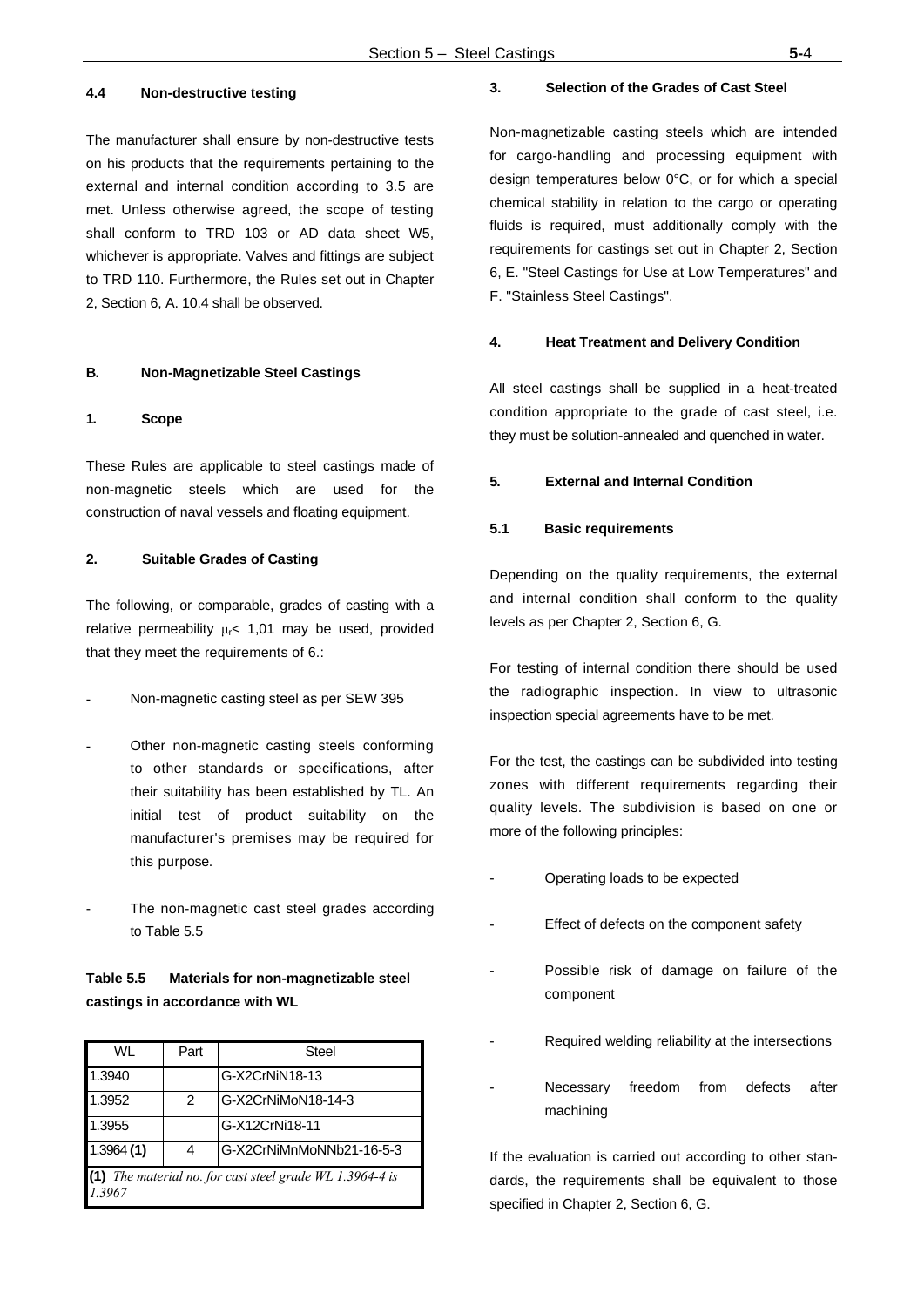### 4.4 Non-destructive testing

The manufacturer shall ensure by non-destructive tests on his products that the requirements pertaining to the external and internal condition according to 3.5 are met. Unless otherwise agreed, the scope of testing shall conform to TRD 103 or AD data sheet W5, whichever is appropriate. Valves and fittings are subject to TRD 110. Furthermore, the Rules set out in Chapter 2, Section 6, A. 10.4 shall be observed.

## B. Non-Magnetizable Steel Castings

### 1. Scope

These Rules are applicable to steel castings made of non-magnetic steels which are used for the construction of naval vessels and floating equipment.

### 2. Suitable Grades of Casting

The following, or comparable, grades of casting with a relative permeability $\mu_r < 1{,}01$ may be used, provided that they meet the requirements of 6.:

- Non-magnetic casting steel as per SEW 395
- Other non-magnetic casting steels conforming to other standards or specifications, after their suitability has been established by TL. An initial test of product suitability on the manufacturer's premises may be required for this purpose.
- The non-magnetic cast steel grades according to Table 5.5

**Table 5.5 Materials for non-magnetizable steel castings in accordance with WL**

| WL | Part | Steel |
|---|---|---|
| 1.3940 | | G-X2CrNiN18-13 |
| 1.3952 | 2 | G-X2CrNiMoN18-14-3 |
| 1.3955 | | G-X12CrNi18-11 |
| 1.3964 **(1)** | 4 | G-X2CrNiMnMoNNb21-16-5-3 |

**(1)** *The material no. for cast steel grade WL 1.3964-4 is 1.3967*

### 3. Selection of the Grades of Cast Steel

Non-magnetizable casting steels which are intended for cargo-handling and processing equipment with design temperatures below 0°C, or for which a special chemical stability in relation to the cargo or operating fluids is required, must additionally comply with the requirements for castings set out in Chapter 2, Section 6, E. "Steel Castings for Use at Low Temperatures" and F. "Stainless Steel Castings".

### 4. Heat Treatment and Delivery Condition

All steel castings shall be supplied in a heat-treated condition appropriate to the grade of cast steel, i.e. they must be solution-annealed and quenched in water.

### 5. External and Internal Condition

### 5.1 Basic requirements

Depending on the quality requirements, the external and internal condition shall conform to the quality levels as per Chapter 2, Section 6, G.

For testing of internal condition there should be used the radiographic inspection. In view to ultrasonic inspection special agreements have to be met.

For the test, the castings can be subdivided into testing zones with different requirements regarding their quality levels. The subdivision is based on one or more of the following principles:

- Operating loads to be expected
- Effect of defects on the component safety
- Possible risk of damage on failure of the component
- Required welding reliability at the intersections
- Necessary freedom from defects after machining

If the evaluation is carried out according to other standards, the requirements shall be equivalent to those specified in Chapter 2, Section 6, G.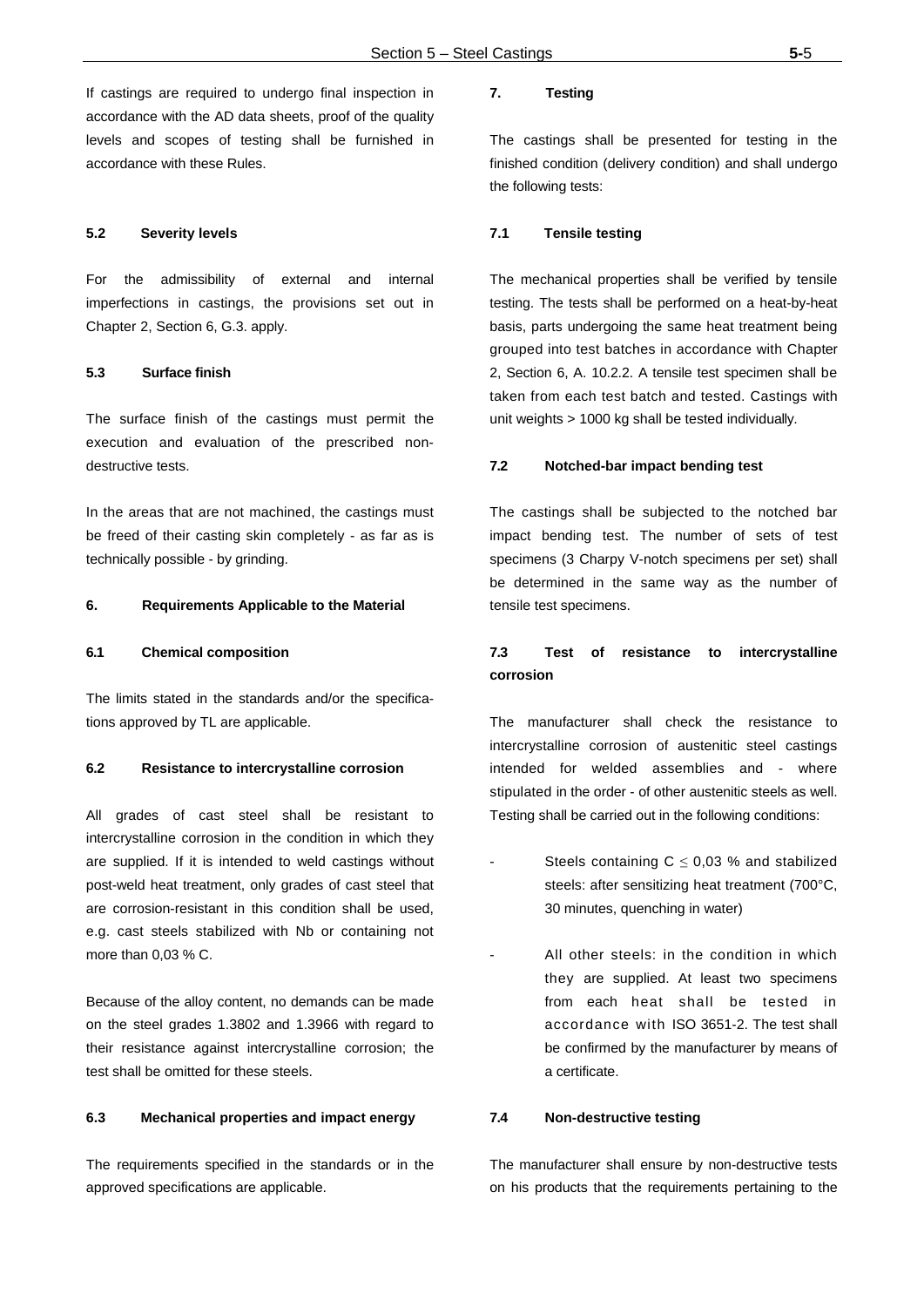If castings are required to undergo final inspection in accordance with the AD data sheets, proof of the quality levels and scopes of testing shall be furnished in accordance with these Rules.

### 5.2 Severity levels

For the admissibility of external and internal imperfections in castings, the provisions set out in Chapter 2, Section 6, G.3. apply.

### 5.3 Surface finish

The surface finish of the castings must permit the execution and evaluation of the prescribed non-destructive tests.

In the areas that are not machined, the castings must be freed of their casting skin completely - as far as is technically possible - by grinding.

## 6. Requirements Applicable to the Material

### 6.1 Chemical composition

The limits stated in the standards and/or the specifications approved by TL are applicable.

### 6.2 Resistance to intercrystalline corrosion

All grades of cast steel shall be resistant to intercrystalline corrosion in the condition in which they are supplied. If it is intended to weld castings without post-weld heat treatment, only grades of cast steel that are corrosion-resistant in this condition shall be used, e.g. cast steels stabilized with Nb or containing not more than 0,03 % C.

Because of the alloy content, no demands can be made on the steel grades 1.3802 and 1.3966 with regard to their resistance against intercrystalline corrosion; the test shall be omitted for these steels.

### 6.3 Mechanical properties and impact energy

The requirements specified in the standards or in the approved specifications are applicable.

## 7. Testing

The castings shall be presented for testing in the finished condition (delivery condition) and shall undergo the following tests:

### 7.1 Tensile testing

The mechanical properties shall be verified by tensile testing. The tests shall be performed on a heat-by-heat basis, parts undergoing the same heat treatment being grouped into test batches in accordance with Chapter 2, Section 6, A. 10.2.2. A tensile test specimen shall be taken from each test batch and tested. Castings with unit weights > 1000 kg shall be tested individually.

### 7.2 Notched-bar impact bending test

The castings shall be subjected to the notched bar impact bending test. The number of sets of test specimens (3 Charpy V-notch specimens per set) shall be determined in the same way as the number of tensile test specimens.

### 7.3 Test of resistance to intercrystalline corrosion

The manufacturer shall check the resistance to intercrystalline corrosion of austenitic steel castings intended for welded assemblies and - where stipulated in the order - of other austenitic steels as well. Testing shall be carried out in the following conditions:

- Steels containing C $\leq$ 0,03 % and stabilized steels: after sensitizing heat treatment (700°C, 30 minutes, quenching in water)
- All other steels: in the condition in which they are supplied. At least two specimens from each heat shall be tested in accordance with ISO 3651-2. The test shall be confirmed by the manufacturer by means of a certificate.

### 7.4 Non-destructive testing

The manufacturer shall ensure by non-destructive tests on his products that the requirements pertaining to the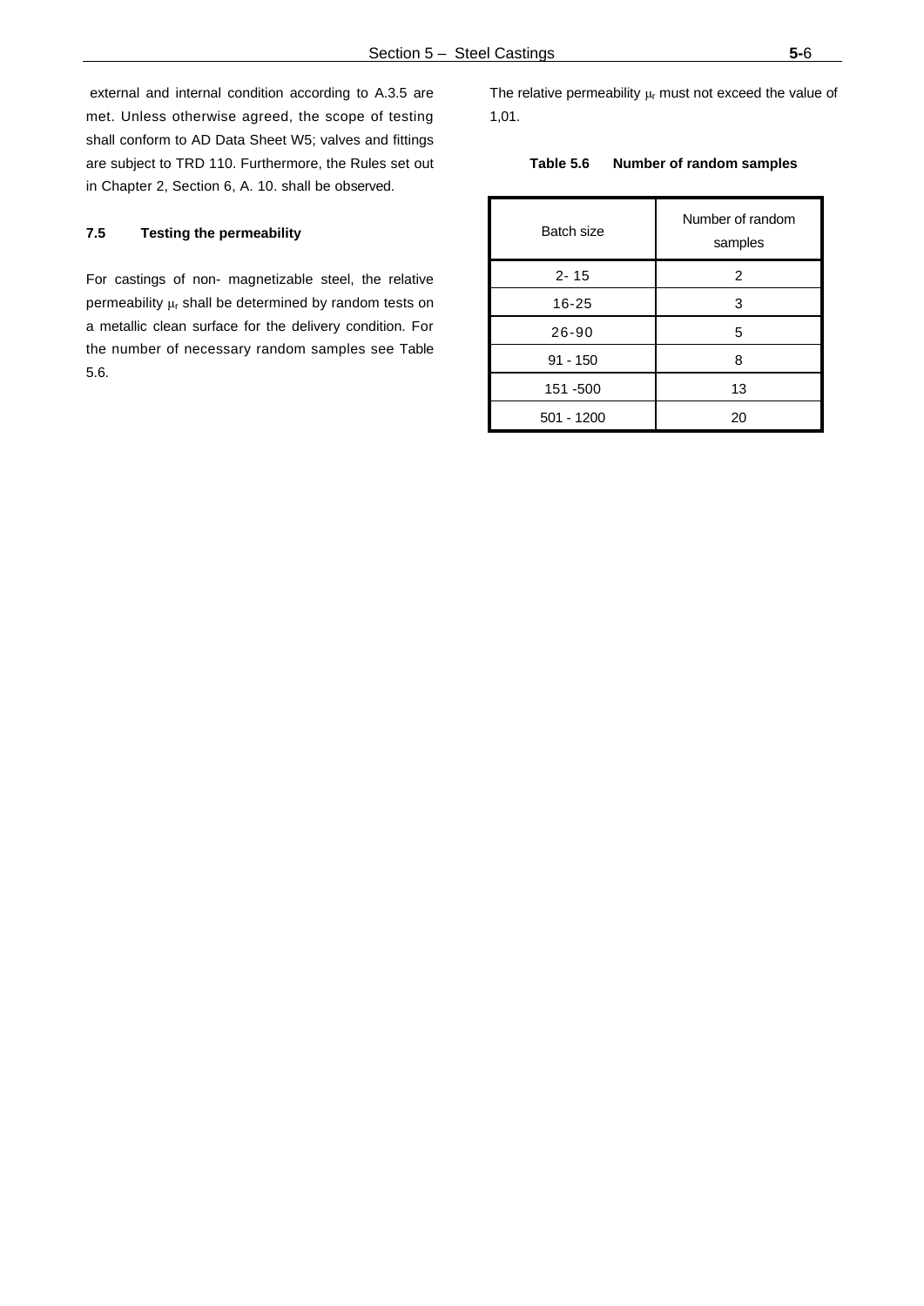external and internal condition according to A.3.5 are met. Unless otherwise agreed, the scope of testing shall conform to AD Data Sheet W5; valves and fittings are subject to TRD 110. Furthermore, the Rules set out in Chapter 2, Section 6, A. 10. shall be observed.

### 7.5 Testing the permeability

For castings of non- magnetizable steel, the relative permeability $\mu_r$ shall be determined by random tests on a metallic clean surface for the delivery condition. For the number of necessary random samples see Table 5.6.

The relative permeability $\mu_r$ must not exceed the value of 1,01.

**Table 5.6 Number of random samples**

| Batch size | Number of random samples |
|---|---|
| 2- 15 | 2 |
| 16-25 | 3 |
| 26-90 | 5 |
| 91 - 150 | 8 |
| 151 -500 | 13 |
| 501 - 1200 | 20 |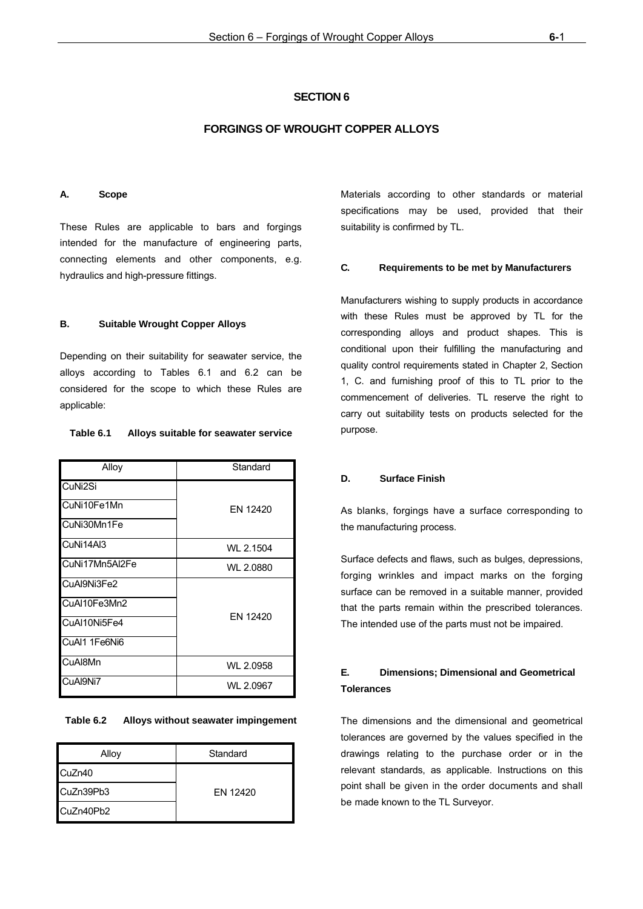# SECTION 6

## FORGINGS OF WROUGHT COPPER ALLOYS

### A. Scope

These Rules are applicable to bars and forgings intended for the manufacture of engineering parts, connecting elements and other components, e.g. hydraulics and high-pressure fittings.

### B. Suitable Wrought Copper Alloys

Depending on their suitability for seawater service, the alloys according to Tables 6.1 and 6.2 can be considered for the scope to which these Rules are applicable:

**Table 6.1 Alloys suitable for seawater service**

| Alloy | Standard |
|---|---|
| CuNi2Si | EN 12420 |
| CuNi10Fe1Mn | |
| CuNi30Mn1Fe | |
| CuNi14Al3 | WL 2.1504 |
| CuNi17Mn5Al2Fe | WL 2.0880 |
| CuAl9Ni3Fe2 | EN 12420 |
| CuAl10Fe3Mn2 | |
| CuAl10Ni5Fe4 | |
| CuAl1 1Fe6Ni6 | |
| CuAl8Mn | WL 2.0958 |
| CuAl9Ni7 | WL 2.0967 |

**Table 6.2 Alloys without seawater impingement**

| Alloy | Standard |
|---|---|
| CuZn40 | EN 12420 |
| CuZn39Pb3 | |
| CuZn40Pb2 | |

Materials according to other standards or material specifications may be used, provided that their suitability is confirmed by TL.

### C. Requirements to be met by Manufacturers

Manufacturers wishing to supply products in accordance with these Rules must be approved by TL for the corresponding alloys and product shapes. This is conditional upon their fulfilling the manufacturing and quality control requirements stated in Chapter 2, Section 1, C. and furnishing proof of this to TL prior to the commencement of deliveries. TL reserve the right to carry out suitability tests on products selected for the purpose.

### D. Surface Finish

As blanks, forgings have a surface corresponding to the manufacturing process.

Surface defects and flaws, such as bulges, depressions, forging wrinkles and impact marks on the forging surface can be removed in a suitable manner, provided that the parts remain within the prescribed tolerances. The intended use of the parts must not be impaired.

### E. Dimensions; Dimensional and Geometrical Tolerances

The dimensions and the dimensional and geometrical tolerances are governed by the values specified in the drawings relating to the purchase order or in the relevant standards, as applicable. Instructions on this point shall be given in the order documents and shall be made known to the TL Surveyor.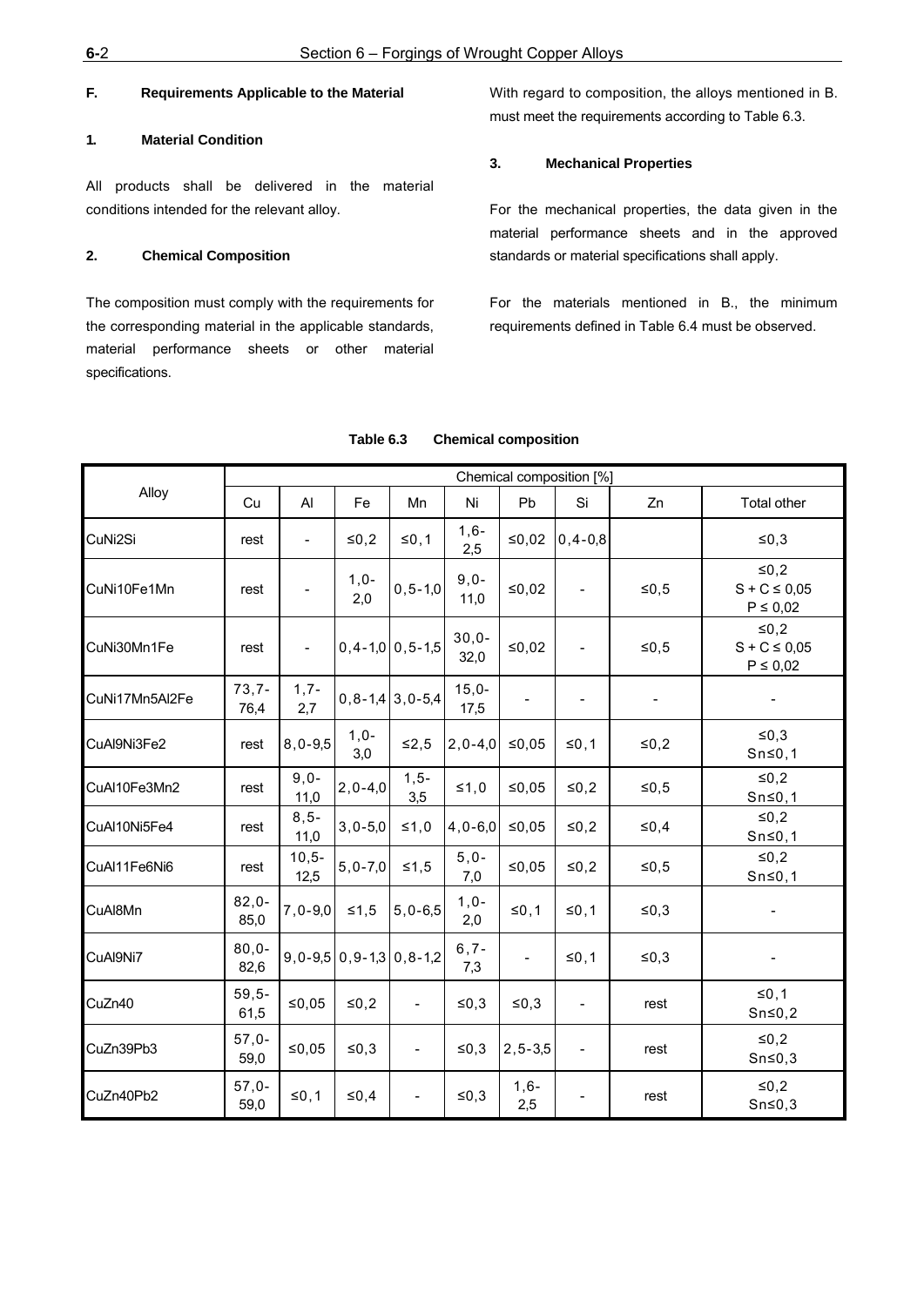## F. Requirements Applicable to the Material

### 1. Material Condition

All products shall be delivered in the material conditions intended for the relevant alloy.

### 2. Chemical Composition

The composition must comply with the requirements for the corresponding material in the applicable standards, material performance sheets or other material specifications.

With regard to composition, the alloys mentioned in B. must meet the requirements according to Table 6.3.

### 3. Mechanical Properties

For the mechanical properties, the data given in the material performance sheets and in the approved standards or material specifications shall apply.

For the materials mentioned in B., the minimum requirements defined in Table 6.4 must be observed.

**Table 6.3 Chemical composition**

| Alloy | Chemical composition [%] | | | | | | | | |
|---|---|---|---|---|---|---|---|---|---|
| | Cu | Al | Fe | Mn | Ni | Pb | Si | Zn | Total other |
| CuNi2Si | rest | - | ≤0,2 | ≤0,1 | 1,6-2,5 | ≤0,02 | 0,4-0,8 | | ≤0,3 |
| CuNi10Fe1Mn | rest | - | 1,0-2,0 | 0,5-1,0 | 9,0-11,0 | ≤0,02 | - | ≤0,5 | ≤0,2<br>S + C ≤ 0,05<br>P ≤ 0,02 |
| CuNi30Mn1Fe | rest | - | 0,4-1,0 | 0,5-1,5 | 30,0-32,0 | ≤0,02 | - | ≤0,5 | ≤0,2<br>S + C ≤ 0,05<br>P ≤ 0,02 |
| CuNi17Mn5Al2Fe | 73,7-76,4 | 1,7-2,7 | 0,8-1,4 | 3,0-5,4 | 15,0-17,5 | - | - | - | - |
| CuAl9Ni3Fe2 | rest | 8,0-9,5 | 1,0-3,0 | ≤2,5 | 2,0-4,0 | ≤0,05 | ≤0,1 | ≤0,2 | ≤0,3<br>Sn≤0,1 |
| CuAl10Fe3Mn2 | rest | 9,0-11,0 | 2,0-4,0 | 1,5-3,5 | ≤1,0 | ≤0,05 | ≤0,2 | ≤0,5 | ≤0,2<br>Sn≤0,1 |
| CuAl10Ni5Fe4 | rest | 8,5-11,0 | 3,0-5,0 | ≤1,0 | 4,0-6,0 | ≤0,05 | ≤0,2 | ≤0,4 | ≤0,2<br>Sn≤0,1 |
| CuAl11Fe6Ni6 | rest | 10,5-12,5 | 5,0-7,0 | ≤1,5 | 5,0-7,0 | ≤0,05 | ≤0,2 | ≤0,5 | ≤0,2<br>Sn≤0,1 |
| CuAl8Mn | 82,0-85,0 | 7,0-9,0 | ≤1,5 | 5,0-6,5 | 1,0-2,0 | ≤0,1 | ≤0,1 | ≤0,3 | - |
| CuAl9Ni7 | 80,0-82,6 | 9,0-9,5 | 0,9-1,3 | 0,8-1,2 | 6,7-7,3 | - | ≤0,1 | ≤0,3 | - |
| CuZn40 | 59,5-61,5 | ≤0,05 | ≤0,2 | - | ≤0,3 | ≤0,3 | - | rest | ≤0,1<br>Sn≤0,2 |
| CuZn39Pb3 | 57,0-59,0 | ≤0,05 | ≤0,3 | - | ≤0,3 | 2,5-3,5 | - | rest | ≤0,2<br>Sn≤0,3 |
| CuZn40Pb2 | 57,0-59,0 | ≤0,1 | ≤0,4 | - | ≤0,3 | 1,6-2,5 | - | rest | ≤0,2<br>Sn≤0,3 |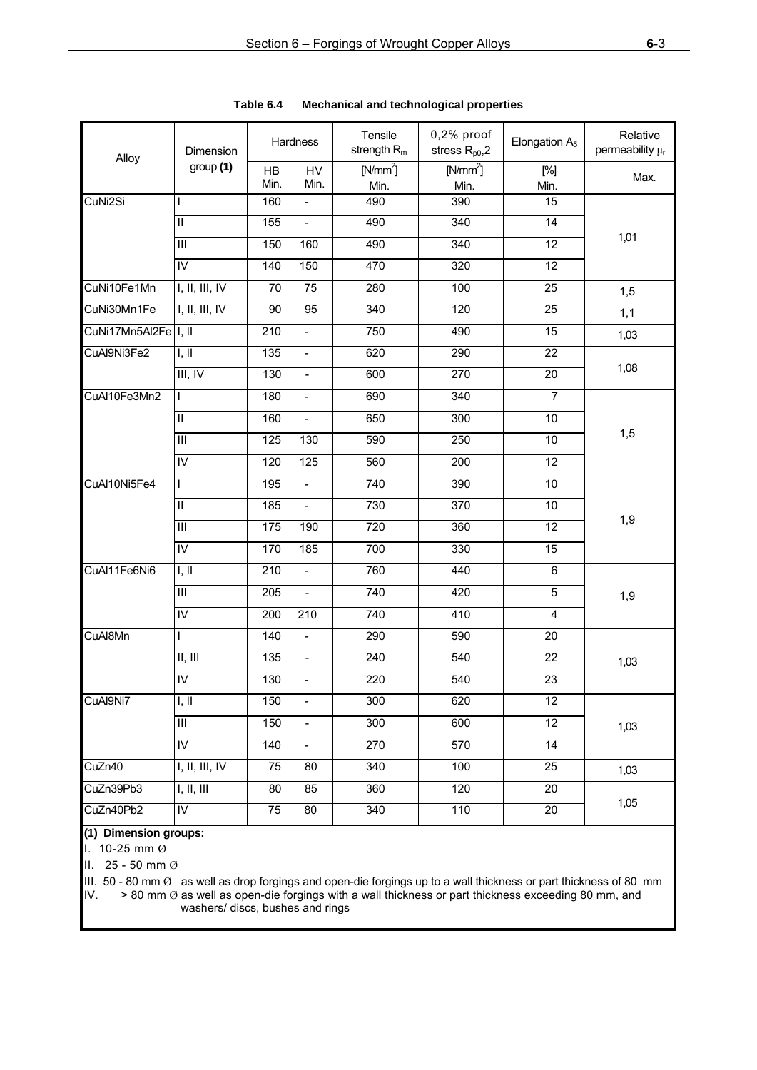**Table 6.4 Mechanical and technological properties**

| Alloy | Dimension group **(1)** | Hardness | | Tensile strength $R_m$ | 0,2% proof stress $R_{p0,2}$ | Elongation $A_5$ | Relative permeability $\mu_r$ |
|---|---|---|---|---|---|---|---|
| | | HB Min. | HV Min. | [N/mm²] Min. | [N/mm²] Min. | [%] Min. | Max. |
| CuNi2Si | I | 160 | - | 490 | 390 | 15 | 1,01 |
| | II | 155 | - | 490 | 340 | 14 | |
| | III | 150 | 160 | 490 | 340 | 12 | |
| | IV | 140 | 150 | 470 | 320 | 12 | |
| CuNi10Fe1Mn | I, II, III, IV | 70 | 75 | 280 | 100 | 25 | 1,5 |
| CuNi30Mn1Fe | I, II, III, IV | 90 | 95 | 340 | 120 | 25 | 1,1 |
| CuNi17Mn5Al2Fe | I, II | 210 | - | 750 | 490 | 15 | 1,03 |
| CuAl9Ni3Fe2 | I, II | 135 | - | 620 | 290 | 22 | 1,08 |
| | III, IV | 130 | - | 600 | 270 | 20 | |
| CuAl10Fe3Mn2 | I | 180 | - | 690 | 340 | 7 | 1,5 |
| | II | 160 | - | 650 | 300 | 10 | |
| | III | 125 | 130 | 590 | 250 | 10 | |
| | IV | 120 | 125 | 560 | 200 | 12 | |
| CuAl10Ni5Fe4 | I | 195 | - | 740 | 390 | 10 | 1,9 |
| | II | 185 | - | 730 | 370 | 10 | |
| | III | 175 | 190 | 720 | 360 | 12 | |
| | IV | 170 | 185 | 700 | 330 | 15 | |
| CuAl11Fe6Ni6 | I, II | 210 | - | 760 | 440 | 6 | 1,9 |
| | III | 205 | - | 740 | 420 | 5 | |
| | IV | 200 | 210 | 740 | 410 | 4 | |
| CuAl8Mn | I | 140 | - | 290 | 590 | 20 | 1,03 |
| | II, III | 135 | - | 240 | 540 | 22 | |
| | IV | 130 | - | 220 | 540 | 23 | |
| CuAl9Ni7 | I, II | 150 | - | 300 | 620 | 12 | 1,03 |
| | III | 150 | - | 300 | 600 | 12 | |
| | IV | 140 | - | 270 | 570 | 14 | |
| CuZn40 | I, II, III, IV | 75 | 80 | 340 | 100 | 25 | 1,03 |
| CuZn39Pb3 | I, II, III | 80 | 85 | 360 | 120 | 20 | 1,05 |
| CuZn40Pb2 | IV | 75 | 80 | 340 | 110 | 20 | |

**(1) Dimension groups:**

I. 10-25 mm Ø

II. 25 - 50 mm Ø

III. 50 - 80 mm Ø as well as drop forgings and open-die forgings up to a wall thickness or part thickness of 80 mm

IV. > 80 mm Ø as well as open-die forgings with a wall thickness or part thickness exceeding 80 mm, and washers/ discs, bushes and rings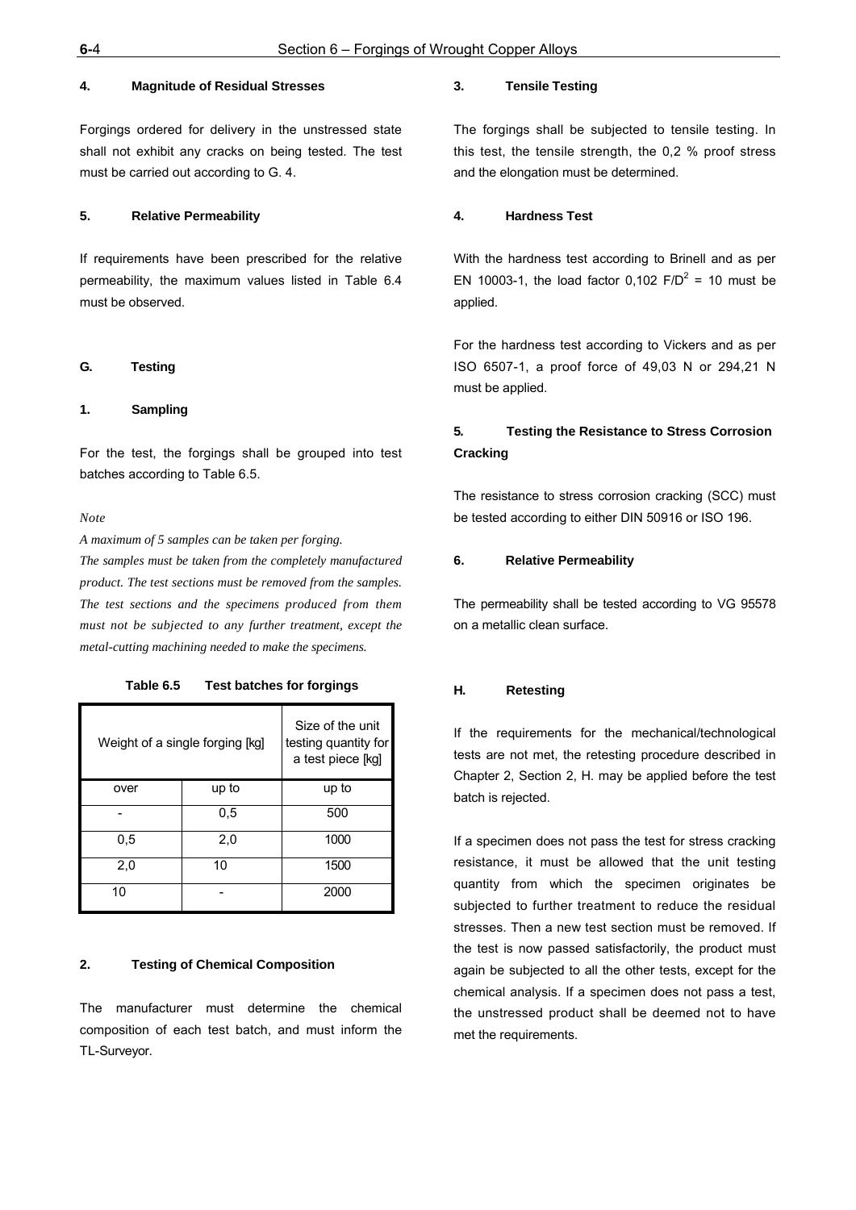#### 4. Magnitude of Residual Stresses

Forgings ordered for delivery in the unstressed state shall not exhibit any cracks on being tested. The test must be carried out according to G. 4.

#### 5. Relative Permeability

If requirements have been prescribed for the relative permeability, the maximum values listed in Table 6.4 must be observed.

### G. Testing

#### 1. Sampling

For the test, the forgings shall be grouped into test batches according to Table 6.5.

*Note*

*A maximum of 5 samples can be taken per forging.*

*The samples must be taken from the completely manufactured product. The test sections must be removed from the samples. The test sections and the specimens produced from them must not be subjected to any further treatment, except the metal-cutting machining needed to make the specimens.*

**Table 6.5 Test batches for forgings**

| Weight of a single forging [kg] | | Size of the unit testing quantity for a test piece [kg] |
|---|---|---|
| over | up to | up to |
| - | 0,5 | 500 |
| 0,5 | 2,0 | 1000 |
| 2,0 | 10 | 1500 |
| 10 | - | 2000 |

#### 2. Testing of Chemical Composition

The manufacturer must determine the chemical composition of each test batch, and must inform the TL-Surveyor.

#### 3. Tensile Testing

The forgings shall be subjected to tensile testing. In this test, the tensile strength, the 0,2 % proof stress and the elongation must be determined.

#### 4. Hardness Test

With the hardness test according to Brinell and as per EN 10003-1, the load factor 0,102 $F/D^2$ = 10 must be applied.

For the hardness test according to Vickers and as per ISO 6507-1, a proof force of 49,03 N or 294,21 N must be applied.

#### 5. Testing the Resistance to Stress Corrosion Cracking

The resistance to stress corrosion cracking (SCC) must be tested according to either DIN 50916 or ISO 196.

#### 6. Relative Permeability

The permeability shall be tested according to VG 95578 on a metallic clean surface.

### H. Retesting

If the requirements for the mechanical/technological tests are not met, the retesting procedure described in Chapter 2, Section 2, H. may be applied before the test batch is rejected.

If a specimen does not pass the test for stress cracking resistance, it must be allowed that the unit testing quantity from which the specimen originates be subjected to further treatment to reduce the residual stresses. Then a new test section must be removed. If the test is now passed satisfactorily, the product must again be subjected to all the other tests, except for the chemical analysis. If a specimen does not pass a test, the unstressed product shall be deemed not to have met the requirements.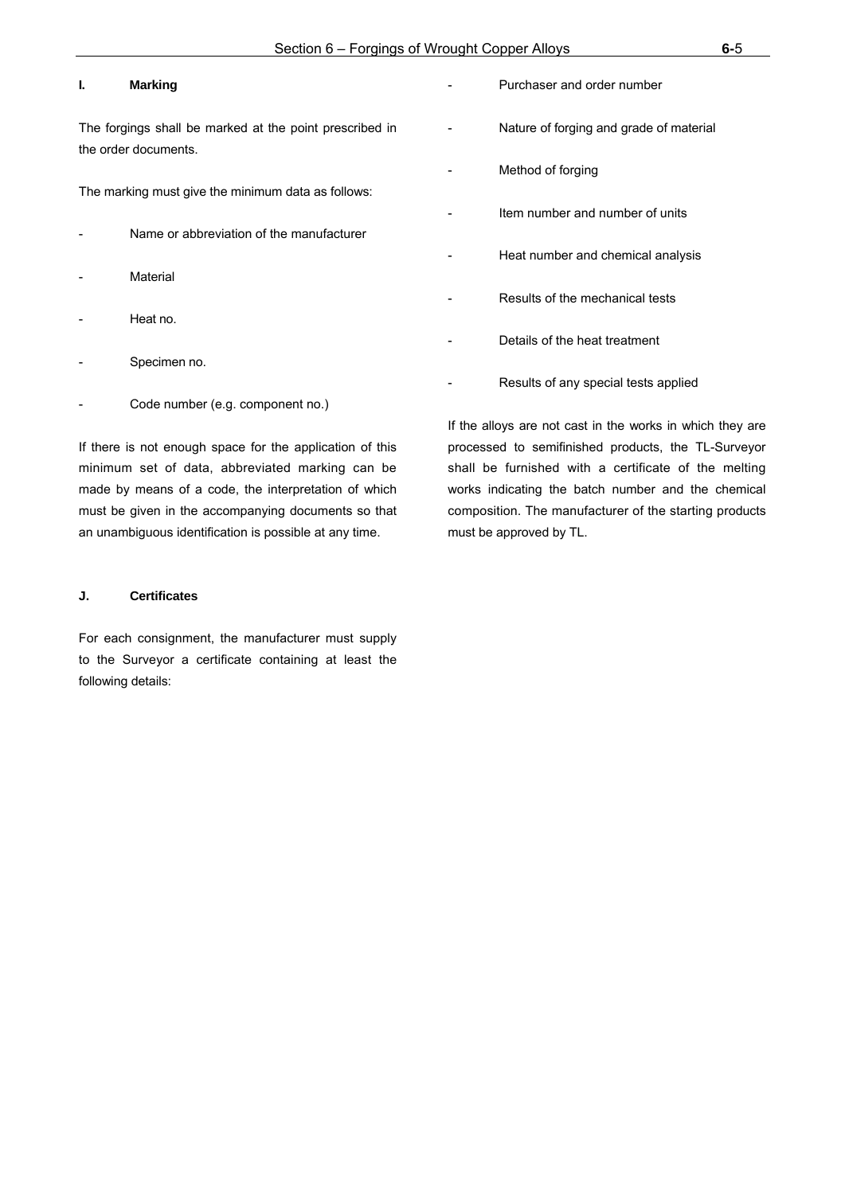## I. Marking

The forgings shall be marked at the point prescribed in the order documents.

The marking must give the minimum data as follows:

- Name or abbreviation of the manufacturer
- Material
- Heat no.
- Specimen no.
- Code number (e.g. component no.)

If there is not enough space for the application of this minimum set of data, abbreviated marking can be made by means of a code, the interpretation of which must be given in the accompanying documents so that an unambiguous identification is possible at any time.

## J. Certificates

For each consignment, the manufacturer must supply to the Surveyor a certificate containing at least the following details:

- Purchaser and order number
- Nature of forging and grade of material
- Method of forging
- Item number and number of units
- Heat number and chemical analysis
- Results of the mechanical tests
- Details of the heat treatment
- Results of any special tests applied

If the alloys are not cast in the works in which they are processed to semifinished products, the TL-Surveyor shall be furnished with a certificate of the melting works indicating the batch number and the chemical composition. The manufacturer of the starting products must be approved by TL.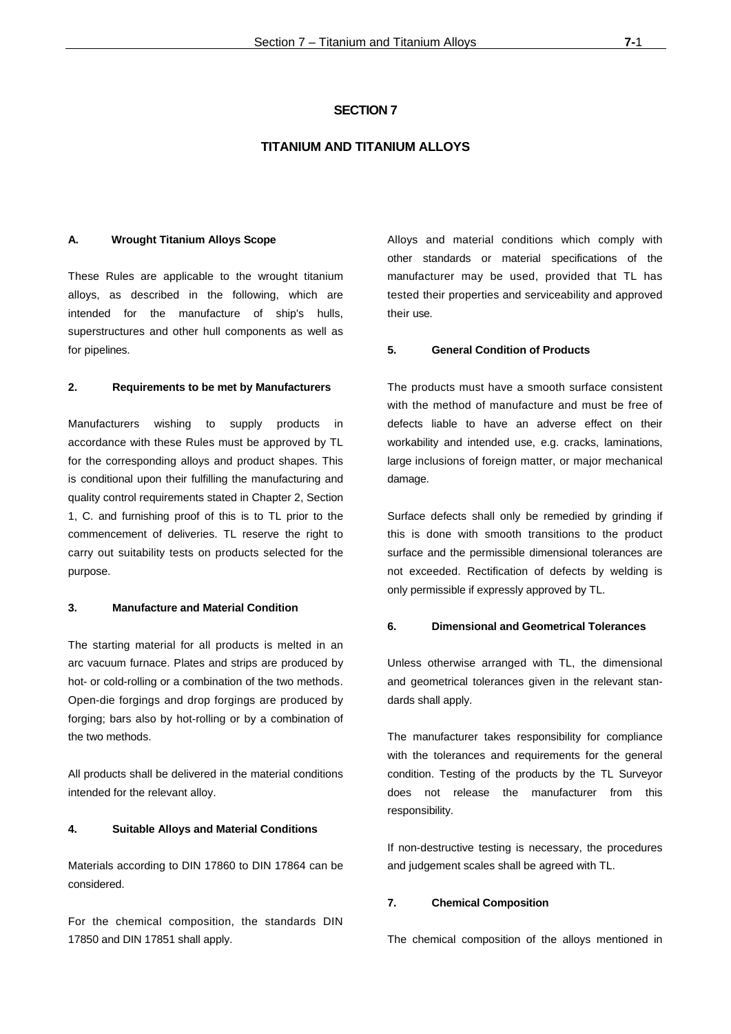# SECTION 7

# TITANIUM AND TITANIUM ALLOYS

### A. Wrought Titanium Alloys Scope

These Rules are applicable to the wrought titanium alloys, as described in the following, which are intended for the manufacture of ship's hulls, superstructures and other hull components as well as for pipelines.

#### 2. Requirements to be met by Manufacturers

Manufacturers wishing to supply products in accordance with these Rules must be approved by TL for the corresponding alloys and product shapes. This is conditional upon their fulfilling the manufacturing and quality control requirements stated in Chapter 2, Section 1, C. and furnishing proof of this is to TL prior to the commencement of deliveries. TL reserve the right to carry out suitability tests on products selected for the purpose.

#### 3. Manufacture and Material Condition

The starting material for all products is melted in an arc vacuum furnace. Plates and strips are produced by hot- or cold-rolling or a combination of the two methods. Open-die forgings and drop forgings are produced by forging; bars also by hot-rolling or by a combination of the two methods.

All products shall be delivered in the material conditions intended for the relevant alloy.

#### 4. Suitable Alloys and Material Conditions

Materials according to DIN 17860 to DIN 17864 can be considered.

For the chemical composition, the standards DIN 17850 and DIN 17851 shall apply.

Alloys and material conditions which comply with other standards or material specifications of the manufacturer may be used, provided that TL has tested their properties and serviceability and approved their use.

#### 5. General Condition of Products

The products must have a smooth surface consistent with the method of manufacture and must be free of defects liable to have an adverse effect on their workability and intended use, e.g. cracks, laminations, large inclusions of foreign matter, or major mechanical damage.

Surface defects shall only be remedied by grinding if this is done with smooth transitions to the product surface and the permissible dimensional tolerances are not exceeded. Rectification of defects by welding is only permissible if expressly approved by TL.

#### 6. Dimensional and Geometrical Tolerances

Unless otherwise arranged with TL, the dimensional and geometrical tolerances given in the relevant standards shall apply.

The manufacturer takes responsibility for compliance with the tolerances and requirements for the general condition. Testing of the products by the TL Surveyor does not release the manufacturer from this responsibility.

If non-destructive testing is necessary, the procedures and judgement scales shall be agreed with TL.

#### 7. Chemical Composition

The chemical composition of the alloys mentioned in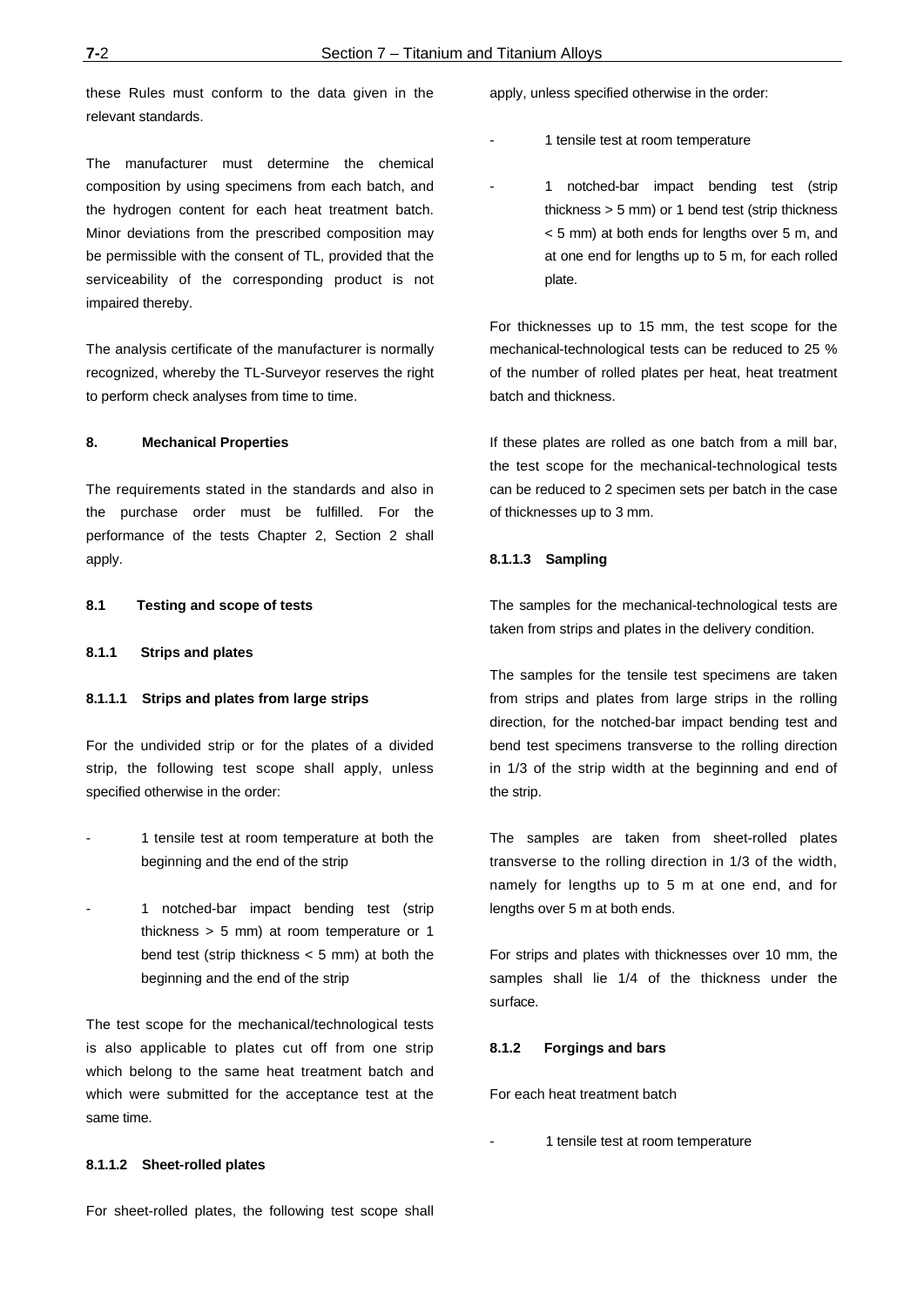these Rules must conform to the data given in the relevant standards.

The manufacturer must determine the chemical composition by using specimens from each batch, and the hydrogen content for each heat treatment batch. Minor deviations from the prescribed composition may be permissible with the consent of TL, provided that the serviceability of the corresponding product is not impaired thereby.

The analysis certificate of the manufacturer is normally recognized, whereby the TL-Surveyor reserves the right to perform check analyses from time to time.

#### 8. Mechanical Properties

The requirements stated in the standards and also in the purchase order must be fulfilled. For the performance of the tests Chapter 2, Section 2 shall apply.

#### 8.1 Testing and scope of tests

#### 8.1.1 Strips and plates

#### 8.1.1.1 Strips and plates from large strips

For the undivided strip or for the plates of a divided strip, the following test scope shall apply, unless specified otherwise in the order:

- 1 tensile test at room temperature at both the beginning and the end of the strip
- 1 notched-bar impact bending test (strip thickness > 5 mm) at room temperature or 1 bend test (strip thickness < 5 mm) at both the beginning and the end of the strip

The test scope for the mechanical/technological tests is also applicable to plates cut off from one strip which belong to the same heat treatment batch and which were submitted for the acceptance test at the same time.

#### 8.1.1.2 Sheet-rolled plates

For sheet-rolled plates, the following test scope shall apply, unless specified otherwise in the order:

- 1 tensile test at room temperature
- 1 notched-bar impact bending test (strip thickness > 5 mm) or 1 bend test (strip thickness < 5 mm) at both ends for lengths over 5 m, and at one end for lengths up to 5 m, for each rolled plate.

For thicknesses up to 15 mm, the test scope for the mechanical-technological tests can be reduced to 25 % of the number of rolled plates per heat, heat treatment batch and thickness.

If these plates are rolled as one batch from a mill bar, the test scope for the mechanical-technological tests can be reduced to 2 specimen sets per batch in the case of thicknesses up to 3 mm.

#### 8.1.1.3 Sampling

The samples for the mechanical-technological tests are taken from strips and plates in the delivery condition.

The samples for the tensile test specimens are taken from strips and plates from large strips in the rolling direction, for the notched-bar impact bending test and bend test specimens transverse to the rolling direction in 1/3 of the strip width at the beginning and end of the strip.

The samples are taken from sheet-rolled plates transverse to the rolling direction in 1/3 of the width, namely for lengths up to 5 m at one end, and for lengths over 5 m at both ends.

For strips and plates with thicknesses over 10 mm, the samples shall lie 1/4 of the thickness under the surface.

#### 8.1.2 Forgings and bars

For each heat treatment batch

- 1 tensile test at room temperature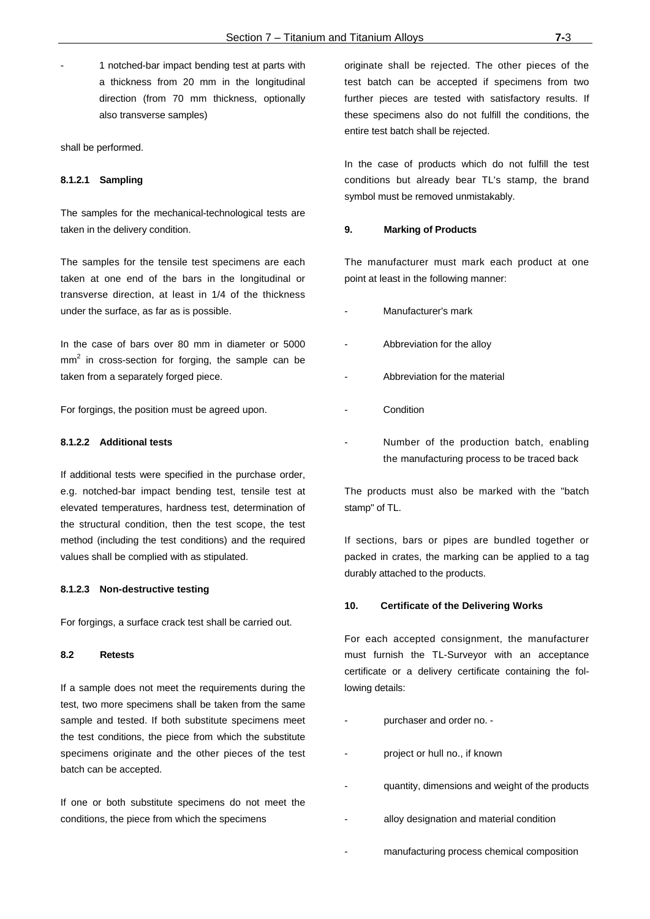- 1 notched-bar impact bending test at parts with a thickness from 20 mm in the longitudinal direction (from 70 mm thickness, optionally also transverse samples)

shall be performed.

#### 8.1.2.1 Sampling

The samples for the mechanical-technological tests are taken in the delivery condition.

The samples for the tensile test specimens are each taken at one end of the bars in the longitudinal or transverse direction, at least in 1/4 of the thickness under the surface, as far as is possible.

In the case of bars over 80 mm in diameter or 5000 $mm^2$ in cross-section for forging, the sample can be taken from a separately forged piece.

For forgings, the position must be agreed upon.

#### 8.1.2.2 Additional tests

If additional tests were specified in the purchase order, e.g. notched-bar impact bending test, tensile test at elevated temperatures, hardness test, determination of the structural condition, then the test scope, the test method (including the test conditions) and the required values shall be complied with as stipulated.

#### 8.1.2.3 Non-destructive testing

For forgings, a surface crack test shall be carried out.

### 8.2 Retests

If a sample does not meet the requirements during the test, two more specimens shall be taken from the same sample and tested. If both substitute specimens meet the test conditions, the piece from which the substitute specimens originate and the other pieces of the test batch can be accepted.

If one or both substitute specimens do not meet the conditions, the piece from which the specimens originate shall be rejected. The other pieces of the test batch can be accepted if specimens from two further pieces are tested with satisfactory results. If these specimens also do not fulfill the conditions, the entire test batch shall be rejected.

In the case of products which do not fulfill the test conditions but already bear TL's stamp, the brand symbol must be removed unmistakably.

## 9. Marking of Products

The manufacturer must mark each product at one point at least in the following manner:

- Manufacturer's mark
- Abbreviation for the alloy
- Abbreviation for the material
- Condition
- Number of the production batch, enabling the manufacturing process to be traced back

The products must also be marked with the "batch stamp" of TL.

If sections, bars or pipes are bundled together or packed in crates, the marking can be applied to a tag durably attached to the products.

## 10. Certificate of the Delivering Works

For each accepted consignment, the manufacturer must furnish the TL-Surveyor with an acceptance certificate or a delivery certificate containing the following details:

- purchaser and order no. -
- project or hull no., if known
- quantity, dimensions and weight of the products
- alloy designation and material condition
- manufacturing process chemical composition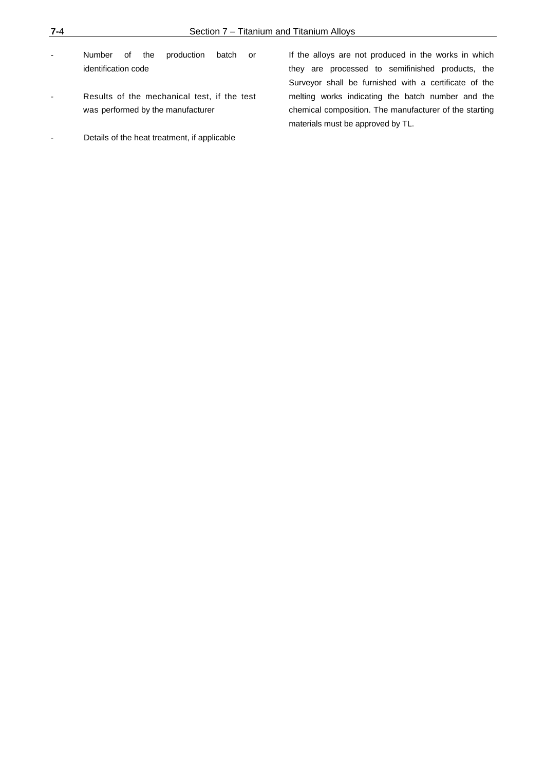- Number of the production batch or identification code

- Results of the mechanical test, if the test was performed by the manufacturer

- Details of the heat treatment, if applicable

If the alloys are not produced in the works in which they are processed to semifinished products, the Surveyor shall be furnished with a certificate of the melting works indicating the batch number and the chemical composition. The manufacturer of the starting materials must be approved by TL.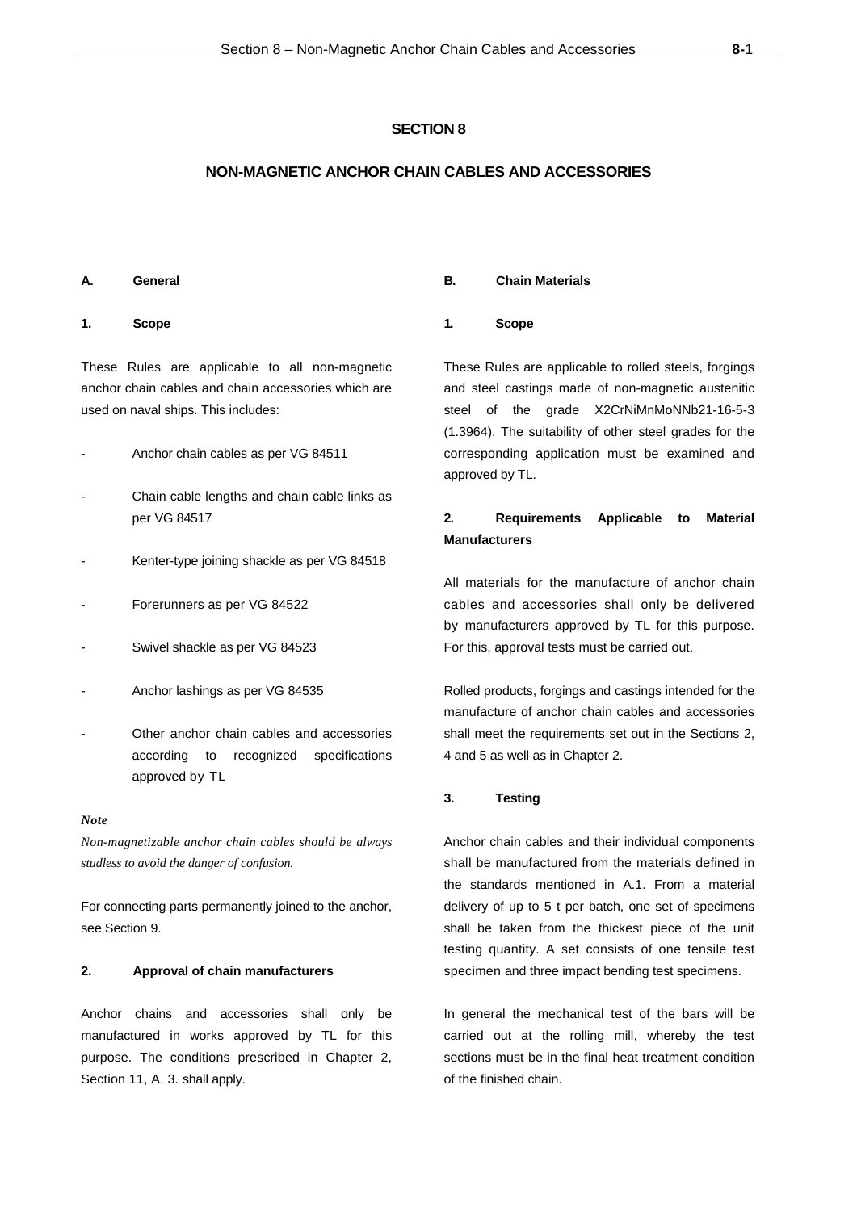# SECTION 8

## NON-MAGNETIC ANCHOR CHAIN CABLES AND ACCESSORIES

### A. General

#### 1. Scope

These Rules are applicable to all non-magnetic anchor chain cables and chain accessories which are used on naval ships. This includes:

- Anchor chain cables as per VG 84511
- Chain cable lengths and chain cable links as per VG 84517
- Kenter-type joining shackle as per VG 84518
- Forerunners as per VG 84522
- Swivel shackle as per VG 84523
- Anchor lashings as per VG 84535
- Other anchor chain cables and accessories according to recognized specifications approved by TL

***Note***

*Non-magnetizable anchor chain cables should be always studless to avoid the danger of confusion.*

For connecting parts permanently joined to the anchor, see Section 9.

#### 2. Approval of chain manufacturers

Anchor chains and accessories shall only be manufactured in works approved by TL for this purpose. The conditions prescribed in Chapter 2, Section 11, A. 3. shall apply.

### B. Chain Materials

#### 1. Scope

These Rules are applicable to rolled steels, forgings and steel castings made of non-magnetic austenitic steel of the grade X2CrNiMnMoNNb21-16-5-3 (1.3964). The suitability of other steel grades for the corresponding application must be examined and approved by TL.

#### 2. Requirements Applicable to Material Manufacturers

All materials for the manufacture of anchor chain cables and accessories shall only be delivered by manufacturers approved by TL for this purpose. For this, approval tests must be carried out.

Rolled products, forgings and castings intended for the manufacture of anchor chain cables and accessories shall meet the requirements set out in the Sections 2, 4 and 5 as well as in Chapter 2.

#### 3. Testing

Anchor chain cables and their individual components shall be manufactured from the materials defined in the standards mentioned in A.1. From a material delivery of up to 5 t per batch, one set of specimens shall be taken from the thickest piece of the unit testing quantity. A set consists of one tensile test specimen and three impact bending test specimens.

In general the mechanical test of the bars will be carried out at the rolling mill, whereby the test sections must be in the final heat treatment condition of the finished chain.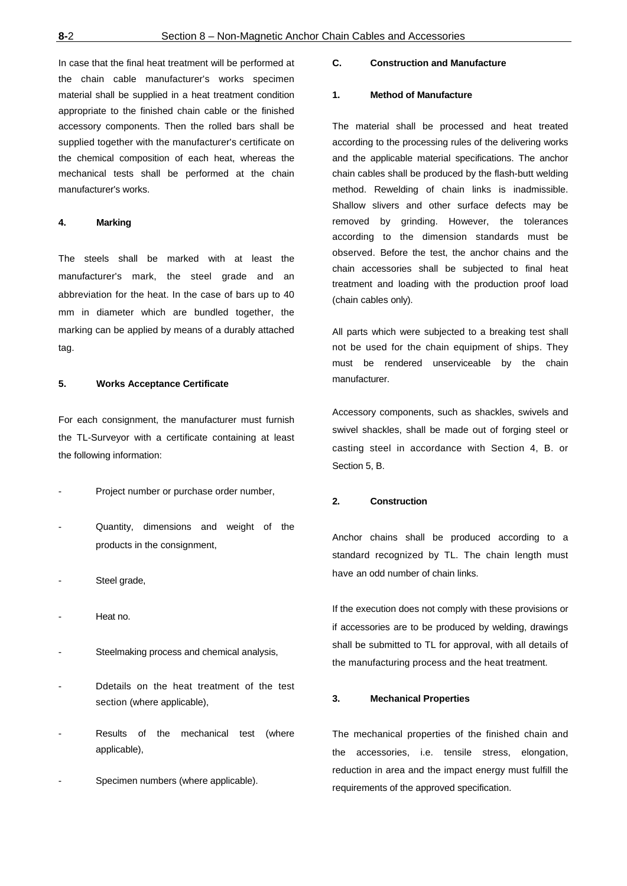In case that the final heat treatment will be performed at the chain cable manufacturer's works specimen material shall be supplied in a heat treatment condition appropriate to the finished chain cable or the finished accessory components. Then the rolled bars shall be supplied together with the manufacturer's certificate on the chemical composition of each heat, whereas the mechanical tests shall be performed at the chain manufacturer's works.

#### 4. Marking

The steels shall be marked with at least the manufacturer's mark, the steel grade and an abbreviation for the heat. In the case of bars up to 40 mm in diameter which are bundled together, the marking can be applied by means of a durably attached tag.

#### 5. Works Acceptance Certificate

For each consignment, the manufacturer must furnish the TL-Surveyor with a certificate containing at least the following information:

- Project number or purchase order number,
- Quantity, dimensions and weight of the products in the consignment,
- Steel grade,
- Heat no.
- Steelmaking process and chemical analysis,
- Ddetails on the heat treatment of the test section (where applicable),
- Results of the mechanical test (where applicable),
- Specimen numbers (where applicable).

### C. Construction and Manufacture

#### 1. Method of Manufacture

The material shall be processed and heat treated according to the processing rules of the delivering works and the applicable material specifications. The anchor chain cables shall be produced by the flash-butt welding method. Rewelding of chain links is inadmissible. Shallow slivers and other surface defects may be removed by grinding. However, the tolerances according to the dimension standards must be observed. Before the test, the anchor chains and the chain accessories shall be subjected to final heat treatment and loading with the production proof load (chain cables only).

All parts which were subjected to a breaking test shall not be used for the chain equipment of ships. They must be rendered unserviceable by the chain manufacturer.

Accessory components, such as shackles, swivels and swivel shackles, shall be made out of forging steel or casting steel in accordance with Section 4, B. or Section 5, B.

#### 2. Construction

Anchor chains shall be produced according to a standard recognized by TL. The chain length must have an odd number of chain links.

If the execution does not comply with these provisions or if accessories are to be produced by welding, drawings shall be submitted to TL for approval, with all details of the manufacturing process and the heat treatment.

#### 3. Mechanical Properties

The mechanical properties of the finished chain and the accessories, i.e. tensile stress, elongation, reduction in area and the impact energy must fulfill the requirements of the approved specification.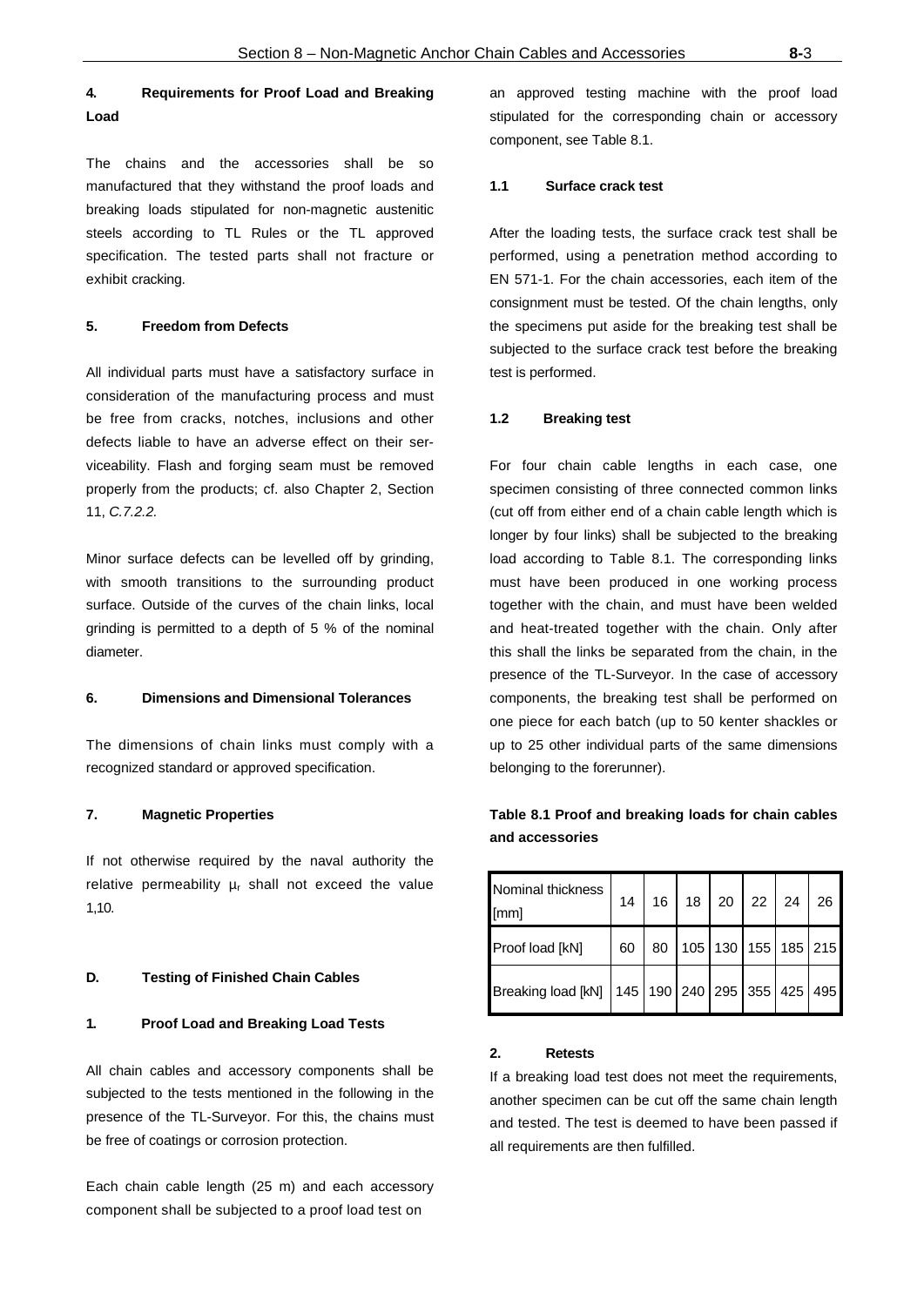### 4. Requirements for Proof Load and Breaking Load

The chains and the accessories shall be so manufactured that they withstand the proof loads and breaking loads stipulated for non-magnetic austenitic steels according to TL Rules or the TL approved specification. The tested parts shall not fracture or exhibit cracking.

### 5. Freedom from Defects

All individual parts must have a satisfactory surface in consideration of the manufacturing process and must be free from cracks, notches, inclusions and other defects liable to have an adverse effect on their serviceability. Flash and forging seam must be removed properly from the products; cf. also Chapter 2, Section 11, *C.7.2.2.*

Minor surface defects can be levelled off by grinding, with smooth transitions to the surrounding product surface. Outside of the curves of the chain links, local grinding is permitted to a depth of 5 % of the nominal diameter.

### 6. Dimensions and Dimensional Tolerances

The dimensions of chain links must comply with a recognized standard or approved specification.

### 7. Magnetic Properties

If not otherwise required by the naval authority the relative permeability $\mu_r$ shall not exceed the value 1,10.

## D. Testing of Finished Chain Cables

### 1. Proof Load and Breaking Load Tests

All chain cables and accessory components shall be subjected to the tests mentioned in the following in the presence of the TL-Surveyor. For this, the chains must be free of coatings or corrosion protection.

Each chain cable length (25 m) and each accessory component shall be subjected to a proof load test on an approved testing machine with the proof load stipulated for the corresponding chain or accessory component, see Table 8.1.

#### 1.1 Surface crack test

After the loading tests, the surface crack test shall be performed, using a penetration method according to EN 571-1. For the chain accessories, each item of the consignment must be tested. Of the chain lengths, only the specimens put aside for the breaking test shall be subjected to the surface crack test before the breaking test is performed.

#### 1.2 Breaking test

For four chain cable lengths in each case, one specimen consisting of three connected common links (cut off from either end of a chain cable length which is longer by four links) shall be subjected to the breaking load according to Table 8.1. The corresponding links must have been produced in one working process together with the chain, and must have been welded and heat-treated together with the chain. Only after this shall the links be separated from the chain, in the presence of the TL-Surveyor. In the case of accessory components, the breaking test shall be performed on one piece for each batch (up to 50 kenter shackles or up to 25 other individual parts of the same dimensions belonging to the forerunner).

**Table 8.1 Proof and breaking loads for chain cables and accessories**

| Nominal thickness [mm] | 14 | 16 | 18 | 20 | 22 | 24 | 26 |
|---|---|---|---|---|---|---|---|
| Proof load [kN] | 60 | 80 | 105 | 130 | 155 | 185 | 215 |
| Breaking load [kN] | 145 | 190 | 240 | 295 | 355 | 425 | 495 |

### 2. Retests

If a breaking load test does not meet the requirements, another specimen can be cut off the same chain length and tested. The test is deemed to have been passed if all requirements are then fulfilled.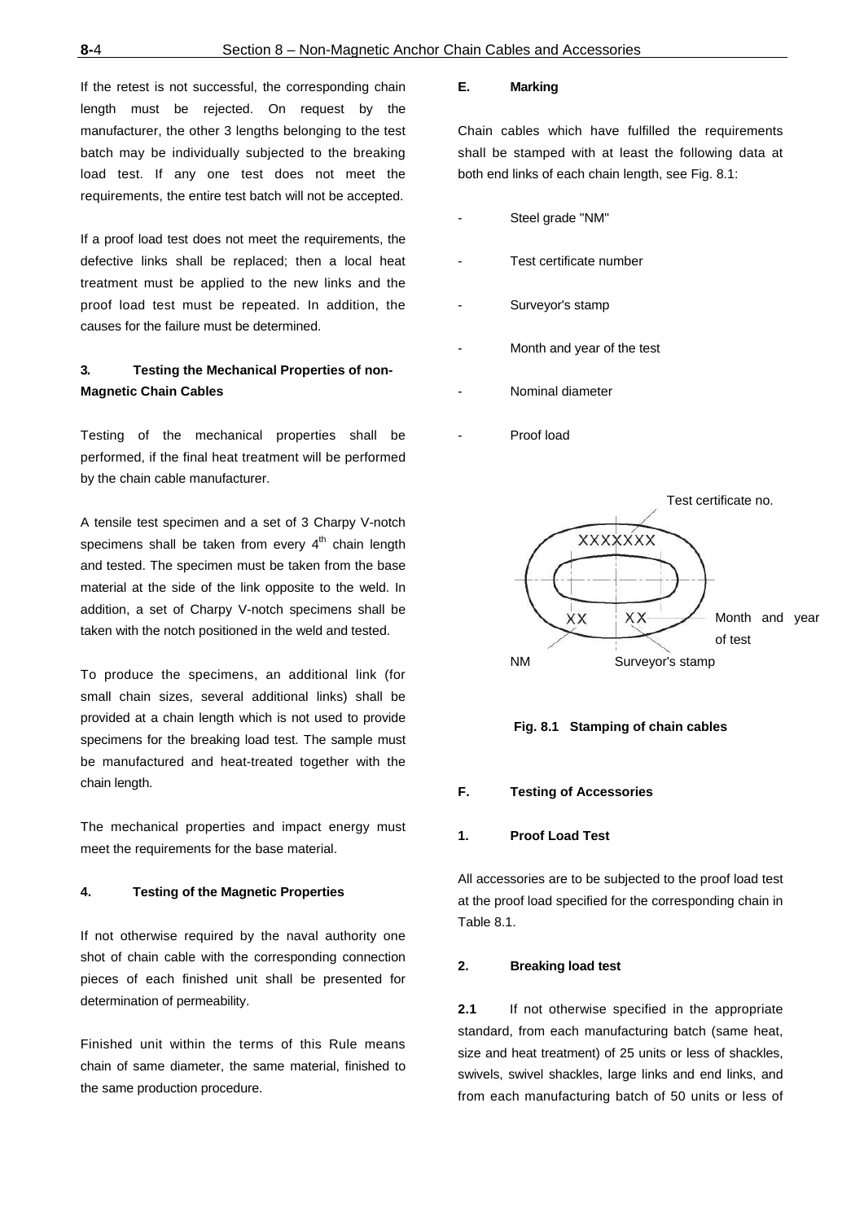If the retest is not successful, the corresponding chain length must be rejected. On request by the manufacturer, the other 3 lengths belonging to the test batch may be individually subjected to the breaking load test. If any one test does not meet the requirements, the entire test batch will not be accepted.

If a proof load test does not meet the requirements, the defective links shall be replaced; then a local heat treatment must be applied to the new links and the proof load test must be repeated. In addition, the causes for the failure must be determined.

### 3. Testing the Mechanical Properties of non-Magnetic Chain Cables

Testing of the mechanical properties shall be performed, if the final heat treatment will be performed by the chain cable manufacturer.

A tensile test specimen and a set of 3 Charpy V-notch specimens shall be taken from every $4^{th}$ chain length and tested. The specimen must be taken from the base material at the side of the link opposite to the weld. In addition, a set of Charpy V-notch specimens shall be taken with the notch positioned in the weld and tested.

To produce the specimens, an additional link (for small chain sizes, several additional links) shall be provided at a chain length which is not used to provide specimens for the breaking load test. The sample must be manufactured and heat-treated together with the chain length.

The mechanical properties and impact energy must meet the requirements for the base material.

### 4. Testing of the Magnetic Properties

If not otherwise required by the naval authority one shot of chain cable with the corresponding connection pieces of each finished unit shall be presented for determination of permeability.

Finished unit within the terms of this Rule means chain of same diameter, the same material, finished to the same production procedure.

## E. Marking

Chain cables which have fulfilled the requirements shall be stamped with at least the following data at both end links of each chain length, see Fig. 8.1:

- Steel grade "NM"
- Test certificate number
- Surveyor's stamp
- Month and year of the test
- Nominal diameter
- Proof load

Test certificate no.

XXXXXXX

XX XX

Month and year of test

NM Surveyor's stamp

**Fig. 8.1 Stamping of chain cables**

## F. Testing of Accessories

### 1. Proof Load Test

All accessories are to be subjected to the proof load test at the proof load specified for the corresponding chain in Table 8.1.

### 2. Breaking load test

**2.1** If not otherwise specified in the appropriate standard, from each manufacturing batch (same heat, size and heat treatment) of 25 units or less of shackles, swivels, swivel shackles, large links and end links, and from each manufacturing batch of 50 units or less of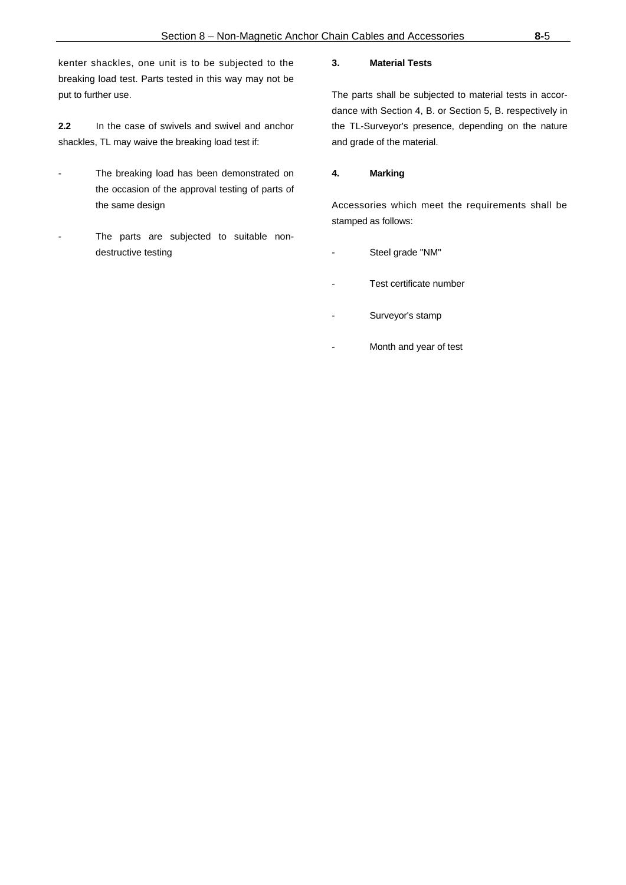kenter shackles, one unit is to be subjected to the breaking load test. Parts tested in this way may not be put to further use.

**2.2** In the case of swivels and swivel and anchor shackles, TL may waive the breaking load test if:

- The breaking load has been demonstrated on the occasion of the approval testing of parts of the same design
- The parts are subjected to suitable non-destructive testing

### 3. Material Tests

The parts shall be subjected to material tests in accordance with Section 4, B. or Section 5, B. respectively in the TL-Surveyor's presence, depending on the nature and grade of the material.

### 4. Marking

Accessories which meet the requirements shall be stamped as follows:

- Steel grade "NM"
- Test certificate number
- Surveyor's stamp
- Month and year of test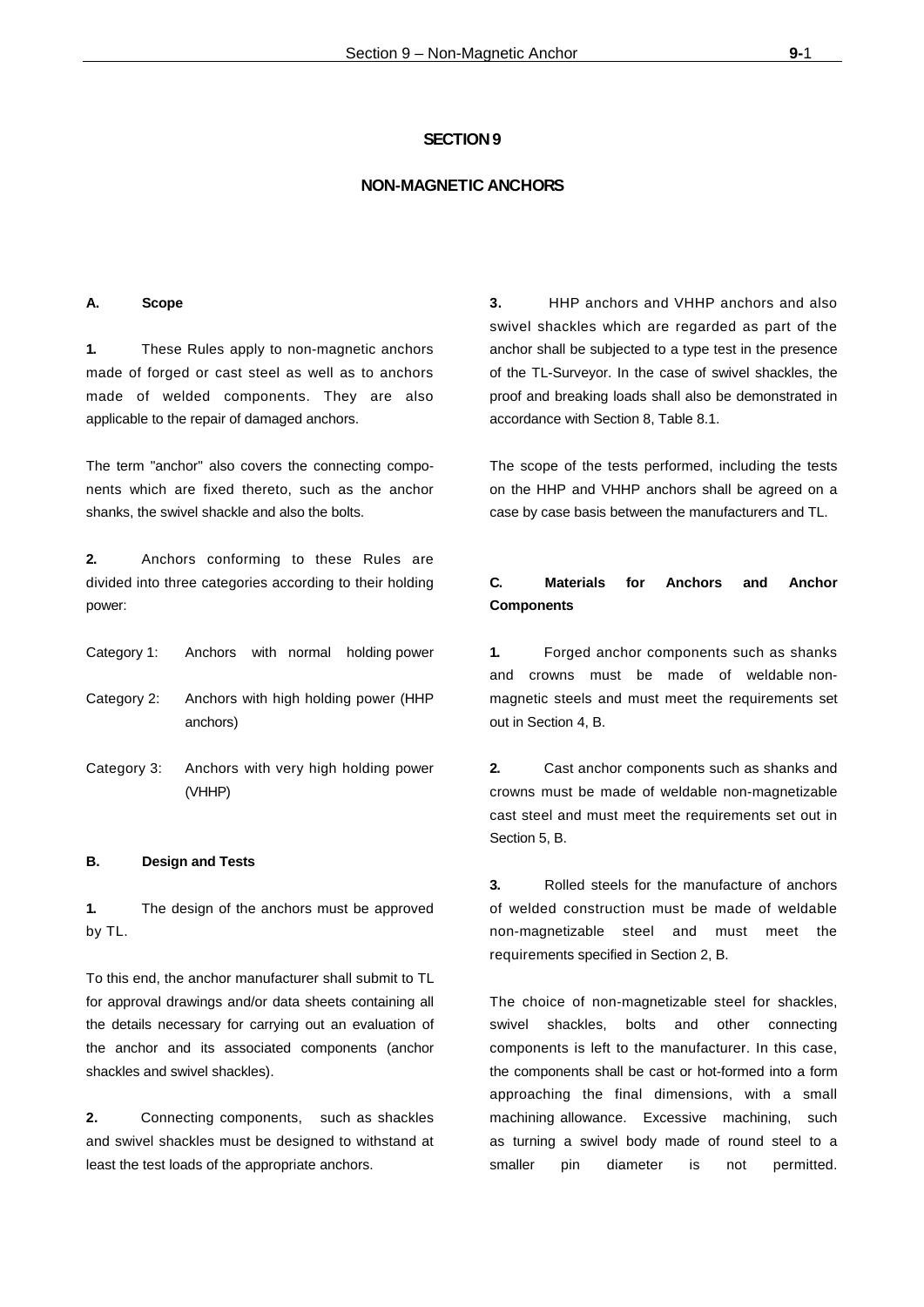# SECTION 9

## NON-MAGNETIC ANCHORS

### A. Scope

**1.** These Rules apply to non-magnetic anchors made of forged or cast steel as well as to anchors made of welded components. They are also applicable to the repair of damaged anchors.

The term "anchor" also covers the connecting components which are fixed thereto, such as the anchor shanks, the swivel shackle and also the bolts.

**2.** Anchors conforming to these Rules are divided into three categories according to their holding power:

Category 1: Anchors with normal holding power

Category 2: Anchors with high holding power (HHP anchors)

Category 3: Anchors with very high holding power (VHHP)

### B. Design and Tests

**1.** The design of the anchors must be approved by TL.

To this end, the anchor manufacturer shall submit to TL for approval drawings and/or data sheets containing all the details necessary for carrying out an evaluation of the anchor and its associated components (anchor shackles and swivel shackles).

**2.** Connecting components, such as shackles and swivel shackles must be designed to withstand at least the test loads of the appropriate anchors.

**3.** HHP anchors and VHHP anchors and also swivel shackles which are regarded as part of the anchor shall be subjected to a type test in the presence of the TL-Surveyor. In the case of swivel shackles, the proof and breaking loads shall also be demonstrated in accordance with Section 8, Table 8.1.

The scope of the tests performed, including the tests on the HHP and VHHP anchors shall be agreed on a case by case basis between the manufacturers and TL.

### C. Materials for Anchors and Anchor Components

**1.** Forged anchor components such as shanks and crowns must be made of weldable non-magnetic steels and must meet the requirements set out in Section 4, B.

**2.** Cast anchor components such as shanks and crowns must be made of weldable non-magnetizable cast steel and must meet the requirements set out in Section 5, B.

**3.** Rolled steels for the manufacture of anchors of welded construction must be made of weldable non-magnetizable steel and must meet the requirements specified in Section 2, B.

The choice of non-magnetizable steel for shackles, swivel shackles, bolts and other connecting components is left to the manufacturer. In this case, the components shall be cast or hot-formed into a form approaching the final dimensions, with a small machining allowance. Excessive machining, such as turning a swivel body made of round steel to a smaller pin diameter is not permitted.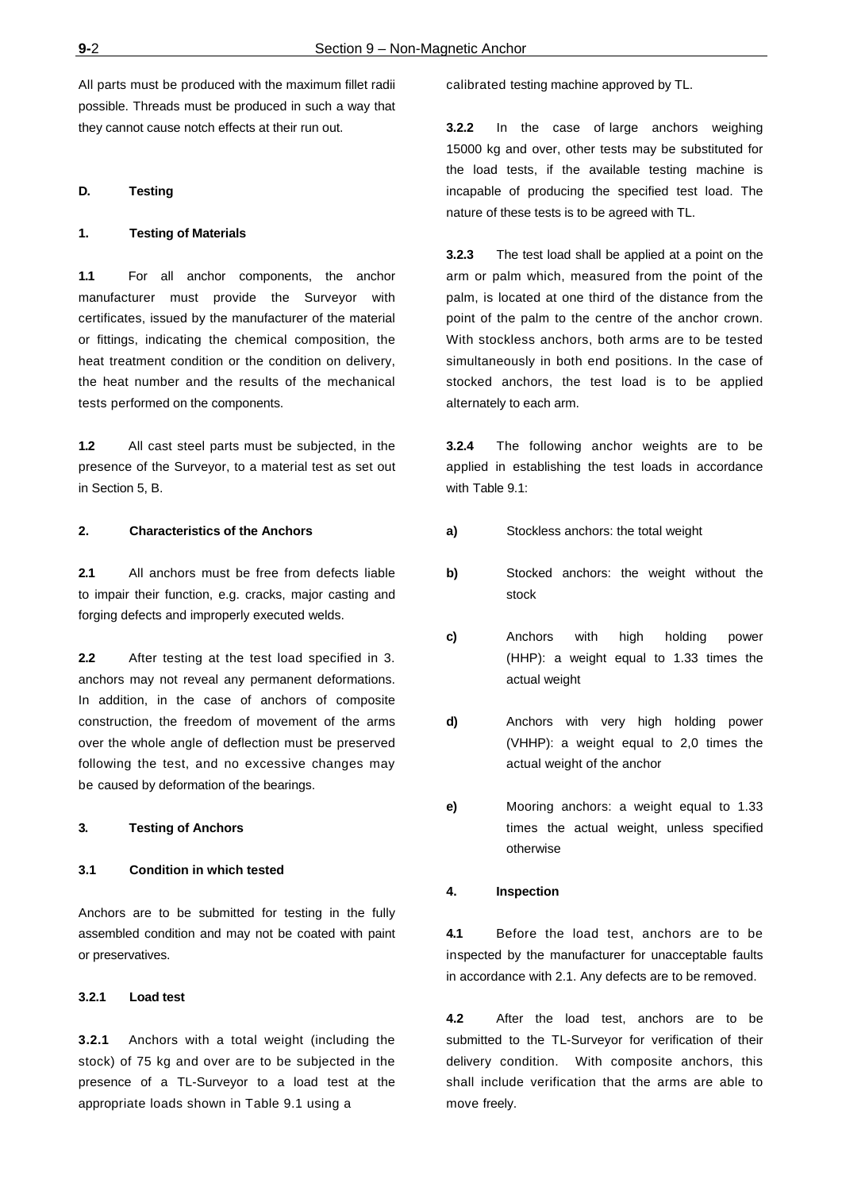All parts must be produced with the maximum fillet radii possible. Threads must be produced in such a way that they cannot cause notch effects at their run out.

## D. Testing

### 1. Testing of Materials

**1.1** For all anchor components, the anchor manufacturer must provide the Surveyor with certificates, issued by the manufacturer of the material or fittings, indicating the chemical composition, the heat treatment condition or the condition on delivery, the heat number and the results of the mechanical tests performed on the components.

**1.2** All cast steel parts must be subjected, in the presence of the Surveyor, to a material test as set out in Section 5, B.

### 2. Characteristics of the Anchors

**2.1** All anchors must be free from defects liable to impair their function, e.g. cracks, major casting and forging defects and improperly executed welds.

**2.2** After testing at the test load specified in 3. anchors may not reveal any permanent deformations. In addition, in the case of anchors of composite construction, the freedom of movement of the arms over the whole angle of deflection must be preserved following the test, and no excessive changes may be caused by deformation of the bearings.

### 3. Testing of Anchors

#### 3.1 Condition in which tested

Anchors are to be submitted for testing in the fully assembled condition and may not be coated with paint or preservatives.

#### 3.2.1 Load test

**3.2.1** Anchors with a total weight (including the stock) of 75 kg and over are to be subjected in the presence of a TL-Surveyor to a load test at the appropriate loads shown in Table 9.1 using a calibrated testing machine approved by TL.

**3.2.2** In the case of large anchors weighing 15000 kg and over, other tests may be substituted for the load tests, if the available testing machine is incapable of producing the specified test load. The nature of these tests is to be agreed with TL.

**3.2.3** The test load shall be applied at a point on the arm or palm which, measured from the point of the palm, is located at one third of the distance from the point of the palm to the centre of the anchor crown. With stockless anchors, both arms are to be tested simultaneously in both end positions. In the case of stocked anchors, the test load is to be applied alternately to each arm.

**3.2.4** The following anchor weights are to be applied in establishing the test loads in accordance with Table 9.1:

**a)** Stockless anchors: the total weight

**b)** Stocked anchors: the weight without the stock

**c)** Anchors with high holding power (HHP): a weight equal to 1.33 times the actual weight

**d)** Anchors with very high holding power (VHHP): a weight equal to 2,0 times the actual weight of the anchor

**e)** Mooring anchors: a weight equal to 1.33 times the actual weight, unless specified otherwise

### 4. Inspection

**4.1** Before the load test, anchors are to be inspected by the manufacturer for unacceptable faults in accordance with 2.1. Any defects are to be removed.

**4.2** After the load test, anchors are to be submitted to the TL-Surveyor for verification of their delivery condition. With composite anchors, this shall include verification that the arms are able to move freely.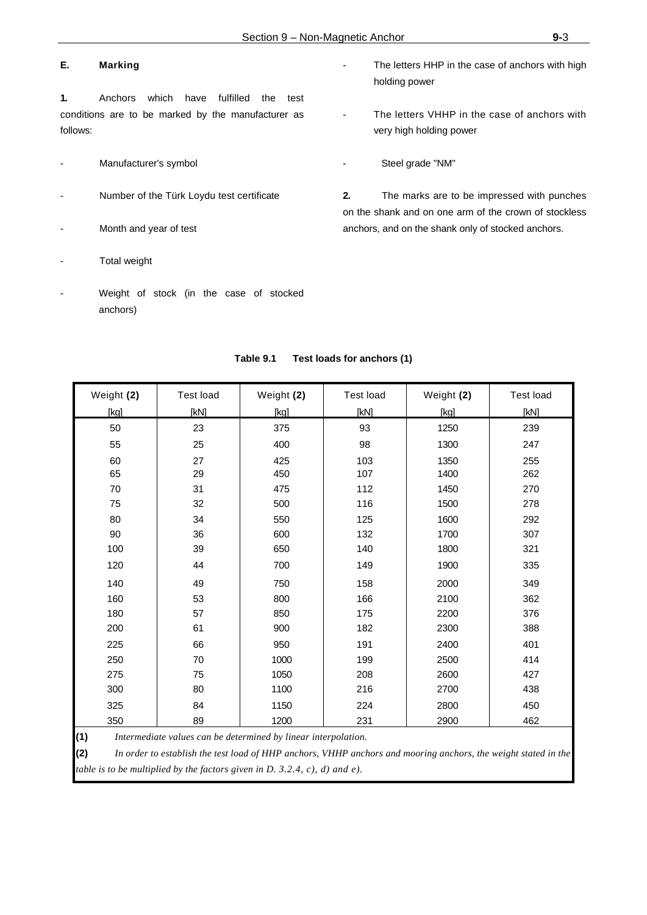## E. Marking

**1.** Anchors which have fulfilled the test conditions are to be marked by the manufacturer as follows:

- Manufacturer's symbol
- Number of the Türk Loydu test certificate
- Month and year of test
- Total weight
- Weight of stock (in the case of stocked anchors)
- The letters HHP in the case of anchors with high holding power
- The letters VHHP in the case of anchors with very high holding power
- Steel grade "NM"

**2.** The marks are to be impressed with punches on the shank and on one arm of the crown of stockless anchors, and on the shank only of stocked anchors.

**Table 9.1 Test loads for anchors (1)**

| Weight **(2)** [kg] | Test load [kN] | Weight **(2)** [kg] | Test load [kN] | Weight **(2)** [kg] | Test load [kN] |
|---|---|---|---|---|---|
| 50 | 23 | 375 | 93 | 1250 | 239 |
| 55 | 25 | 400 | 98 | 1300 | 247 |
| 60 | 27 | 425 | 103 | 1350 | 255 |
| 65 | 29 | 450 | 107 | 1400 | 262 |
| 70 | 31 | 475 | 112 | 1450 | 270 |
| 75 | 32 | 500 | 116 | 1500 | 278 |
| 80 | 34 | 550 | 125 | 1600 | 292 |
| 90 | 36 | 600 | 132 | 1700 | 307 |
| 100 | 39 | 650 | 140 | 1800 | 321 |
| 120 | 44 | 700 | 149 | 1900 | 335 |
| 140 | 49 | 750 | 158 | 2000 | 349 |
| 160 | 53 | 800 | 166 | 2100 | 362 |
| 180 | 57 | 850 | 175 | 2200 | 376 |
| 200 | 61 | 900 | 182 | 2300 | 388 |
| 225 | 66 | 950 | 191 | 2400 | 401 |
| 250 | 70 | 1000 | 199 | 2500 | 414 |
| 275 | 75 | 1050 | 208 | 2600 | 427 |
| 300 | 80 | 1100 | 216 | 2700 | 438 |
| 325 | 84 | 1150 | 224 | 2800 | 450 |
| 350 | 89 | 1200 | 231 | 2900 | 462 |

**(1)** *Intermediate values can be determined by linear interpolation.*

**(2)** *In order to establish the test load of HHP anchors, VHHP anchors and mooring anchors, the weight stated in the table is to be multiplied by the factors given in D. 3.2.4, c), d) and e).*